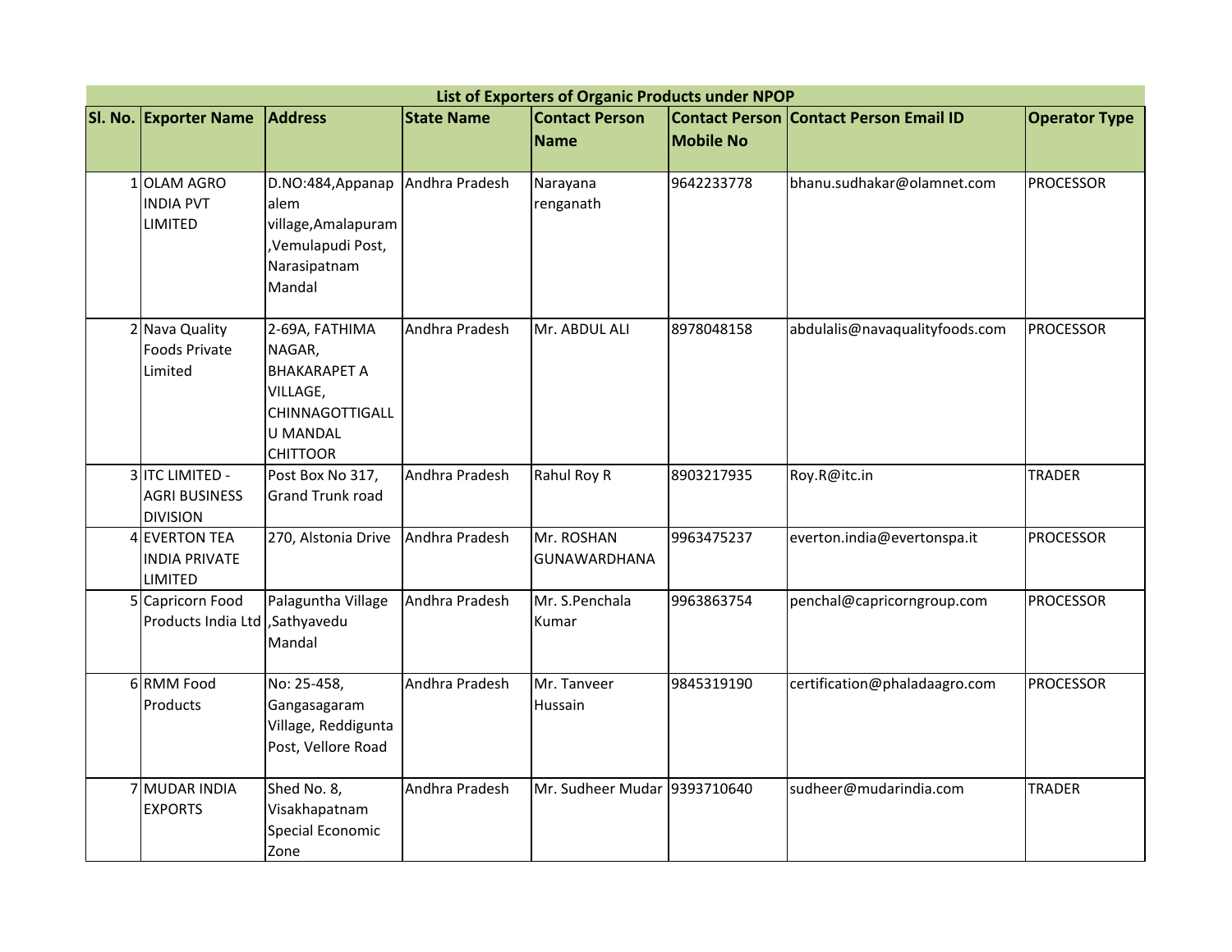| List of Exporters of Organic Products under NPOP | | | | | | | |
|---|---|---|---|---|---|---|---|
| Sl. No. | Exporter Name | Address | State Name | Contact Person Name | Contact Person Mobile No | Contact Person Email ID | Operator Type |
| 1 | OLAM AGRO INDIA PVT LIMITED | D.NO:484,Appanapalem village,Amalapuram,Vemulapudi Post, Narasipatnam Mandal | Andhra Pradesh | Narayana renganath | 9642233778 | bhanu.sudhakar@olamnet.com | PROCESSOR |
| 2 | Nava Quality Foods Private Limited | 2-69A, FATHIMA NAGAR, BHAKARAPET A VILLAGE, CHINNAGOTTIGALLU MANDAL CHITTOOR | Andhra Pradesh | Mr. ABDUL ALI | 8978048158 | abdulalis@navaqualityfoods.com | PROCESSOR |
| 3 | ITC LIMITED - AGRI BUSINESS DIVISION | Post Box No 317, Grand Trunk road | Andhra Pradesh | Rahul Roy R | 8903217935 | Roy.R@itc.in | TRADER |
| 4 | EVERTON TEA INDIA PRIVATE LIMITED | 270, Alstonia Drive | Andhra Pradesh | Mr. ROSHAN GUNAWARDHANA | 9963475237 | everton.india@evertonspa.it | PROCESSOR |
| 5 | Capricorn Food Products India Ltd | Palaguntha Village ,Sathyavedu Mandal | Andhra Pradesh | Mr. S.Penchala Kumar | 9963863754 | penchal@capricorngroup.com | PROCESSOR |
| 6 | RMM Food Products | No: 25-458, Gangasagaram Village, Reddigunta Post, Vellore Road | Andhra Pradesh | Mr. Tanveer Hussain | 9845319190 | certification@phaladaagro.com | PROCESSOR |
| 7 | MUDAR INDIA EXPORTS | Shed No. 8, Visakhapatnam Special Economic Zone | Andhra Pradesh | Mr. Sudheer Mudar | 9393710640 | sudheer@mudarindia.com | TRADER |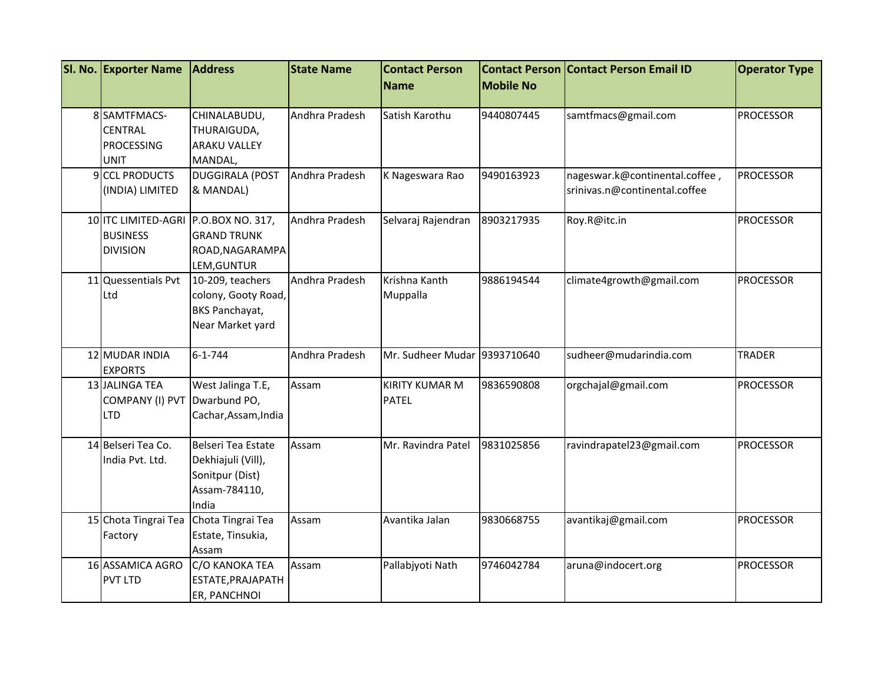| Sl. No. | Exporter Name | Address | State Name | Contact Person Name | Contact Person Mobile No | Contact Person Email ID | Operator Type |
|---|---|---|---|---|---|---|---|
| 8 | SAMTFMACS-CENTRAL PROCESSING UNIT | CHINALABUDU, THURAIGUDA, ARAKU VALLEY MANDAL, | Andhra Pradesh | Satish Karothu | 9440807445 | samtfmacs@gmail.com | PROCESSOR |
| 9 | CCL PRODUCTS (INDIA) LIMITED | DUGGIRALA (POST & MANDAL) | Andhra Pradesh | K Nageswara Rao | 9490163923 | nageswar.k@continental.coffee , srinivas.n@continental.coffee | PROCESSOR |
| 10 | ITC LIMITED-AGRI BUSINESS DIVISION | P.O.BOX NO. 317, GRAND TRUNK ROAD,NAGARAMPALEM,GUNTUR | Andhra Pradesh | Selvaraj Rajendran | 8903217935 | Roy.R@itc.in | PROCESSOR |
| 11 | Quessentials Pvt Ltd | 10-209, teachers colony, Gooty Road, BKS Panchayat, Near Market yard | Andhra Pradesh | Krishna Kanth Muppalla | 9886194544 | climate4growth@gmail.com | PROCESSOR |
| 12 | MUDAR INDIA EXPORTS | 6-1-744 | Andhra Pradesh | Mr. Sudheer Mudar | 9393710640 | sudheer@mudarindia.com | TRADER |
| 13 | JALINGA TEA COMPANY (I) PVT LTD | West Jalinga T.E, Dwarbund PO, Cachar,Assam,India | Assam | KIRITY KUMAR M PATEL | 9836590808 | orgchajal@gmail.com | PROCESSOR |
| 14 | Belseri Tea Co. India Pvt. Ltd. | Belseri Tea Estate Dekhiajuli (Vill), Sonitpur (Dist) Assam-784110, India | Assam | Mr. Ravindra Patel | 9831025856 | ravindrapatel23@gmail.com | PROCESSOR |
| 15 | Chota Tingrai Tea Factory | Chota Tingrai Tea Estate, Tinsukia, Assam | Assam | Avantika Jalan | 9830668755 | avantikaj@gmail.com | PROCESSOR |
| 16 | ASSAMICA AGRO PVT LTD | C/O KANOKA TEA ESTATE,PRAJAPATHER, PANCHNOI | Assam | Pallabjyoti Nath | 9746042784 | aruna@indocert.org | PROCESSOR |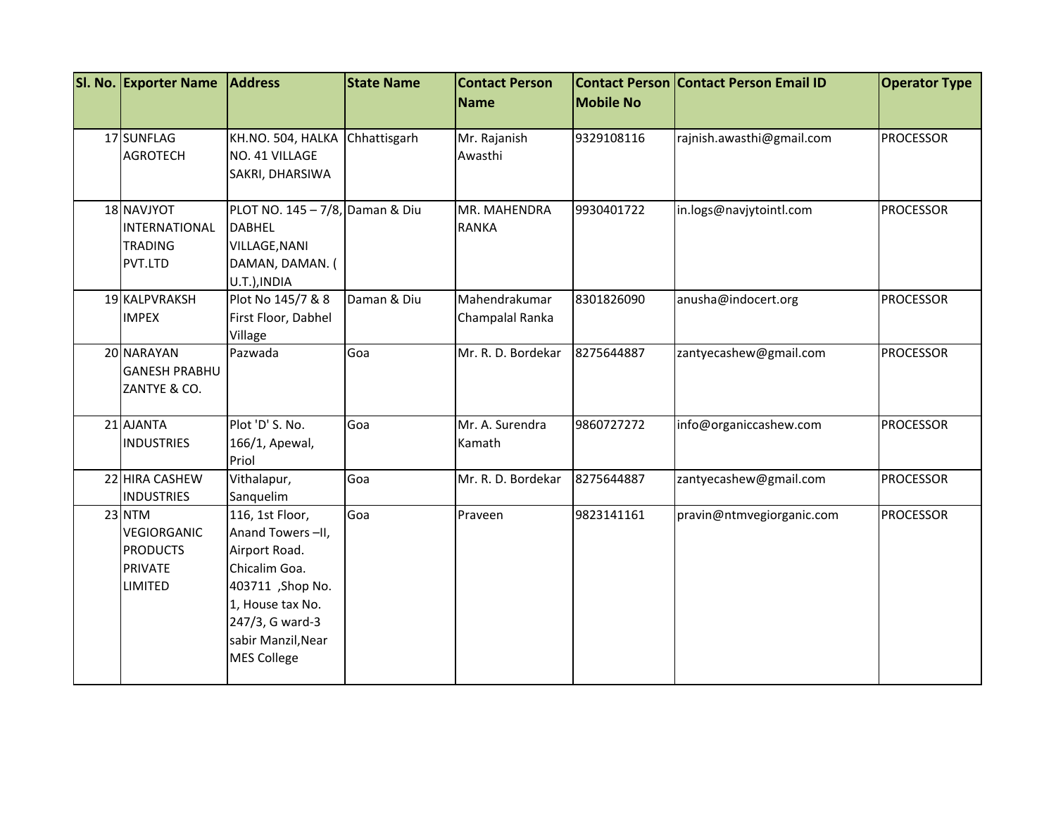| Sl. No. | Exporter Name | Address | State Name | Contact Person Name | Contact Person Mobile No | Contact Person Email ID | Operator Type |
|---|---|---|---|---|---|---|---|
| 17 | SUNFLAG AGROTECH | KH.NO. 504, HALKA NO. 41 VILLAGE SAKRI, DHARSIWA | Chhattisgarh | Mr. Rajanish Awasthi | 9329108116 | rajnish.awasthi@gmail.com | PROCESSOR |
| 18 | NAVJYOT INTERNATIONAL TRADING PVT.LTD | PLOT NO. 145 – 7/8, DABHEL VILLAGE,NANI DAMAN, DAMAN. ( U.T.),INDIA | Daman & Diu | MR. MAHENDRA RANKA | 9930401722 | in.logs@navjytointl.com | PROCESSOR |
| 19 | KALPVRAKSH IMPEX | Plot No 145/7 & 8 First Floor, Dabhel Village | Daman & Diu | Mahendrakumar Champalal Ranka | 8301826090 | anusha@indocert.org | PROCESSOR |
| 20 | NARAYAN GANESH PRABHU ZANTYE & CO. | Pazwada | Goa | Mr. R. D. Bordekar | 8275644887 | zantyecashew@gmail.com | PROCESSOR |
| 21 | AJANTA INDUSTRIES | Plot 'D' S. No. 166/1, Apewal, Priol | Goa | Mr. A. Surendra Kamath | 9860727272 | info@organiccashew.com | PROCESSOR |
| 22 | HIRA CASHEW INDUSTRIES | Vithalapur, Sanquelim | Goa | Mr. R. D. Bordekar | 8275644887 | zantyecashew@gmail.com | PROCESSOR |
| 23 | NTM VEGIORGANIC PRODUCTS PRIVATE LIMITED | 116, 1st Floor, Anand Towers –II, Airport Road. Chicalim Goa. 403711 ,Shop No. 1, House tax No. 247/3, G ward-3 sabir Manzil,Near MES College | Goa | Praveen | 9823141161 | pravin@ntmvegiorganic.com | PROCESSOR |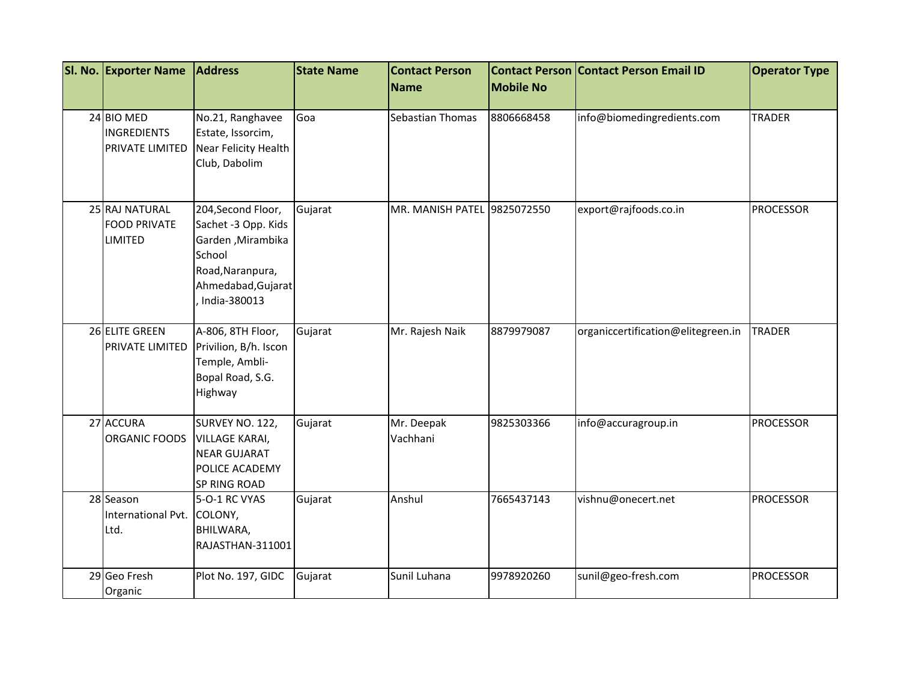| Sl. No. | Exporter Name | Address | State Name | Contact Person Name | Contact Person Mobile No | Contact Person Email ID | Operator Type |
|---|---|---|---|---|---|---|---|
| 24 | BIO MED INGREDIENTS PRIVATE LIMITED | No.21, Ranghavee Estate, Issorcim, Near Felicity Health Club, Dabolim | Goa | Sebastian Thomas | 8806668458 | info@biomedingredients.com | TRADER |
| 25 | RAJ NATURAL FOOD PRIVATE LIMITED | 204,Second Floor, Sachet -3 Opp. Kids Garden ,Mirambika School Road,Naranpura, Ahmedabad,Gujarat, India-380013 | Gujarat | MR. MANISH PATEL | 9825072550 | export@rajfoods.co.in | PROCESSOR |
| 26 | ELITE GREEN PRIVATE LIMITED | A-806, 8TH Floor, Privilion, B/h. Iscon Temple, Ambli-Bopal Road, S.G. Highway | Gujarat | Mr. Rajesh Naik | 8879979087 | organiccertification@elitegreen.in | TRADER |
| 27 | ACCURA ORGANIC FOODS | SURVEY NO. 122, VILLAGE KARAI, NEAR GUJARAT POLICE ACADEMY SP RING ROAD | Gujarat | Mr. Deepak Vachhani | 9825303366 | info@accuragroup.in | PROCESSOR |
| 28 | Season International Pvt. Ltd. | 5-O-1 RC VYAS COLONY, BHILWARA, RAJASTHAN-311001 | Gujarat | Anshul | 7665437143 | vishnu@onecert.net | PROCESSOR |
| 29 | Geo Fresh Organic | Plot No. 197, GIDC | Gujarat | Sunil Luhana | 9978920260 | sunil@geo-fresh.com | PROCESSOR |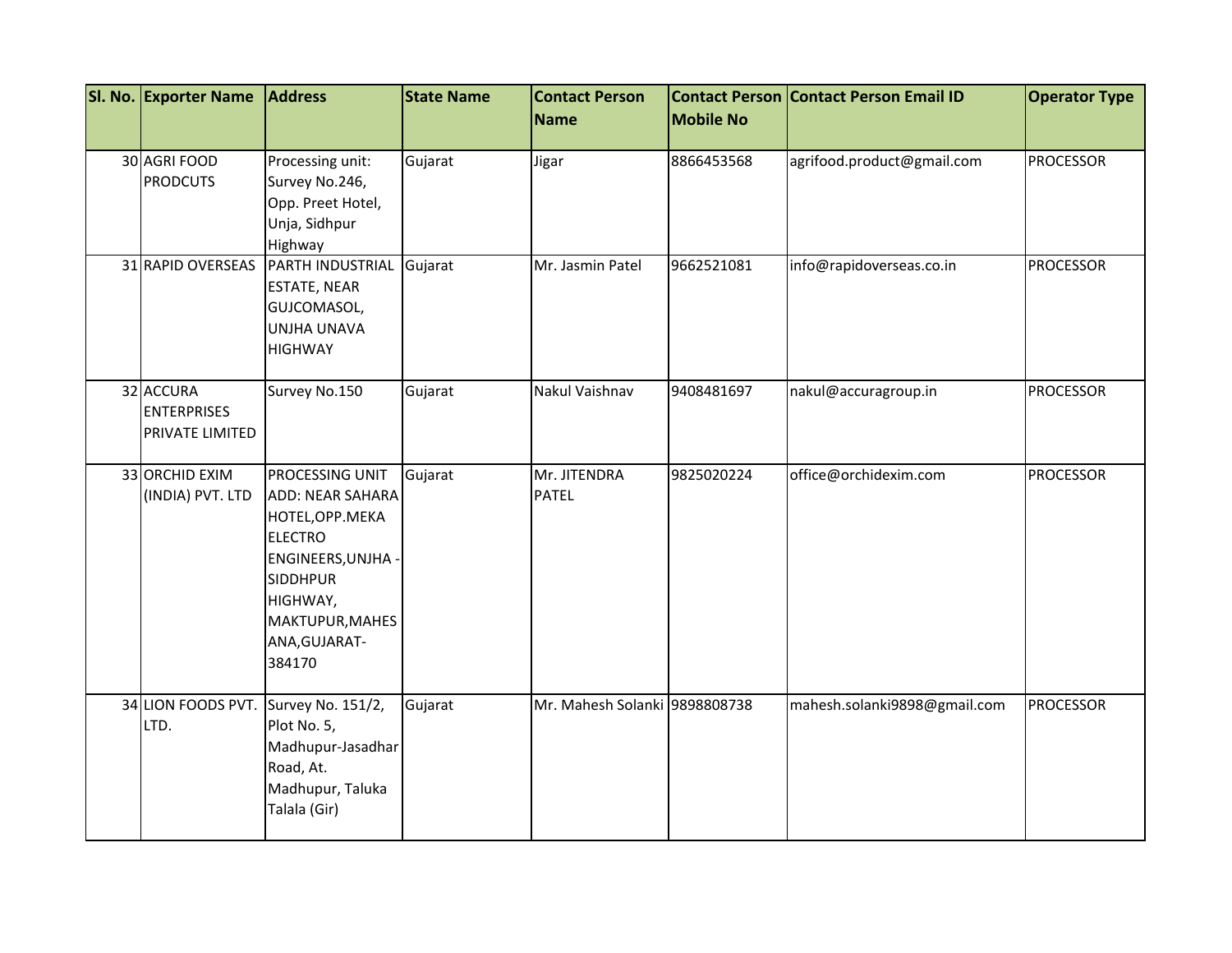| Sl. No. | Exporter Name | Address | State Name | Contact Person Name | Contact Person Mobile No | Contact Person Email ID | Operator Type |
|---|---|---|---|---|---|---|---|
| 30 | AGRI FOOD PRODCUTS | Processing unit: Survey No.246, Opp. Preet Hotel, Unja, Sidhpur Highway | Gujarat | Jigar | 8866453568 | agrifood.product@gmail.com | PROCESSOR |
| 31 | RAPID OVERSEAS | PARTH INDUSTRIAL ESTATE, NEAR GUJCOMASOL, UNJHA UNAVA HIGHWAY | Gujarat | Mr. Jasmin Patel | 9662521081 | info@rapidoverseas.co.in | PROCESSOR |
| 32 | ACCURA ENTERPRISES PRIVATE LIMITED | Survey No.150 | Gujarat | Nakul Vaishnav | 9408481697 | nakul@accuragroup.in | PROCESSOR |
| 33 | ORCHID EXIM (INDIA) PVT. LTD | PROCESSING UNIT ADD: NEAR SAHARA HOTEL,OPP.MEKA ELECTRO ENGINEERS,UNJHA - SIDDHPUR HIGHWAY, MAKTUPUR,MAHESANA,GUJARAT-384170 | Gujarat | Mr. JITENDRA PATEL | 9825020224 | office@orchidexim.com | PROCESSOR |
| 34 | LION FOODS PVT. LTD. | Survey No. 151/2, Plot No. 5, Madhupur-Jasadhar Road, At. Madhupur, Taluka Talala (Gir) | Gujarat | Mr. Mahesh Solanki | 9898808738 | mahesh.solanki9898@gmail.com | PROCESSOR |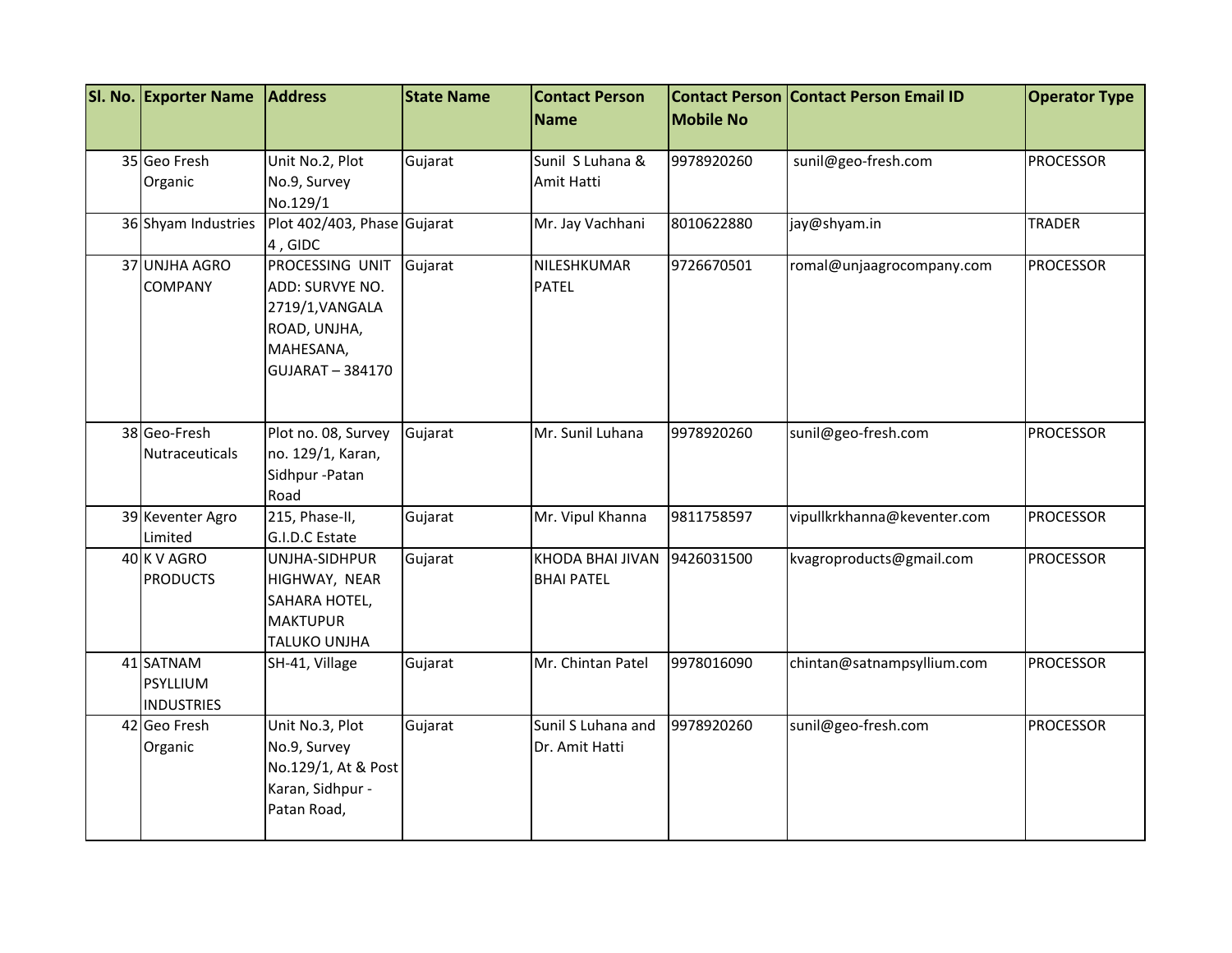| Sl. No. | Exporter Name | Address | State Name | Contact Person Name | Contact Person Mobile No | Contact Person Email ID | Operator Type |
|---|---|---|---|---|---|---|---|
| 35 | Geo Fresh Organic | Unit No.2, Plot No.9, Survey No.129/1 | Gujarat | Sunil S Luhana & Amit Hatti | 9978920260 | sunil@geo-fresh.com | PROCESSOR |
| 36 | Shyam Industries | Plot 402/403, Phase 4 , GIDC | Gujarat | Mr. Jay Vachhani | 8010622880 | jay@shyam.in | TRADER |
| 37 | UNJHA AGRO COMPANY | PROCESSING UNIT ADD: SURVYE NO. 2719/1,VANGALA ROAD, UNJHA, MAHESANA, GUJARAT – 384170 | Gujarat | NILESHKUMAR PATEL | 9726670501 | romal@unjaagrocompany.com | PROCESSOR |
| 38 | Geo-Fresh Nutraceuticals | Plot no. 08, Survey no. 129/1, Karan, Sidhpur -Patan Road | Gujarat | Mr. Sunil Luhana | 9978920260 | sunil@geo-fresh.com | PROCESSOR |
| 39 | Keventer Agro Limited | 215, Phase-II, G.I.D.C Estate | Gujarat | Mr. Vipul Khanna | 9811758597 | vipullkrkhanna@keventer.com | PROCESSOR |
| 40 | K V AGRO PRODUCTS | UNJHA-SIDHPUR HIGHWAY, NEAR SAHARA HOTEL, MAKTUPUR TALUKO UNJHA | Gujarat | KHODA BHAI JIVAN BHAI PATEL | 9426031500 | kvagroproducts@gmail.com | PROCESSOR |
| 41 | SATNAM PSYLLIUM INDUSTRIES | SH-41, Village | Gujarat | Mr. Chintan Patel | 9978016090 | chintan@satnampsyllium.com | PROCESSOR |
| 42 | Geo Fresh Organic | Unit No.3, Plot No.9, Survey No.129/1, At & Post Karan, Sidhpur - Patan Road, | Gujarat | Sunil S Luhana and Dr. Amit Hatti | 9978920260 | sunil@geo-fresh.com | PROCESSOR |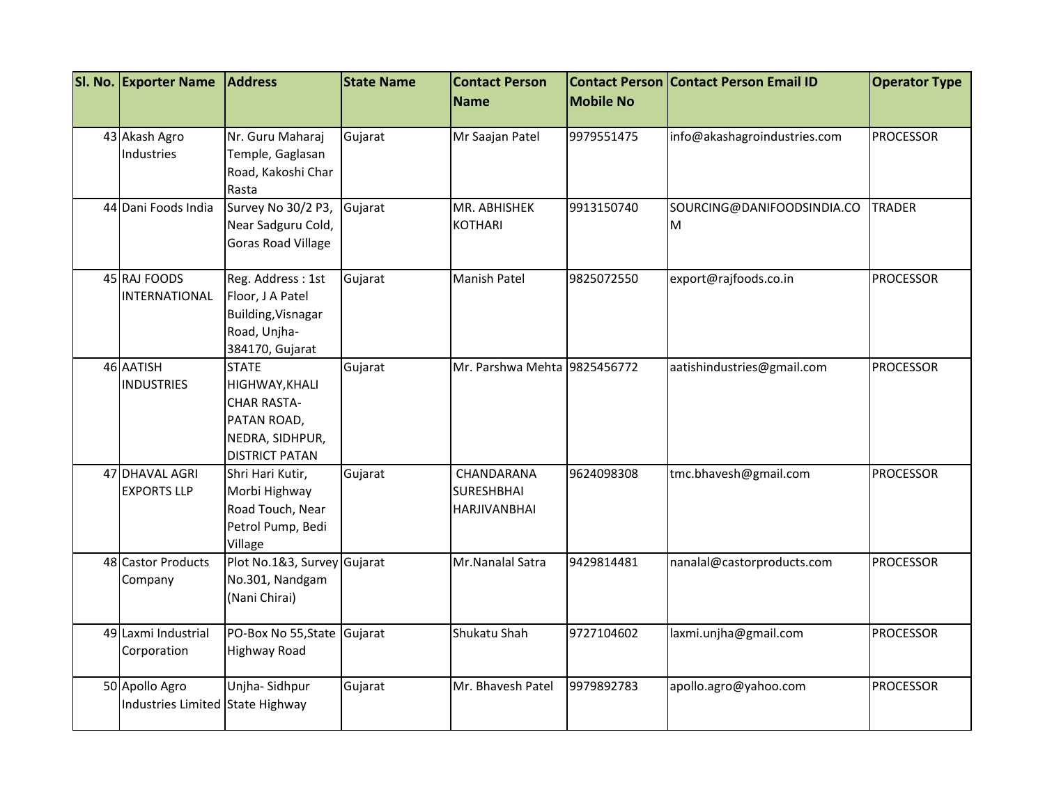| Sl. No. | Exporter Name | Address | State Name | Contact Person Name | Contact Person Mobile No | Contact Person Email ID | Operator Type |
|---|---|---|---|---|---|---|---|
| 43 | Akash Agro Industries | Nr. Guru Maharaj Temple, Gaglasan Road, Kakoshi Char Rasta | Gujarat | Mr Saajan Patel | 9979551475 | info@akashagroindustries.com | PROCESSOR |
| 44 | Dani Foods India | Survey No 30/2 P3, Near Sadguru Cold, Goras Road Village | Gujarat | MR. ABHISHEK KOTHARI | 9913150740 | SOURCING@DANIFOODSINDIA.COM | TRADER |
| 45 | RAJ FOODS INTERNATIONAL | Reg. Address : 1st Floor, J A Patel Building,Visnagar Road, Unjha-384170, Gujarat | Gujarat | Manish Patel | 9825072550 | export@rajfoods.co.in | PROCESSOR |
| 46 | AATISH INDUSTRIES | STATE HIGHWAY,KHALI CHAR RASTA-PATAN ROAD, NEDRA, SIDHPUR, DISTRICT PATAN | Gujarat | Mr. Parshwa Mehta | 9825456772 | aatishindustries@gmail.com | PROCESSOR |
| 47 | DHAVAL AGRI EXPORTS LLP | Shri Hari Kutir, Morbi Highway Road Touch, Near Petrol Pump, Bedi Village | Gujarat | CHANDARANA SURESHBHAI HARJIVANBHAI | 9624098308 | tmc.bhavesh@gmail.com | PROCESSOR |
| 48 | Castor Products Company | Plot No.1&3, Survey No.301, Nandgam (Nani Chirai) | Gujarat | Mr.Nanalal Satra | 9429814481 | nanalal@castorproducts.com | PROCESSOR |
| 49 | Laxmi Industrial Corporation | PO-Box No 55,State Highway Road | Gujarat | Shukatu Shah | 9727104602 | laxmi.unjha@gmail.com | PROCESSOR |
| 50 | Apollo Agro Industries Limited | Unjha- Sidhpur State Highway | Gujarat | Mr. Bhavesh Patel | 9979892783 | apollo.agro@yahoo.com | PROCESSOR |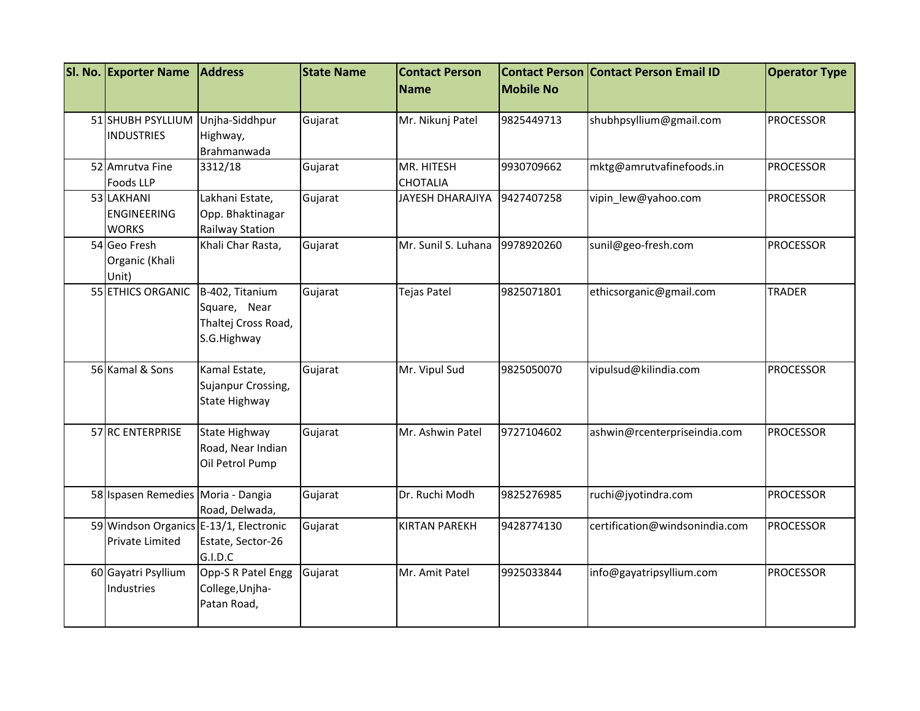| Sl. No. | Exporter Name | Address | State Name | Contact Person Name | Contact Person Mobile No | Contact Person Email ID | Operator Type |
|---|---|---|---|---|---|---|---|
| 51 | SHUBH PSYLLIUM INDUSTRIES | Unjha-Siddhpur Highway, Brahmanwada | Gujarat | Mr. Nikunj Patel | 9825449713 | shubhpsyllium@gmail.com | PROCESSOR |
| 52 | Amrutva Fine Foods LLP | 3312/18 | Gujarat | MR. HITESH CHOTALIA | 9930709662 | mktg@amrutvafinefoods.in | PROCESSOR |
| 53 | LAKHANI ENGINEERING WORKS | Lakhani Estate, Opp. Bhaktinagar Railway Station | Gujarat | JAYESH DHARAJIYA | 9427407258 | vipin_lew@yahoo.com | PROCESSOR |
| 54 | Geo Fresh Organic (Khali Unit) | Khali Char Rasta, | Gujarat | Mr. Sunil S. Luhana | 9978920260 | sunil@geo-fresh.com | PROCESSOR |
| 55 | ETHICS ORGANIC | B-402, Titanium Square, Near Thaltej Cross Road, S.G.Highway | Gujarat | Tejas Patel | 9825071801 | ethicsorganic@gmail.com | TRADER |
| 56 | Kamal & Sons | Kamal Estate, Sujanpur Crossing, State Highway | Gujarat | Mr. Vipul Sud | 9825050070 | vipulsud@kilindia.com | PROCESSOR |
| 57 | RC ENTERPRISE | State Highway Road, Near Indian Oil Petrol Pump | Gujarat | Mr. Ashwin Patel | 9727104602 | ashwin@rcenterpriseindia.com | PROCESSOR |
| 58 | Ispasen Remedies | Moria - Dangia Road, Delwada, | Gujarat | Dr. Ruchi Modh | 9825276985 | ruchi@jyotindra.com | PROCESSOR |
| 59 | Windson Organics Private Limited | E-13/1, Electronic Estate, Sector-26 G.I.D.C | Gujarat | KIRTAN PAREKH | 9428774130 | certification@windsonindia.com | PROCESSOR |
| 60 | Gayatri Psyllium Industries | Opp-S R Patel Engg College,Unjha-Patan Road, | Gujarat | Mr. Amit Patel | 9925033844 | info@gayatripsyllium.com | PROCESSOR |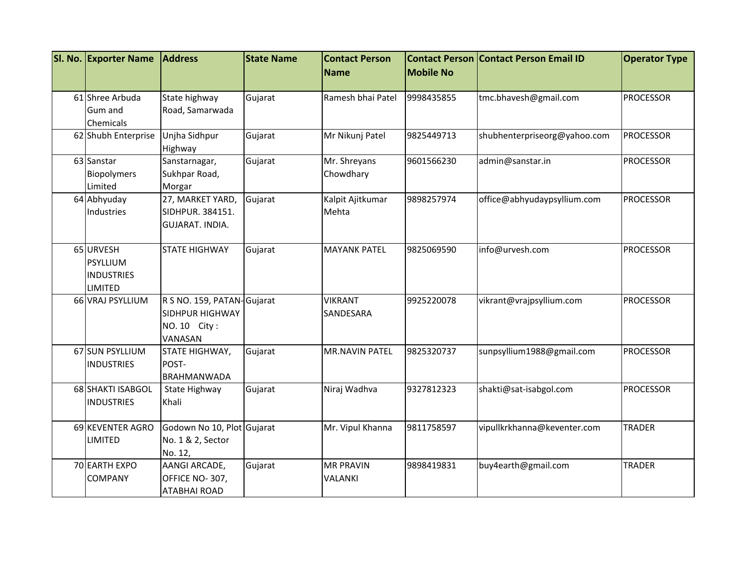| Sl. No. | Exporter Name | Address | State Name | Contact Person Name | Contact Person Mobile No | Contact Person Email ID | Operator Type |
|---|---|---|---|---|---|---|---|
| 61 | Shree Arbuda Gum and Chemicals | State highway Road, Samarwada | Gujarat | Ramesh bhai Patel | 9998435855 | tmc.bhavesh@gmail.com | PROCESSOR |
| 62 | Shubh Enterprise | Unjha Sidhpur Highway | Gujarat | Mr Nikunj Patel | 9825449713 | shubhenterpriseorg@yahoo.com | PROCESSOR |
| 63 | Sanstar Biopolymers Limited | Sanstarnagar, Sukhpar Road, Morgar | Gujarat | Mr. Shreyans Chowdhary | 9601566230 | admin@sanstar.in | PROCESSOR |
| 64 | Abhyuday Industries | 27, MARKET YARD, SIDHPUR. 384151. GUJARAT. INDIA. | Gujarat | Kalpit Ajitkumar Mehta | 9898257974 | office@abhyudaypsyllium.com | PROCESSOR |
| 65 | URVESH PSYLLIUM INDUSTRIES LIMITED | STATE HIGHWAY | Gujarat | MAYANK PATEL | 9825069590 | info@urvesh.com | PROCESSOR |
| 66 | VRAJ PSYLLIUM | R S NO. 159, PATAN-SIDHPUR HIGHWAY NO. 10 City : VANASAN | Gujarat | VIKRANT SANDESARA | 9925220078 | vikrant@vrajpsyllium.com | PROCESSOR |
| 67 | SUN PSYLLIUM INDUSTRIES | STATE HIGHWAY, POST-BRAHMANWADA | Gujarat | MR.NAVIN PATEL | 9825320737 | sunpsyllium1988@gmail.com | PROCESSOR |
| 68 | SHAKTI ISABGOL INDUSTRIES | State Highway Khali | Gujarat | Niraj Wadhva | 9327812323 | shakti@sat-isabgol.com | PROCESSOR |
| 69 | KEVENTER AGRO LIMITED | Godown No 10, Plot No. 1 & 2, Sector No. 12, | Gujarat | Mr. Vipul Khanna | 9811758597 | vipullkrkhanna@keventer.com | TRADER |
| 70 | EARTH EXPO COMPANY | AANGI ARCADE, OFFICE NO- 307, ATABHAI ROAD | Gujarat | MR PRAVIN VALANKI | 9898419831 | buy4earth@gmail.com | TRADER |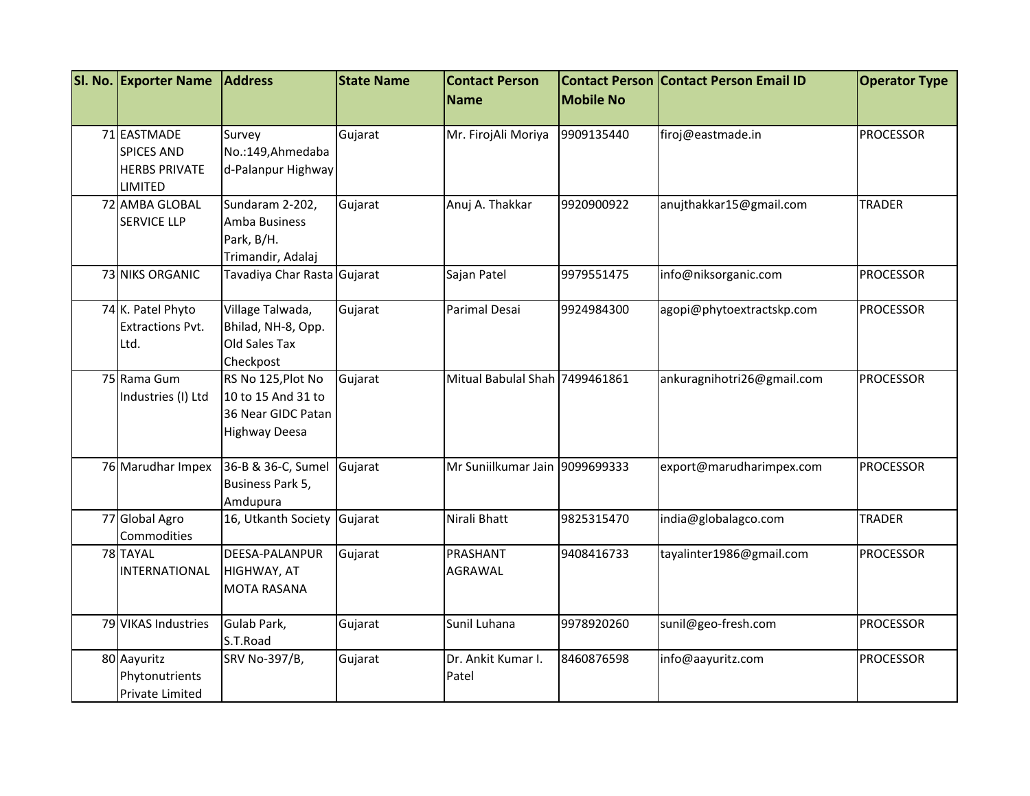| Sl. No. | Exporter Name | Address | State Name | Contact Person Name | Contact Person Mobile No | Contact Person Email ID | Operator Type |
|---|---|---|---|---|---|---|---|
| 71 | EASTMADE SPICES AND HERBS PRIVATE LIMITED | Survey No.:149,Ahmedabad-Palanpur Highway | Gujarat | Mr. FirojAli Moriya | 9909135440 | firoj@eastmade.in | PROCESSOR |
| 72 | AMBA GLOBAL SERVICE LLP | Sundaram 2-202, Amba Business Park, B/H. Trimandir, Adalaj | Gujarat | Anuj A. Thakkar | 9920900922 | anujthakkar15@gmail.com | TRADER |
| 73 | NIKS ORGANIC | Tavadiya Char Rasta | Gujarat | Sajan Patel | 9979551475 | info@niksorganic.com | PROCESSOR |
| 74 | K. Patel Phyto Extractions Pvt. Ltd. | Village Talwada, Bhilad, NH-8, Opp. Old Sales Tax Checkpost | Gujarat | Parimal Desai | 9924984300 | agopi@phytoextractskp.com | PROCESSOR |
| 75 | Rama Gum Industries (I) Ltd | RS No 125,Plot No 10 to 15 And 31 to 36 Near GIDC Patan Highway Deesa | Gujarat | Mitual Babulal Shah | 7499461861 | ankuragnihotri26@gmail.com | PROCESSOR |
| 76 | Marudhar Impex | 36-B & 36-C, Sumel Business Park 5, Amdupura | Gujarat | Mr Suniilkumar Jain | 9099699333 | export@marudharimpex.com | PROCESSOR |
| 77 | Global Agro Commodities | 16, Utkanth Society | Gujarat | Nirali Bhatt | 9825315470 | india@globalagco.com | TRADER |
| 78 | TAYAL INTERNATIONAL | DEESA-PALANPUR HIGHWAY, AT MOTA RASANA | Gujarat | PRASHANT AGRAWAL | 9408416733 | tayalinter1986@gmail.com | PROCESSOR |
| 79 | VIKAS Industries | Gulab Park, S.T.Road | Gujarat | Sunil Luhana | 9978920260 | sunil@geo-fresh.com | PROCESSOR |
| 80 | Aayuritz Phytonutrients Private Limited | SRV No-397/B, | Gujarat | Dr. Ankit Kumar I. Patel | 8460876598 | info@aayuritz.com | PROCESSOR |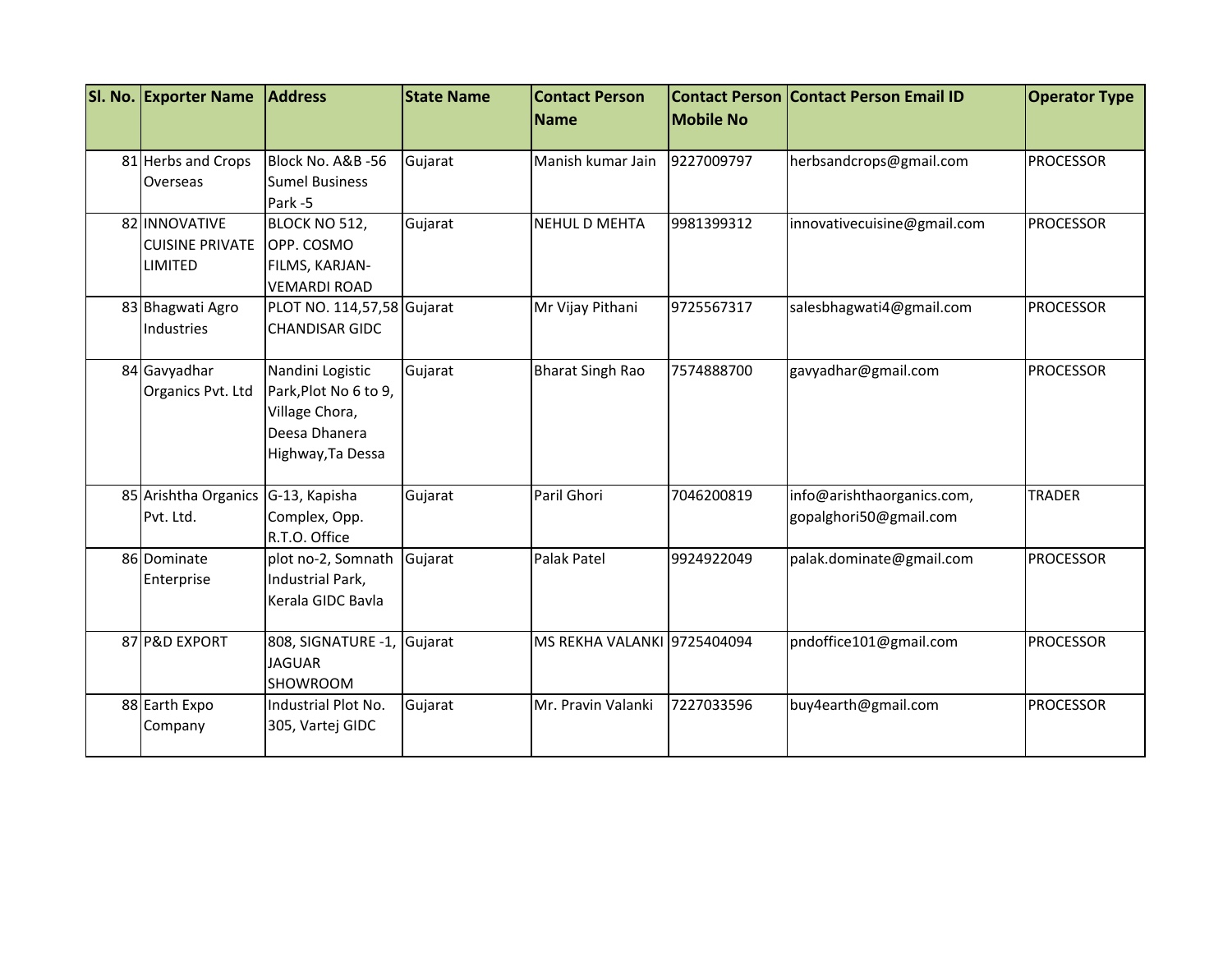| Sl. No. | Exporter Name | Address | State Name | Contact Person Name | Contact Person Mobile No | Contact Person Email ID | Operator Type |
|---|---|---|---|---|---|---|---|
| 81 | Herbs and Crops Overseas | Block No. A&B -56 Sumel Business Park -5 | Gujarat | Manish kumar Jain | 9227009797 | herbsandcrops@gmail.com | PROCESSOR |
| 82 | INNOVATIVE CUISINE PRIVATE LIMITED | BLOCK NO 512, OPP. COSMO FILMS, KARJAN-VEMARDI ROAD | Gujarat | NEHUL D MEHTA | 9981399312 | innovativecuisine@gmail.com | PROCESSOR |
| 83 | Bhagwati Agro Industries | PLOT NO. 114,57,58 CHANDISAR GIDC | Gujarat | Mr Vijay Pithani | 9725567317 | salesbhagwati4@gmail.com | PROCESSOR |
| 84 | Gavyadhar Organics Pvt. Ltd | Nandini Logistic Park,Plot No 6 to 9, Village Chora, Deesa Dhanera Highway,Ta Dessa | Gujarat | Bharat Singh Rao | 7574888700 | gavyadhar@gmail.com | PROCESSOR |
| 85 | Arishtha Organics Pvt. Ltd. | G-13, Kapisha Complex, Opp. R.T.O. Office | Gujarat | Paril Ghori | 7046200819 | info@arishthaorganics.com, gopalghori50@gmail.com | TRADER |
| 86 | Dominate Enterprise | plot no-2, Somnath Industrial Park, Kerala GIDC Bavla | Gujarat | Palak Patel | 9924922049 | palak.dominate@gmail.com | PROCESSOR |
| 87 | P&D EXPORT | 808, SIGNATURE -1, JAGUAR SHOWROOM | Gujarat | MS REKHA VALANKI | 9725404094 | pndoffice101@gmail.com | PROCESSOR |
| 88 | Earth Expo Company | Industrial Plot No. 305, Vartej GIDC | Gujarat | Mr. Pravin Valanki | 7227033596 | buy4earth@gmail.com | PROCESSOR |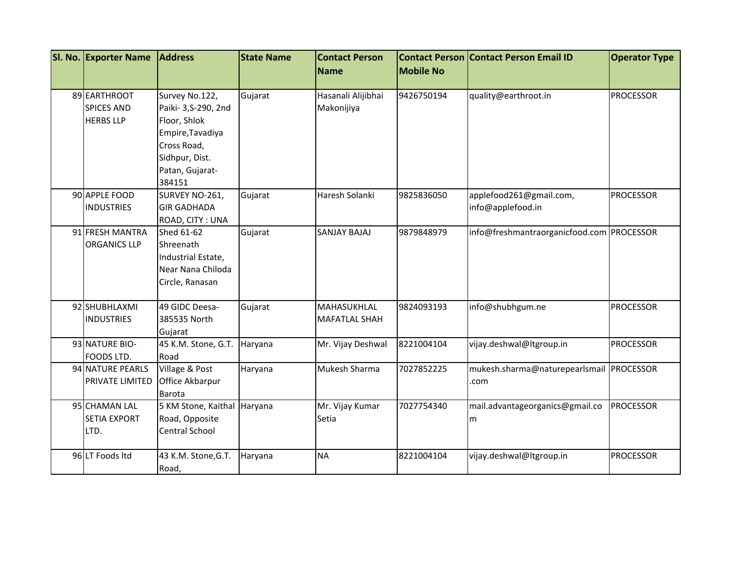| Sl. No. | Exporter Name | Address | State Name | Contact Person Name | Contact Person Mobile No | Contact Person Email ID | Operator Type |
|---|---|---|---|---|---|---|---|
| 89 | EARTHROOT SPICES AND HERBS LLP | Survey No.122, Paiki- 3,S-290, 2nd Floor, Shlok Empire,Tavadiya Cross Road, Sidhpur, Dist. Patan, Gujarat-384151 | Gujarat | Hasanali Alijibhai Makonijiya | 9426750194 | quality@earthroot.in | PROCESSOR |
| 90 | APPLE FOOD INDUSTRIES | SURVEY NO-261, GIR GADHADA ROAD, CITY : UNA | Gujarat | Haresh Solanki | 9825836050 | applefood261@gmail.com, info@applefood.in | PROCESSOR |
| 91 | FRESH MANTRA ORGANICS LLP | Shed 61-62 Shreenath Industrial Estate, Near Nana Chiloda Circle, Ranasan | Gujarat | SANJAY BAJAJ | 9879848979 | info@freshmantraorganicfood.com | PROCESSOR |
| 92 | SHUBHLAXMI INDUSTRIES | 49 GIDC Deesa-385535 North Gujarat | Gujarat | MAHASUKHLAL MAFATLAL SHAH | 9824093193 | info@shubhgum.ne | PROCESSOR |
| 93 | NATURE BIO-FOODS LTD. | 45 K.M. Stone, G.T. Road | Haryana | Mr. Vijay Deshwal | 8221004104 | vijay.deshwal@ltgroup.in | PROCESSOR |
| 94 | NATURE PEARLS PRIVATE LIMITED | Village & Post Office Akbarpur Barota | Haryana | Mukesh Sharma | 7027852225 | mukesh.sharma@naturepearlsmail.com | PROCESSOR |
| 95 | CHAMAN LAL SETIA EXPORT LTD. | 5 KM Stone, Kaithal Road, Opposite Central School | Haryana | Mr. Vijay Kumar Setia | 7027754340 | mail.advantageorganics@gmail.com | PROCESSOR |
| 96 | LT Foods ltd | 43 K.M. Stone,G.T. Road, | Haryana | NA | 8221004104 | vijay.deshwal@ltgroup.in | PROCESSOR |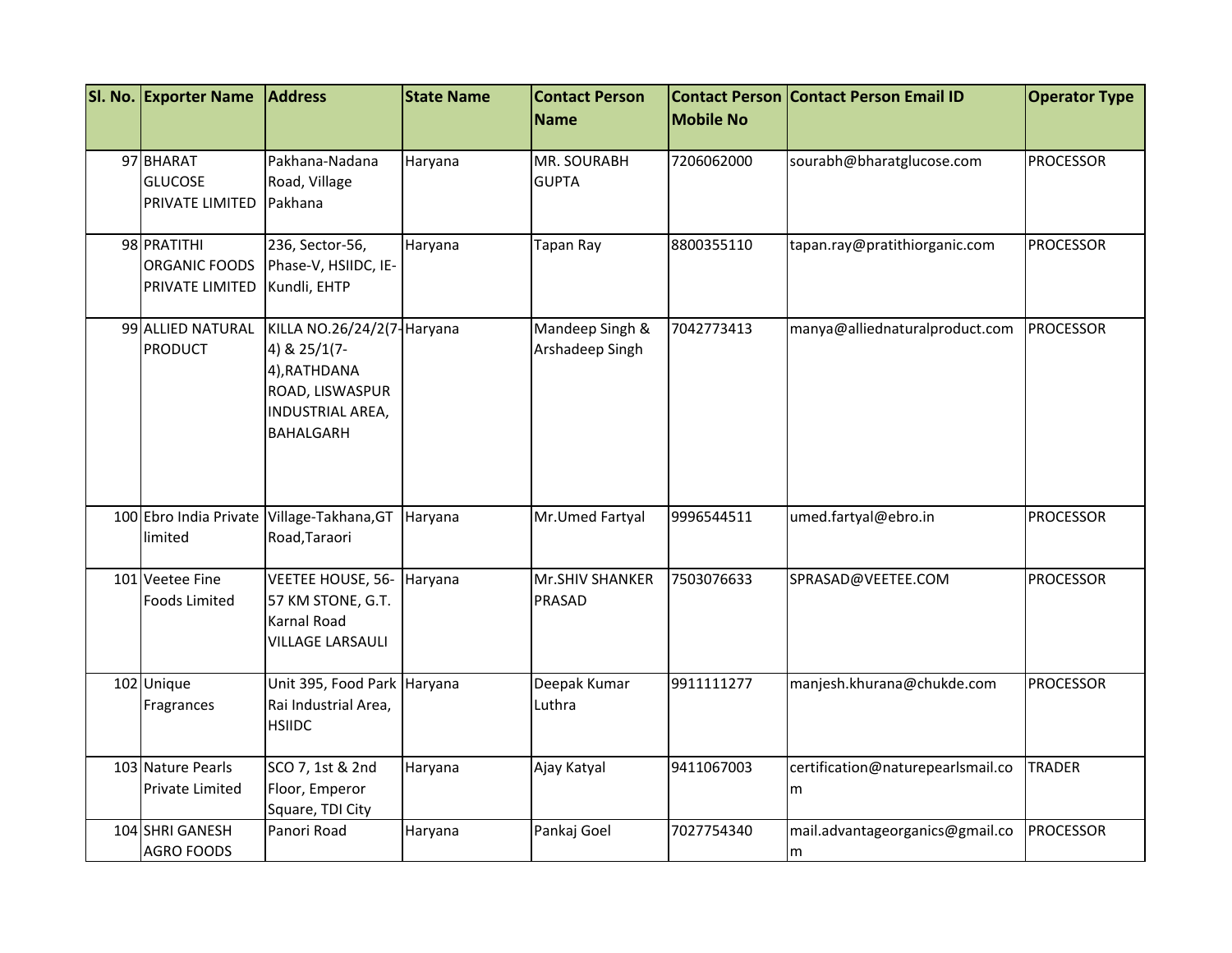| Sl. No. | Exporter Name | Address | State Name | Contact Person Name | Contact Person Mobile No | Contact Person Email ID | Operator Type |
|---|---|---|---|---|---|---|---|
| 97 | BHARAT GLUCOSE PRIVATE LIMITED | Pakhana-Nadana Road, Village Pakhana | Haryana | MR. SOURABH GUPTA | 7206062000 | sourabh@bharatglucose.com | PROCESSOR |
| 98 | PRATITHI ORGANIC FOODS PRIVATE LIMITED | 236, Sector-56, Phase-V, HSIIDC, IE-Kundli, EHTP | Haryana | Tapan Ray | 8800355110 | tapan.ray@pratithiorganic.com | PROCESSOR |
| 99 | ALLIED NATURAL PRODUCT | KILLA NO.26/24/2(7-4) & 25/1(7-4),RATHDANA ROAD, LISWASPUR INDUSTRIAL AREA, BAHALGARH | Haryana | Mandeep Singh & Arshadeep Singh | 7042773413 | manya@alliednaturalproduct.com | PROCESSOR |
| 100 | Ebro India Private limited | Village-Takhana,GT Road,Taraori | Haryana | Mr.Umed Fartyal | 9996544511 | umed.fartyal@ebro.in | PROCESSOR |
| 101 | Veetee Fine Foods Limited | VEETEE HOUSE, 56-57 KM STONE, G.T. Karnal Road VILLAGE LARSAULI | Haryana | Mr.SHIV SHANKER PRASAD | 7503076633 | SPRASAD@VEETEE.COM | PROCESSOR |
| 102 | Unique Fragrances | Unit 395, Food Park Rai Industrial Area, HSIIDC | Haryana | Deepak Kumar Luthra | 9911111277 | manjesh.khurana@chukde.com | PROCESSOR |
| 103 | Nature Pearls Private Limited | SCO 7, 1st & 2nd Floor, Emperor Square, TDI City | Haryana | Ajay Katyal | 9411067003 | certification@naturepearlsmail.com | TRADER |
| 104 | SHRI GANESH AGRO FOODS | Panori Road | Haryana | Pankaj Goel | 7027754340 | mail.advantageorganics@gmail.com | PROCESSOR |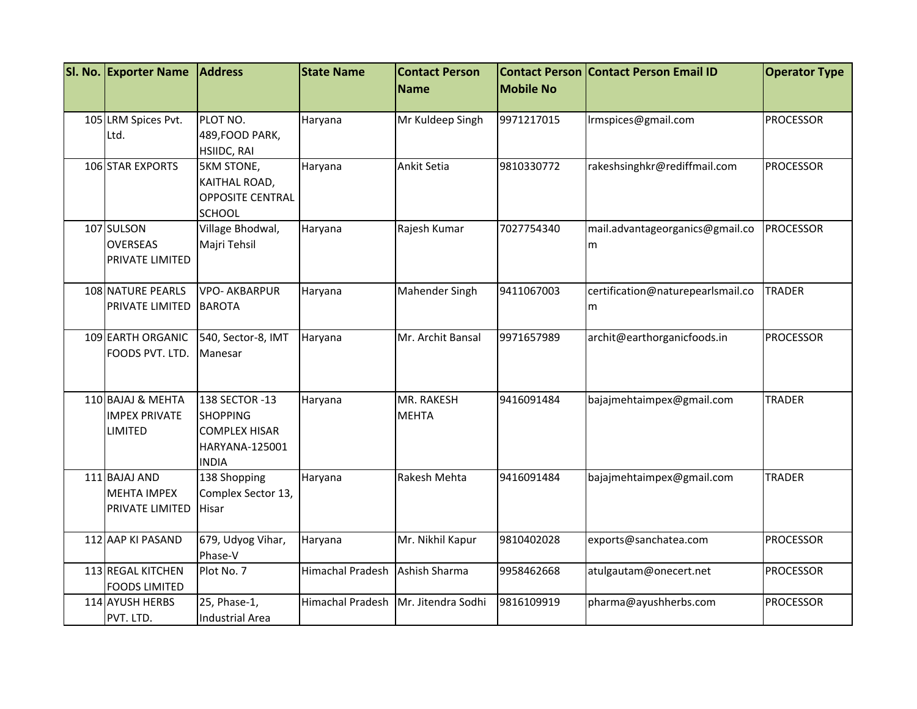| Sl. No. | Exporter Name | Address | State Name | Contact Person Name | Contact Person Mobile No | Contact Person Email ID | Operator Type |
|---|---|---|---|---|---|---|---|
| 105 | LRM Spices Pvt. Ltd. | PLOT NO. 489,FOOD PARK, HSIIDC, RAI | Haryana | Mr Kuldeep Singh | 9971217015 | lrmspices@gmail.com | PROCESSOR |
| 106 | STAR EXPORTS | 5KM STONE, KAITHAL ROAD, OPPOSITE CENTRAL SCHOOL | Haryana | Ankit Setia | 9810330772 | rakeshsinghkr@rediffmail.com | PROCESSOR |
| 107 | SULSON OVERSEAS PRIVATE LIMITED | Village Bhodwal, Majri Tehsil | Haryana | Rajesh Kumar | 7027754340 | mail.advantageorganics@gmail.com | PROCESSOR |
| 108 | NATURE PEARLS PRIVATE LIMITED | VPO- AKBARPUR BAROTA | Haryana | Mahender Singh | 9411067003 | certification@naturepearlsmail.com | TRADER |
| 109 | EARTH ORGANIC FOODS PVT. LTD. | 540, Sector-8, IMT Manesar | Haryana | Mr. Archit Bansal | 9971657989 | archit@earthorganicfoods.in | PROCESSOR |
| 110 | BAJAJ & MEHTA IMPEX PRIVATE LIMITED | 138 SECTOR -13 SHOPPING COMPLEX HISAR HARYANA-125001 INDIA | Haryana | MR. RAKESH MEHTA | 9416091484 | bajajmehtaimpex@gmail.com | TRADER |
| 111 | BAJAJ AND MEHTA IMPEX PRIVATE LIMITED | 138 Shopping Complex Sector 13, Hisar | Haryana | Rakesh Mehta | 9416091484 | bajajmehtaimpex@gmail.com | TRADER |
| 112 | AAP KI PASAND | 679, Udyog Vihar, Phase-V | Haryana | Mr. Nikhil Kapur | 9810402028 | exports@sanchatea.com | PROCESSOR |
| 113 | REGAL KITCHEN FOODS LIMITED | Plot No. 7 | Himachal Pradesh | Ashish Sharma | 9958462668 | atulgautam@onecert.net | PROCESSOR |
| 114 | AYUSH HERBS PVT. LTD. | 25, Phase-1, Industrial Area | Himachal Pradesh | Mr. Jitendra Sodhi | 9816109919 | pharma@ayushherbs.com | PROCESSOR |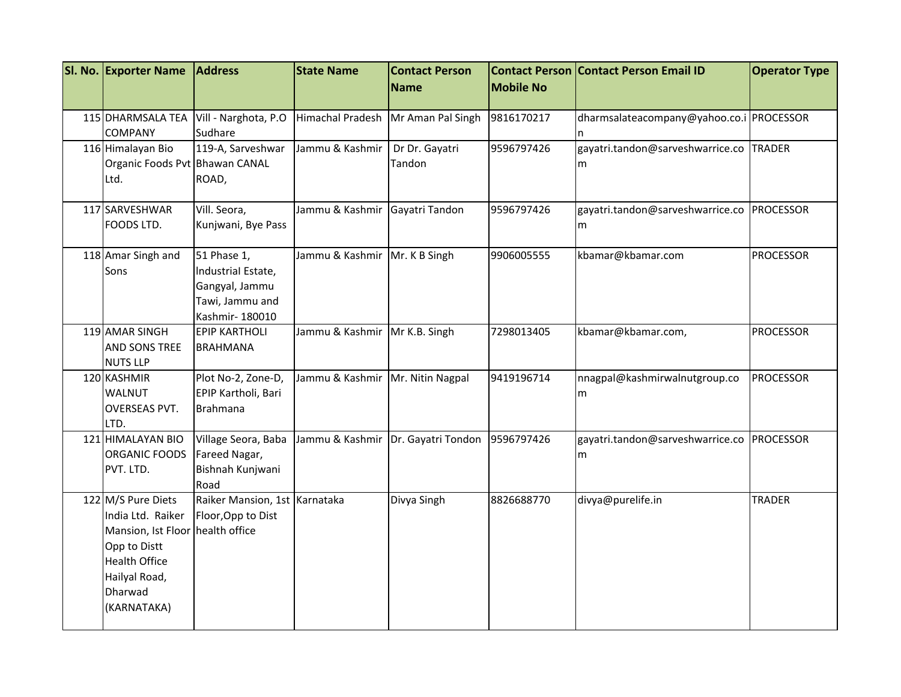| Sl. No. | Exporter Name | Address | State Name | Contact Person Name | Contact Person Mobile No | Contact Person Email ID | Operator Type |
|---|---|---|---|---|---|---|---|
| 115 | DHARMSALA TEA COMPANY | Vill - Narghota, P.O Sudhare | Himachal Pradesh | Mr Aman Pal Singh | 9816170217 | dharmsalateacompany@yahoo.co.in | PROCESSOR |
| 116 | Himalayan Bio Organic Foods Pvt Ltd. | 119-A, Sarveshwar Bhawan CANAL ROAD, | Jammu & Kashmir | Dr Dr. Gayatri Tandon | 9596797426 | gayatri.tandon@sarveshwarrice.com | TRADER |
| 117 | SARVESHWAR FOODS LTD. | Vill. Seora, Kunjwani, Bye Pass | Jammu & Kashmir | Gayatri Tandon | 9596797426 | gayatri.tandon@sarveshwarrice.com | PROCESSOR |
| 118 | Amar Singh and Sons | 51 Phase 1, Industrial Estate, Gangyal, Jammu Tawi, Jammu and Kashmir- 180010 | Jammu & Kashmir | Mr. K B Singh | 9906005555 | kbamar@kbamar.com | PROCESSOR |
| 119 | AMAR SINGH AND SONS TREE NUTS LLP | EPIP KARTHOLI BRAHMANA | Jammu & Kashmir | Mr K.B. Singh | 7298013405 | kbamar@kbamar.com, | PROCESSOR |
| 120 | KASHMIR WALNUT OVERSEAS PVT. LTD. | Plot No-2, Zone-D, EPIP Kartholi, Bari Brahmana | Jammu & Kashmir | Mr. Nitin Nagpal | 9419196714 | nnagpal@kashmirwalnutgroup.com | PROCESSOR |
| 121 | HIMALAYAN BIO ORGANIC FOODS PVT. LTD. | Village Seora, Baba Fareed Nagar, Bishnah Kunjwani Road | Jammu & Kashmir | Dr. Gayatri Tondon | 9596797426 | gayatri.tandon@sarveshwarrice.com | PROCESSOR |
| 122 | M/S Pure Diets India Ltd. Raiker Mansion, Ist Floor Opp to Distt Health Office Hailyal Road, Dharwad (KARNATAKA) | Raiker Mansion, 1st Floor,Opp to Dist health office | Karnataka | Divya Singh | 8826688770 | divya@purelife.in | TRADER |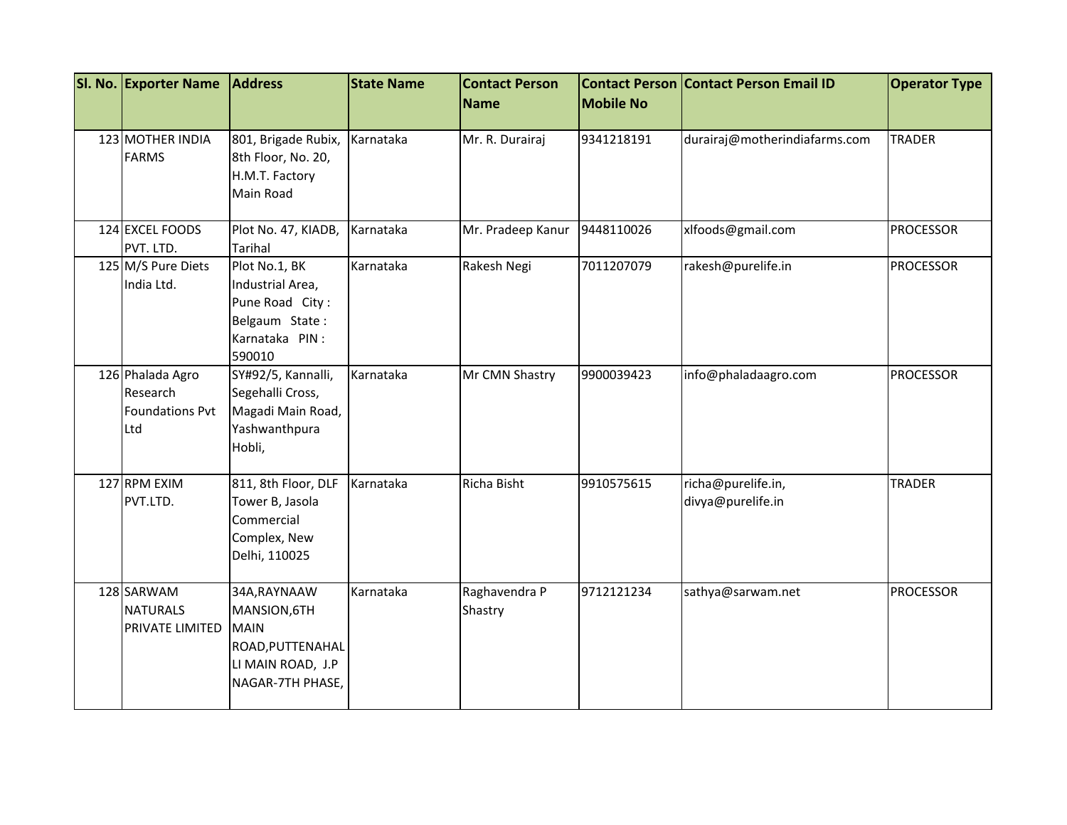| Sl. No. | Exporter Name | Address | State Name | Contact Person Name | Contact Person Mobile No | Contact Person Email ID | Operator Type |
|---|---|---|---|---|---|---|---|
| 123 | MOTHER INDIA FARMS | 801, Brigade Rubix, 8th Floor, No. 20, H.M.T. Factory Main Road | Karnataka | Mr. R. Durairaj | 9341218191 | durairaj@motherindiafarms.com | TRADER |
| 124 | EXCEL FOODS PVT. LTD. | Plot No. 47, KIADB, Tarihal | Karnataka | Mr. Pradeep Kanur | 9448110026 | xlfoods@gmail.com | PROCESSOR |
| 125 | M/S Pure Diets India Ltd. | Plot No.1, BK Industrial Area, Pune Road City : Belgaum State : Karnataka PIN : 590010 | Karnataka | Rakesh Negi | 7011207079 | rakesh@purelife.in | PROCESSOR |
| 126 | Phalada Agro Research Foundations Pvt Ltd | SY#92/5, Kannalli, Segehalli Cross, Magadi Main Road, Yashwanthpura Hobli, | Karnataka | Mr CMN Shastry | 9900039423 | info@phaladaagro.com | PROCESSOR |
| 127 | RPM EXIM PVT.LTD. | 811, 8th Floor, DLF Tower B, Jasola Commercial Complex, New Delhi, 110025 | Karnataka | Richa Bisht | 9910575615 | richa@purelife.in, divya@purelife.in | TRADER |
| 128 | SARWAM NATURALS PRIVATE LIMITED | 34A,RAYNAAW MANSION,6TH MAIN ROAD,PUTTENAHALLI MAIN ROAD, J.P NAGAR-7TH PHASE, | Karnataka | Raghavendra P Shastry | 9712121234 | sathya@sarwam.net | PROCESSOR |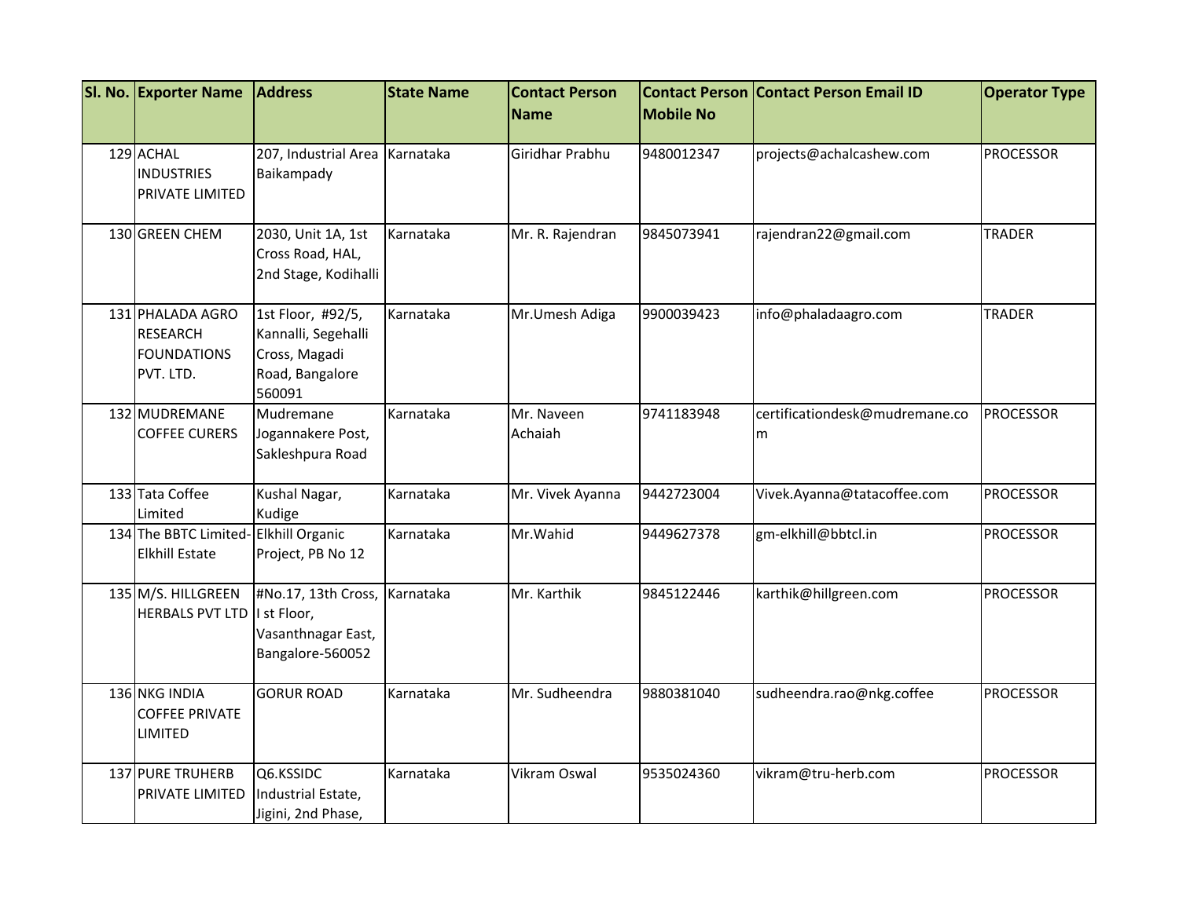| Sl. No. | Exporter Name | Address | State Name | Contact Person Name | Contact Person Mobile No | Contact Person Email ID | Operator Type |
|---|---|---|---|---|---|---|---|
| 129 | ACHAL INDUSTRIES PRIVATE LIMITED | 207, Industrial Area Baikampady | Karnataka | Giridhar Prabhu | 9480012347 | projects@achalcashew.com | PROCESSOR |
| 130 | GREEN CHEM | 2030, Unit 1A, 1st Cross Road, HAL, 2nd Stage, Kodihalli | Karnataka | Mr. R. Rajendran | 9845073941 | rajendran22@gmail.com | TRADER |
| 131 | PHALADA AGRO RESEARCH FOUNDATIONS PVT. LTD. | 1st Floor, #92/5, Kannalli, Segehalli Cross, Magadi Road, Bangalore 560091 | Karnataka | Mr.Umesh Adiga | 9900039423 | info@phaladaagro.com | TRADER |
| 132 | MUDREMANE COFFEE CURERS | Mudremane Jogannakere Post, Sakleshpura Road | Karnataka | Mr. Naveen Achaiah | 9741183948 | certificationdesk@mudremane.com | PROCESSOR |
| 133 | Tata Coffee Limited | Kushal Nagar, Kudige | Karnataka | Mr. Vivek Ayanna | 9442723004 | Vivek.Ayanna@tatacoffee.com | PROCESSOR |
| 134 | The BBTC Limited-Elkhill Estate | Elkhill Organic Project, PB No 12 | Karnataka | Mr.Wahid | 9449627378 | gm-elkhill@bbtcl.in | PROCESSOR |
| 135 | M/S. HILLGREEN HERBALS PVT LTD | #No.17, 13th Cross, I st Floor, Vasanthnagar East, Bangalore-560052 | Karnataka | Mr. Karthik | 9845122446 | karthik@hillgreen.com | PROCESSOR |
| 136 | NKG INDIA COFFEE PRIVATE LIMITED | GORUR ROAD | Karnataka | Mr. Sudheendra | 9880381040 | sudheendra.rao@nkg.coffee | PROCESSOR |
| 137 | PURE TRUHERB PRIVATE LIMITED | Q6.KSSIDC Industrial Estate, Jigini, 2nd Phase, | Karnataka | Vikram Oswal | 9535024360 | vikram@tru-herb.com | PROCESSOR |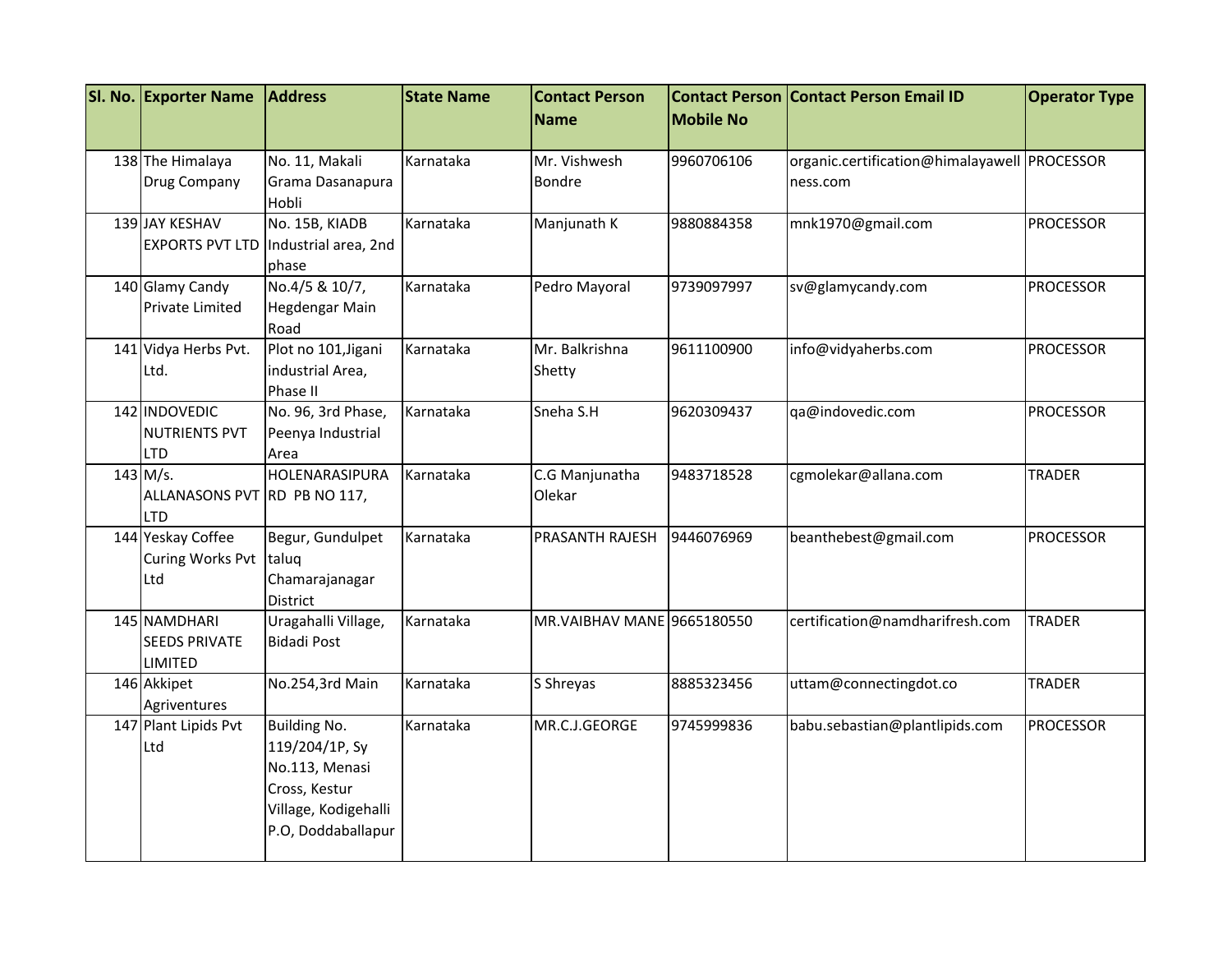| Sl. No. | Exporter Name | Address | State Name | Contact Person Name | Contact Person Mobile No | Contact Person Email ID | Operator Type |
|---|---|---|---|---|---|---|---|
| 138 | The Himalaya Drug Company | No. 11, Makali Grama Dasanapura Hobli | Karnataka | Mr. Vishwesh Bondre | 9960706106 | organic.certification@himalayawellness.com | PROCESSOR |
| 139 | JAY KESHAV EXPORTS PVT LTD | No. 15B, KIADB Industrial area, 2nd phase | Karnataka | Manjunath K | 9880884358 | mnk1970@gmail.com | PROCESSOR |
| 140 | Glamy Candy Private Limited | No.4/5 & 10/7, Hegdengar Main Road | Karnataka | Pedro Mayoral | 9739097997 | sv@glamycandy.com | PROCESSOR |
| 141 | Vidya Herbs Pvt. Ltd. | Plot no 101,Jigani industrial Area, Phase II | Karnataka | Mr. Balkrishna Shetty | 9611100900 | info@vidyaherbs.com | PROCESSOR |
| 142 | INDOVEDIC NUTRIENTS PVT LTD | No. 96, 3rd Phase, Peenya Industrial Area | Karnataka | Sneha S.H | 9620309437 | qa@indovedic.com | PROCESSOR |
| 143 | M/s. ALLANASONS PVT LTD | HOLENARASIPURA RD PB NO 117, | Karnataka | C.G Manjunatha Olekar | 9483718528 | cgmolekar@allana.com | TRADER |
| 144 | Yeskay Coffee Curing Works Pvt Ltd | Begur, Gundulpet taluq Chamarajanagar District | Karnataka | PRASANTH RAJESH | 9446076969 | beanthebest@gmail.com | PROCESSOR |
| 145 | NAMDHARI SEEDS PRIVATE LIMITED | Uragahalli Village, Bidadi Post | Karnataka | MR.VAIBHAV MANE | 9665180550 | certification@namdharifresh.com | TRADER |
| 146 | Akkipet Agriventures | No.254,3rd Main | Karnataka | S Shreyas | 8885323456 | uttam@connectingdot.co | TRADER |
| 147 | Plant Lipids Pvt Ltd | Building No. 119/204/1P, Sy No.113, Menasi Cross, Kestur Village, Kodigehalli P.O, Doddaballapur | Karnataka | MR.C.J.GEORGE | 9745999836 | babu.sebastian@plantlipids.com | PROCESSOR |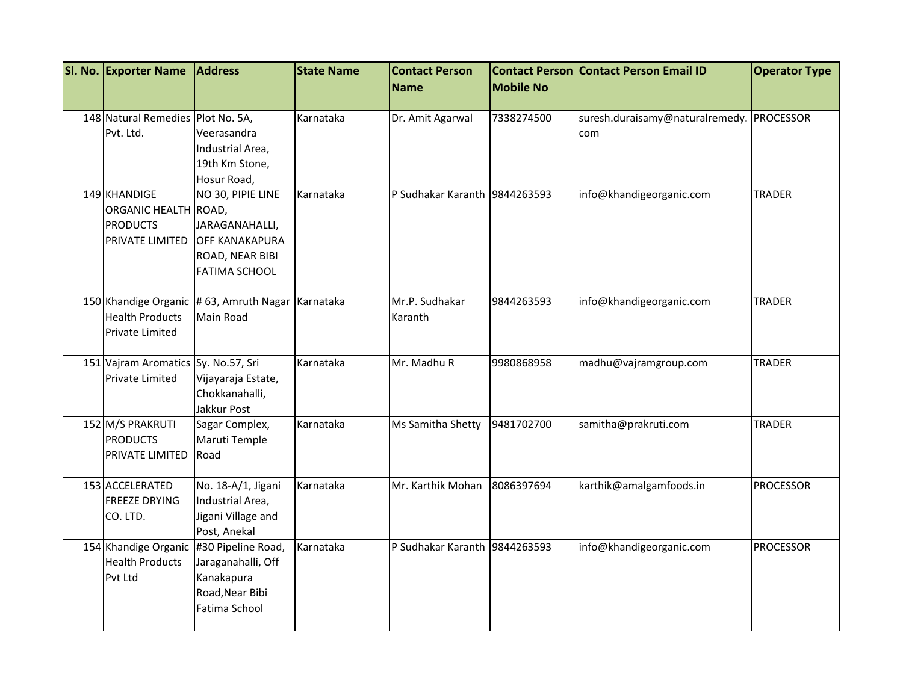| Sl. No. | Exporter Name | Address | State Name | Contact Person Name | Contact Person Mobile No | Contact Person Email ID | Operator Type |
|---|---|---|---|---|---|---|---|
| 148 | Natural Remedies Pvt. Ltd. | Plot No. 5A, Veerasandra Industrial Area, 19th Km Stone, Hosur Road, | Karnataka | Dr. Amit Agarwal | 7338274500 | suresh.duraisamy@naturalremedy.com | PROCESSOR |
| 149 | KHANDIGE ORGANIC HEALTH PRODUCTS PRIVATE LIMITED | NO 30, PIPIE LINE ROAD, JARAGANAHALLI, OFF KANAKAPURA ROAD, NEAR BIBI FATIMA SCHOOL | Karnataka | P Sudhakar Karanth | 9844263593 | info@khandigeorganic.com | TRADER |
| 150 | Khandige Organic Health Products Private Limited | # 63, Amruth Nagar Main Road | Karnataka | Mr.P. Sudhakar Karanth | 9844263593 | info@khandigeorganic.com | TRADER |
| 151 | Vajram Aromatics Private Limited | Sy. No.57, Sri Vijayaraja Estate, Chokkanahalli, Jakkur Post | Karnataka | Mr. Madhu R | 9980868958 | madhu@vajramgroup.com | TRADER |
| 152 | M/S PRAKRUTI PRODUCTS PRIVATE LIMITED | Sagar Complex, Maruti Temple Road | Karnataka | Ms Samitha Shetty | 9481702700 | samitha@prakruti.com | TRADER |
| 153 | ACCELERATED FREEZE DRYING CO. LTD. | No. 18-A/1, Jigani Industrial Area, Jigani Village and Post, Anekal | Karnataka | Mr. Karthik Mohan | 8086397694 | karthik@amalgamfoods.in | PROCESSOR |
| 154 | Khandige Organic Health Products Pvt Ltd | #30 Pipeline Road, Jaraganahalli, Off Kanakapura Road,Near Bibi Fatima School | Karnataka | P Sudhakar Karanth | 9844263593 | info@khandigeorganic.com | PROCESSOR |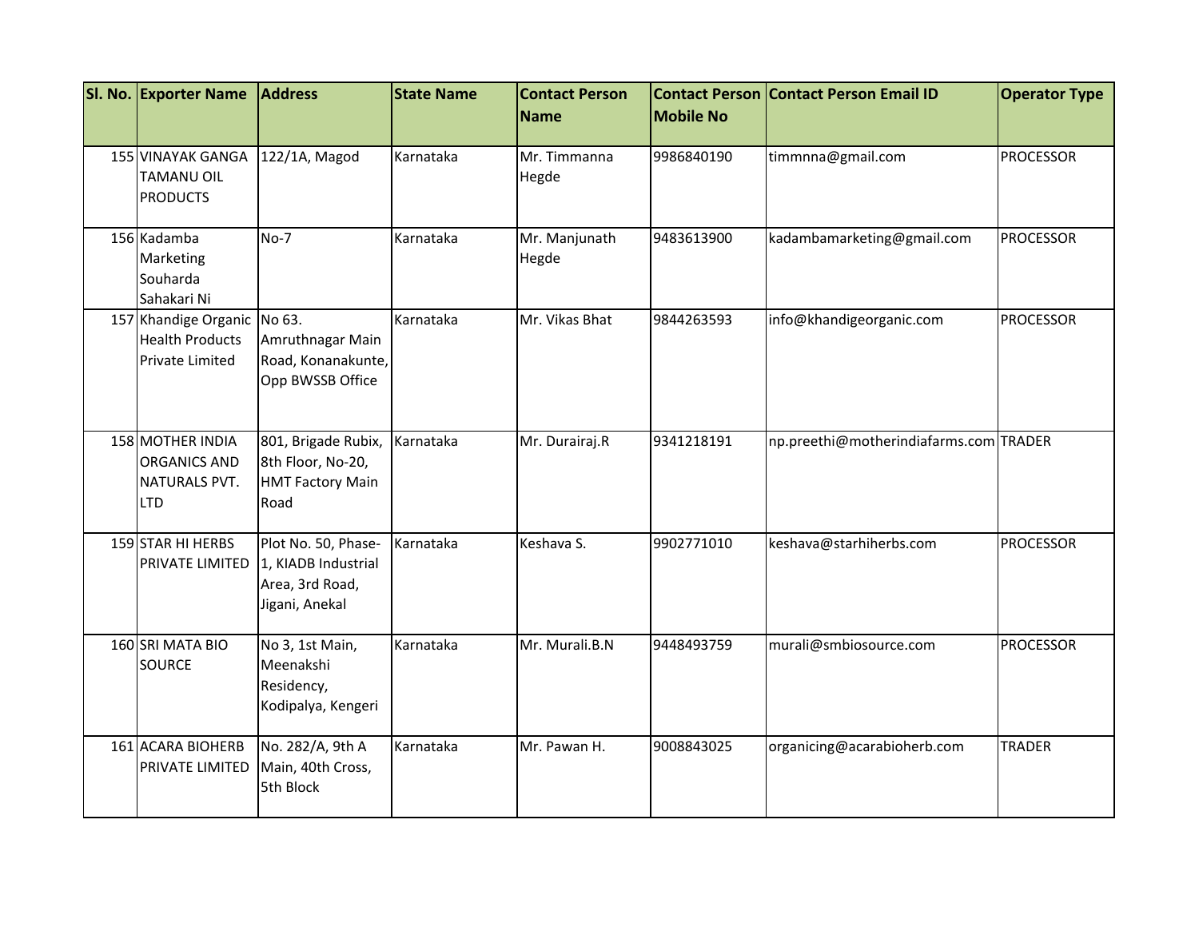| Sl. No. | Exporter Name | Address | State Name | Contact Person Name | Contact Person Mobile No | Contact Person Email ID | Operator Type |
|---|---|---|---|---|---|---|---|
| 155 | VINAYAK GANGA TAMANU OIL PRODUCTS | 122/1A, Magod | Karnataka | Mr. Timmanna Hegde | 9986840190 | timmnna@gmail.com | PROCESSOR |
| 156 | Kadamba Marketing Souharda Sahakari Ni | No-7 | Karnataka | Mr. Manjunath Hegde | 9483613900 | kadambamarketing@gmail.com | PROCESSOR |
| 157 | Khandige Organic Health Products Private Limited | No 63. Amruthnagar Main Road, Konanakunte, Opp BWSSB Office | Karnataka | Mr. Vikas Bhat | 9844263593 | info@khandigeorganic.com | PROCESSOR |
| 158 | MOTHER INDIA ORGANICS AND NATURALS PVT. LTD | 801, Brigade Rubix, 8th Floor, No-20, HMT Factory Main Road | Karnataka | Mr. Durairaj.R | 9341218191 | np.preethi@motherindiafarms.com | TRADER |
| 159 | STAR HI HERBS PRIVATE LIMITED | Plot No. 50, Phase-1, KIADB Industrial Area, 3rd Road, Jigani, Anekal | Karnataka | Keshava S. | 9902771010 | keshava@starhiherbs.com | PROCESSOR |
| 160 | SRI MATA BIO SOURCE | No 3, 1st Main, Meenakshi Residency, Kodipalya, Kengeri | Karnataka | Mr. Murali.B.N | 9448493759 | murali@smbiosource.com | PROCESSOR |
| 161 | ACARA BIOHERB PRIVATE LIMITED | No. 282/A, 9th A Main, 40th Cross, 5th Block | Karnataka | Mr. Pawan H. | 9008843025 | organicing@acarabioherb.com | TRADER |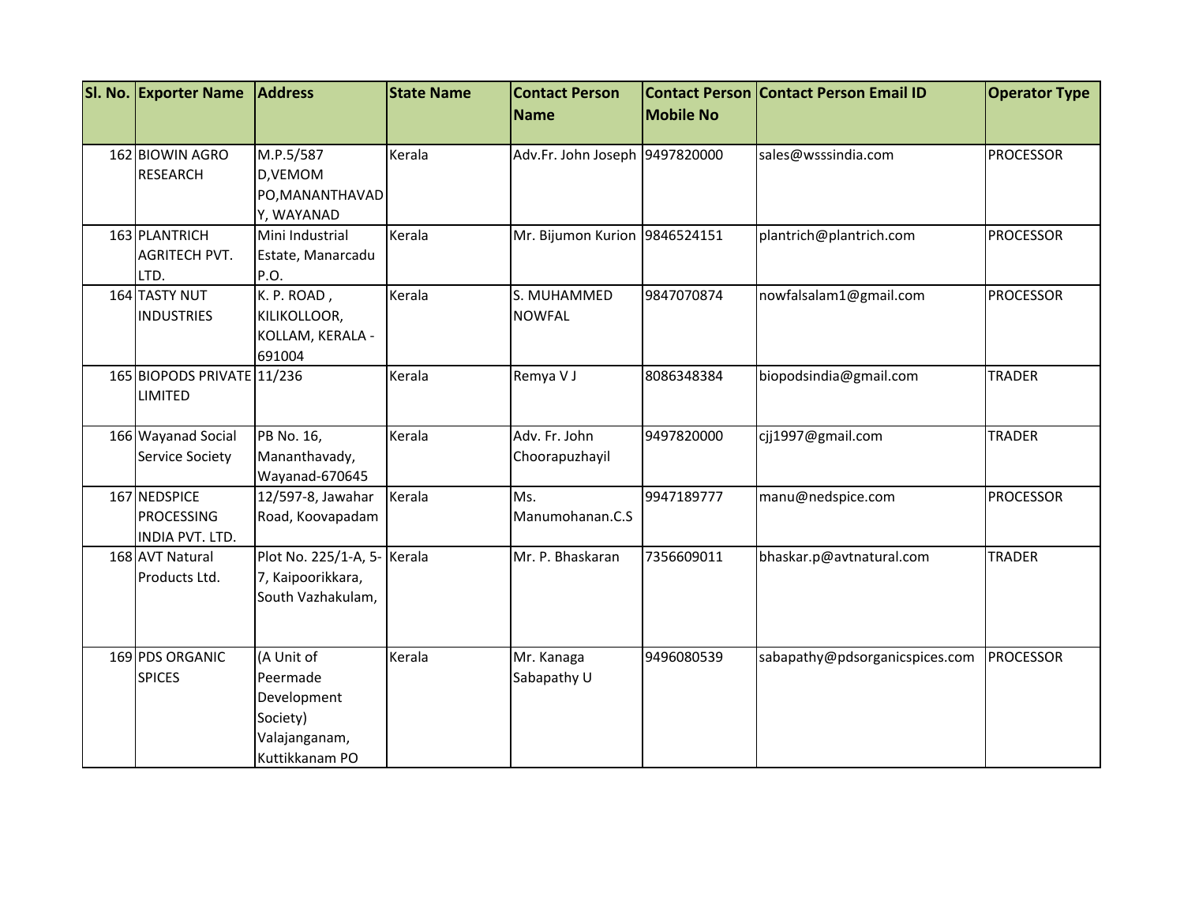| Sl. No. | Exporter Name | Address | State Name | Contact Person Name | Contact Person Mobile No | Contact Person Email ID | Operator Type |
|---|---|---|---|---|---|---|---|
| 162 | BIOWIN AGRO RESEARCH | M.P.5/587 D,VEMOM PO,MANANTHAVADY, WAYANAD | Kerala | Adv.Fr. John Joseph | 9497820000 | sales@wsssindia.com | PROCESSOR |
| 163 | PLANTRICH AGRITECH PVT. LTD. | Mini Industrial Estate, Manarcadu P.O. | Kerala | Mr. Bijumon Kurion | 9846524151 | plantrich@plantrich.com | PROCESSOR |
| 164 | TASTY NUT INDUSTRIES | K. P. ROAD , KILIKOLLOOR, KOLLAM, KERALA - 691004 | Kerala | S. MUHAMMED NOWFAL | 9847070874 | nowfalsalam1@gmail.com | PROCESSOR |
| 165 | BIOPODS PRIVATE LIMITED | 11/236 | Kerala | Remya V J | 8086348384 | biopodsindia@gmail.com | TRADER |
| 166 | Wayanad Social Service Society | PB No. 16, Mananthavady, Wayanad-670645 | Kerala | Adv. Fr. John Choorapuzhayil | 9497820000 | cjj1997@gmail.com | TRADER |
| 167 | NEDSPICE PROCESSING INDIA PVT. LTD. | 12/597-8, Jawahar Road, Koovapadam | Kerala | Ms. Manumohanan.C.S | 9947189777 | manu@nedspice.com | PROCESSOR |
| 168 | AVT Natural Products Ltd. | Plot No. 225/1-A, 5-7, Kaipoorikkara, South Vazhakulam, | Kerala | Mr. P. Bhaskaran | 7356609011 | bhaskar.p@avtnatural.com | TRADER |
| 169 | PDS ORGANIC SPICES | (A Unit of Peermade Development Society) Valajanganam, Kuttikkanam PO | Kerala | Mr. Kanaga Sabapathy U | 9496080539 | sabapathy@pdsorganicspices.com | PROCESSOR |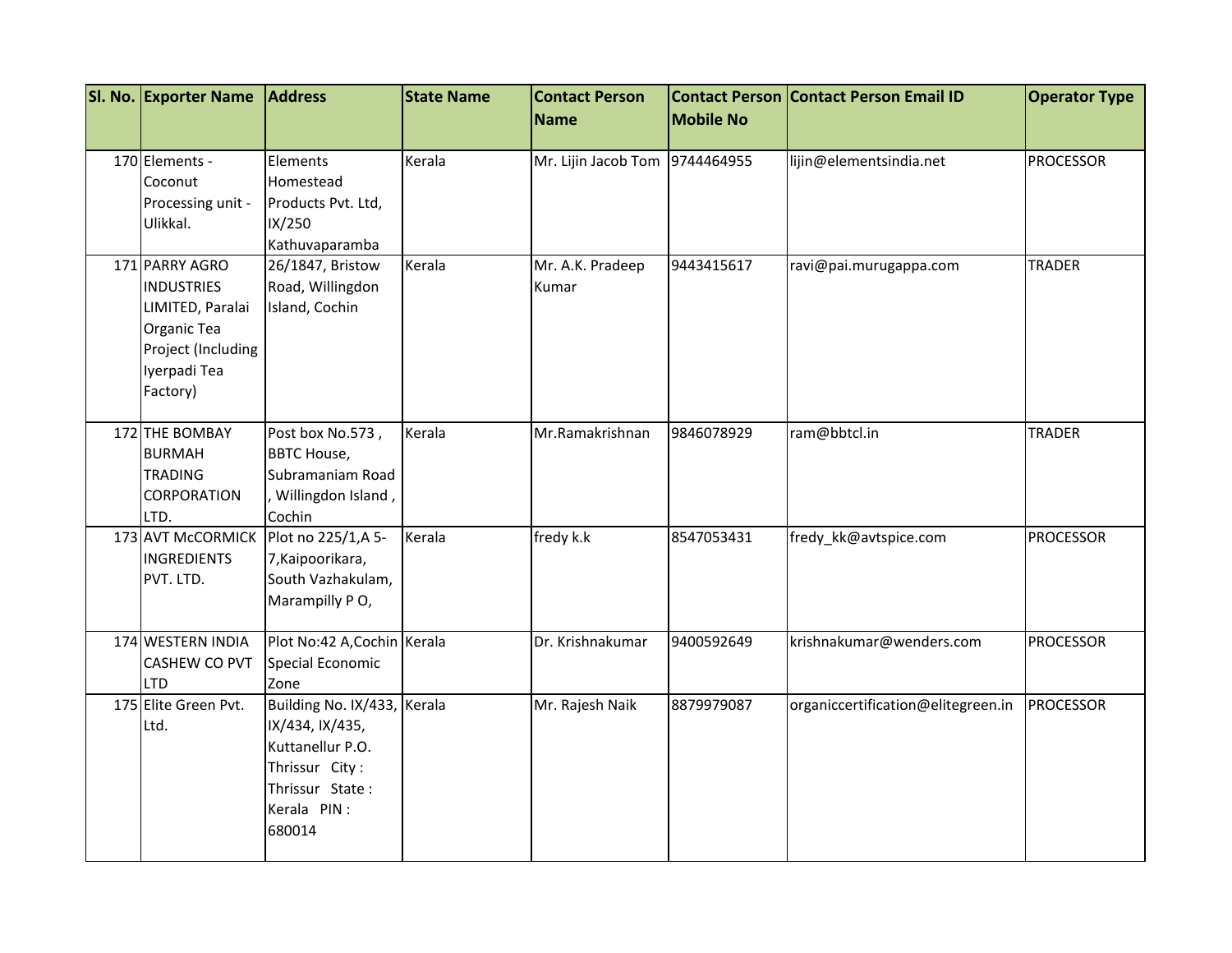| Sl. No. | Exporter Name | Address | State Name | Contact Person Name | Contact Person Mobile No | Contact Person Email ID | Operator Type |
|---|---|---|---|---|---|---|---|
| 170 | Elements - Coconut Processing unit - Ulikkal. | Elements Homestead Products Pvt. Ltd, IX/250 Kathuvaparamba | Kerala | Mr. Lijin Jacob Tom | 9744464955 | lijin@elementsindia.net | PROCESSOR |
| 171 | PARRY AGRO INDUSTRIES LIMITED, Paralai Organic Tea Project (Including Iyerpadi Tea Factory) | 26/1847, Bristow Road, Willingdon Island, Cochin | Kerala | Mr. A.K. Pradeep Kumar | 9443415617 | ravi@pai.murugappa.com | TRADER |
| 172 | THE BOMBAY BURMAH TRADING CORPORATION LTD. | Post box No.573 , BBTC House, Subramaniam Road , Willingdon Island , Cochin | Kerala | Mr.Ramakrishnan | 9846078929 | ram@bbtcl.in | TRADER |
| 173 | AVT McCORMICK INGREDIENTS PVT. LTD. | Plot no 225/1,A 5-7,Kaipoorikara, South Vazhakulam, Marampilly P O, | Kerala | fredy k.k | 8547053431 | fredy_kk@avtspice.com | PROCESSOR |
| 174 | WESTERN INDIA CASHEW CO PVT LTD | Plot No:42 A,Cochin Special Economic Zone | Kerala | Dr. Krishnakumar | 9400592649 | krishnakumar@wenders.com | PROCESSOR |
| 175 | Elite Green Pvt. Ltd. | Building No. IX/433, IX/434, IX/435, Kuttanellur P.O. Thrissur City : Thrissur State : Kerala PIN : 680014 | Kerala | Mr. Rajesh Naik | 8879979087 | organiccertification@elitegreen.in | PROCESSOR |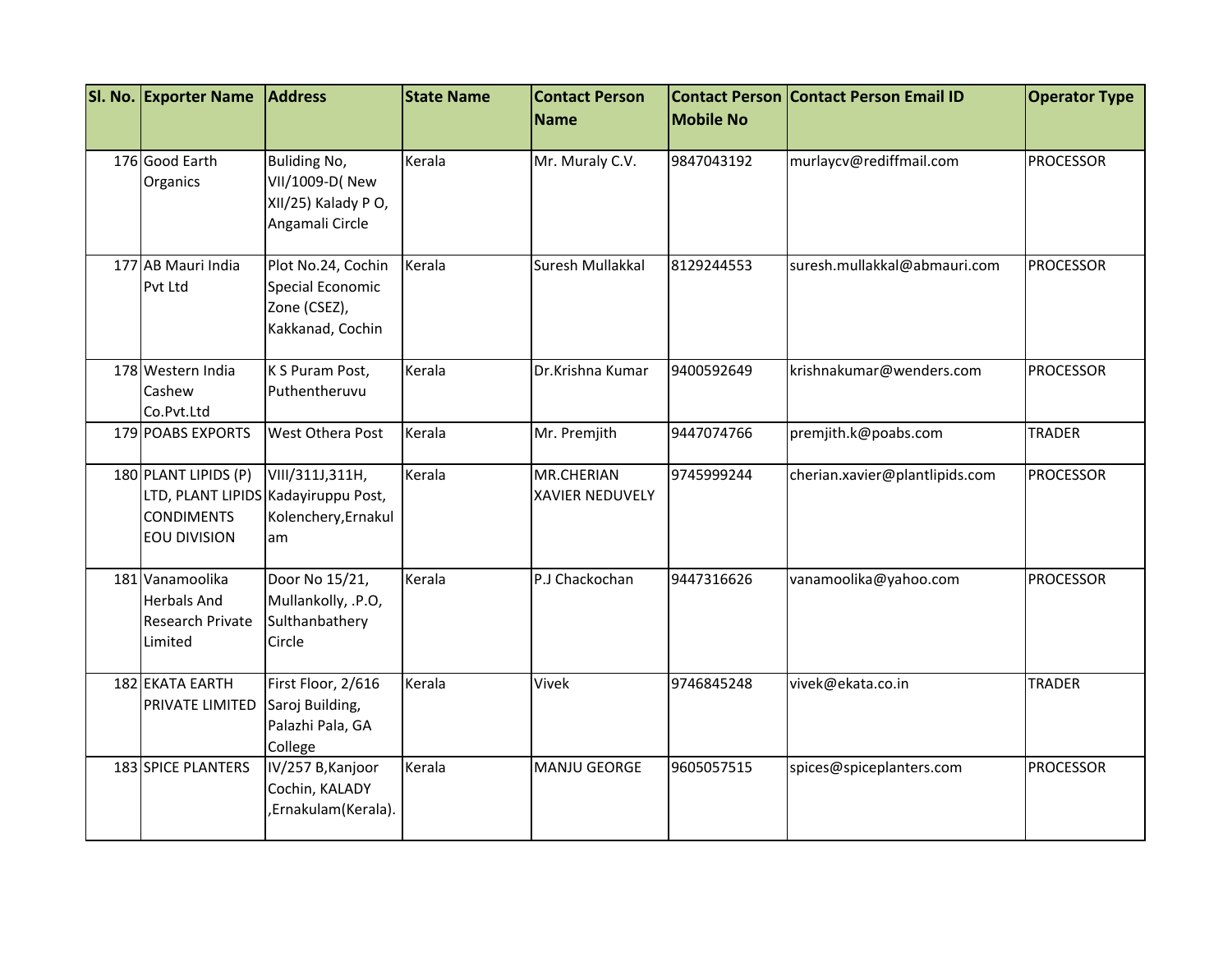| Sl. No. | Exporter Name | Address | State Name | Contact Person Name | Contact Person Mobile No | Contact Person Email ID | Operator Type |
|---|---|---|---|---|---|---|---|
| 176 | Good Earth Organics | Buliding No, VII/1009-D( New XII/25) Kalady P O, Angamali Circle | Kerala | Mr. Muraly C.V. | 9847043192 | murlaycv@rediffmail.com | PROCESSOR |
| 177 | AB Mauri India Pvt Ltd | Plot No.24, Cochin Special Economic Zone (CSEZ), Kakkanad, Cochin | Kerala | Suresh Mullakkal | 8129244553 | suresh.mullakkal@abmauri.com | PROCESSOR |
| 178 | Western India Cashew Co.Pvt.Ltd | K S Puram Post, Puthentheruvu | Kerala | Dr.Krishna Kumar | 9400592649 | krishnakumar@wenders.com | PROCESSOR |
| 179 | POABS EXPORTS | West Othera Post | Kerala | Mr. Premjith | 9447074766 | premjith.k@poabs.com | TRADER |
| 180 | PLANT LIPIDS (P) LTD, PLANT LIPIDS CONDIMENTS EOU DIVISION | VIII/311J,311H, Kadayiruppu Post, Kolenchery,Ernakulam | Kerala | MR.CHERIAN XAVIER NEDUVELY | 9745999244 | cherian.xavier@plantlipids.com | PROCESSOR |
| 181 | Vanamoolika Herbals And Research Private Limited | Door No 15/21, Mullankolly, .P.O, Sulthanbathery Circle | Kerala | P.J Chackochan | 9447316626 | vanamoolika@yahoo.com | PROCESSOR |
| 182 | EKATA EARTH PRIVATE LIMITED | First Floor, 2/616 Saroj Building, Palazhi Pala, GA College | Kerala | Vivek | 9746845248 | vivek@ekata.co.in | TRADER |
| 183 | SPICE PLANTERS | IV/257 B,Kanjoor Cochin, KALADY ,Ernakulam(Kerala). | Kerala | MANJU GEORGE | 9605057515 | spices@spiceplanters.com | PROCESSOR |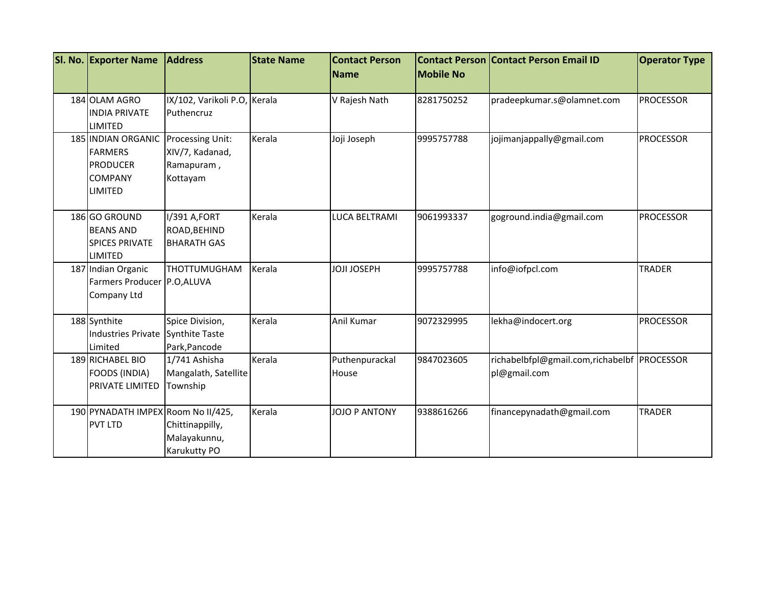| Sl. No. | Exporter Name | Address | State Name | Contact Person Name | Contact Person Mobile No | Contact Person Email ID | Operator Type |
|---|---|---|---|---|---|---|---|
| 184 | OLAM AGRO INDIA PRIVATE LIMITED | IX/102, Varikoli P.O, Puthencruz | Kerala | V Rajesh Nath | 8281750252 | pradeepkumar.s@olamnet.com | PROCESSOR |
| 185 | INDIAN ORGANIC FARMERS PRODUCER COMPANY LIMITED | Processing Unit: XIV/7, Kadanad, Ramapuram , Kottayam | Kerala | Joji Joseph | 9995757788 | jojimanjappally@gmail.com | PROCESSOR |
| 186 | GO GROUND BEANS AND SPICES PRIVATE LIMITED | I/391 A,FORT ROAD,BEHIND BHARATH GAS | Kerala | LUCA BELTRAMI | 9061993337 | goground.india@gmail.com | PROCESSOR |
| 187 | Indian Organic Farmers Producer Company Ltd | THOTTUMUGHAM P.O,ALUVA | Kerala | JOJI JOSEPH | 9995757788 | info@iofpcl.com | TRADER |
| 188 | Synthite Industries Private Limited | Spice Division, Synthite Taste Park,Pancode | Kerala | Anil Kumar | 9072329995 | lekha@indocert.org | PROCESSOR |
| 189 | RICHABEL BIO FOODS (INDIA) PRIVATE LIMITED | 1/741 Ashisha Mangalath, Satellite Township | Kerala | Puthenpurackal House | 9847023605 | richabelbfpl@gmail.com,richabelbfpl@gmail.com | PROCESSOR |
| 190 | PYNADATH IMPEX PVT LTD | Room No II/425, Chittinappilly, Malayakunnu, Karukutty PO | Kerala | JOJO P ANTONY | 9388616266 | financepynadath@gmail.com | TRADER |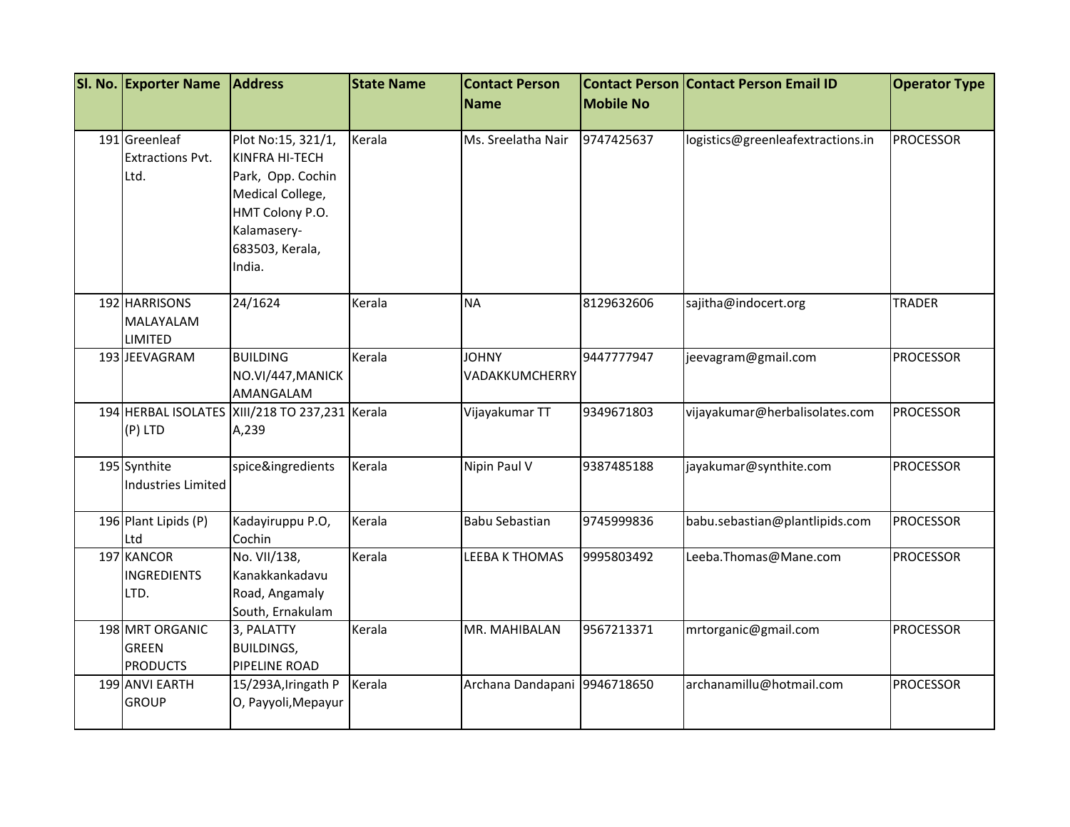| Sl. No. | Exporter Name | Address | State Name | Contact Person Name | Contact Person Mobile No | Contact Person Email ID | Operator Type |
|---|---|---|---|---|---|---|---|
| 191 | Greenleaf Extractions Pvt. Ltd. | Plot No:15, 321/1, KINFRA HI-TECH Park, Opp. Cochin Medical College, HMT Colony P.O. Kalamasery-683503, Kerala, India. | Kerala | Ms. Sreelatha Nair | 9747425637 | logistics@greenleafextractions.in | PROCESSOR |
| 192 | HARRISONS MALAYALAM LIMITED | 24/1624 | Kerala | NA | 8129632606 | sajitha@indocert.org | TRADER |
| 193 | JEEVAGRAM | BUILDING NO.VI/447,MANICKAMANGALAM | Kerala | JOHNY VADAKKUMCHERRY | 9447777947 | jeevagram@gmail.com | PROCESSOR |
| 194 | HERBAL ISOLATES (P) LTD | XIII/218 TO 237,231 A,239 | Kerala | Vijayakumar TT | 9349671803 | vijayakumar@herbalisolates.com | PROCESSOR |
| 195 | Synthite Industries Limited | spice&ingredients | Kerala | Nipin Paul V | 9387485188 | jayakumar@synthite.com | PROCESSOR |
| 196 | Plant Lipids (P) Ltd | Kadayiruppu P.O, Cochin | Kerala | Babu Sebastian | 9745999836 | babu.sebastian@plantlipids.com | PROCESSOR |
| 197 | KANCOR INGREDIENTS LTD. | No. VII/138, Kanakkankadavu Road, Angamaly South, Ernakulam | Kerala | LEEBA K THOMAS | 9995803492 | Leeba.Thomas@Mane.com | PROCESSOR |
| 198 | MRT ORGANIC GREEN PRODUCTS | 3, PALATTY BUILDINGS, PIPELINE ROAD | Kerala | MR. MAHIBALAN | 9567213371 | mrtorganic@gmail.com | PROCESSOR |
| 199 | ANVI EARTH GROUP | 15/293A,Iringath P O, Payyoli,Mepayur | Kerala | Archana Dandapani | 9946718650 | archanamillu@hotmail.com | PROCESSOR |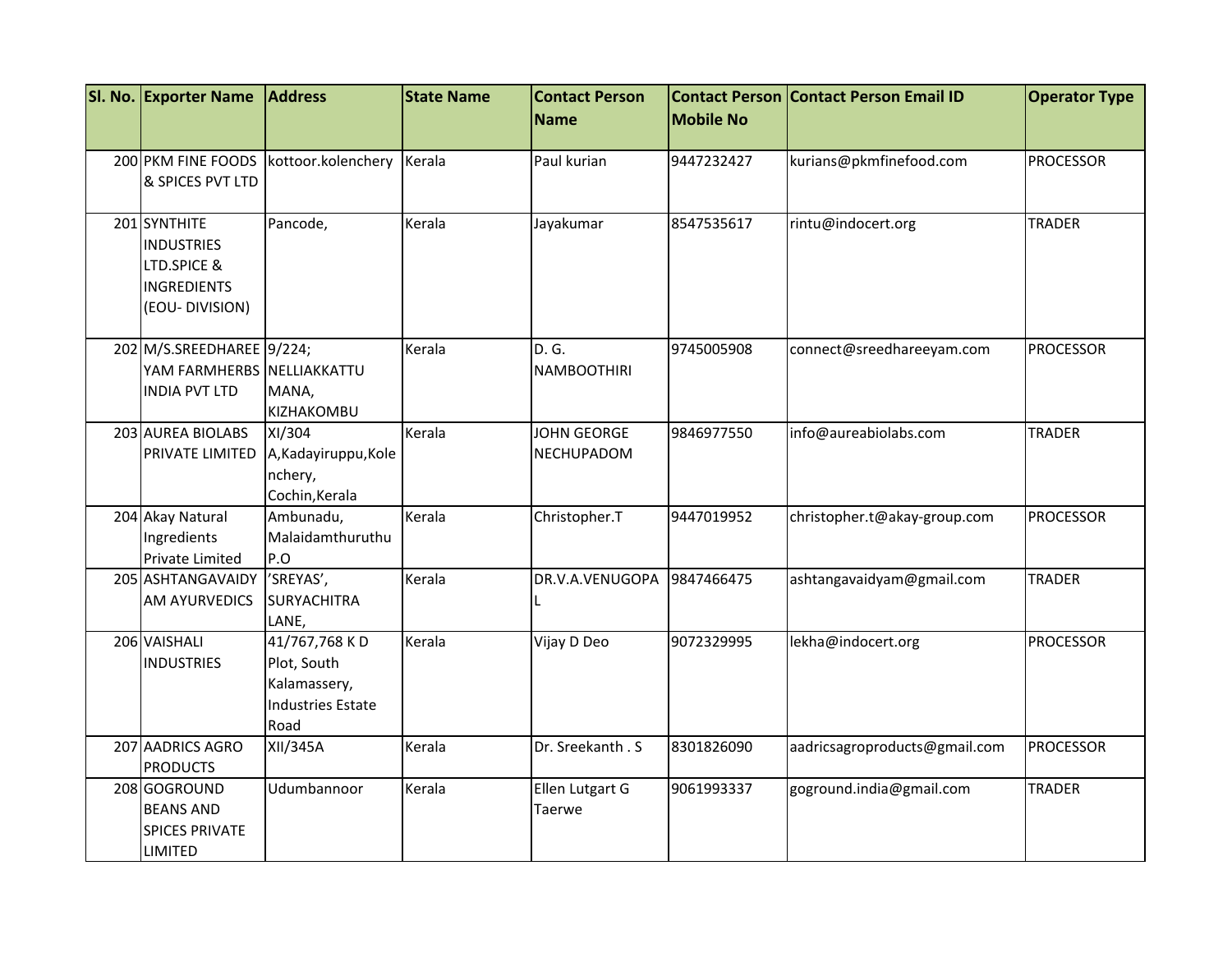| Sl. No. | Exporter Name | Address | State Name | Contact Person Name | Contact Person Mobile No | Contact Person Email ID | Operator Type |
|---|---|---|---|---|---|---|---|
| 200 | PKM FINE FOODS & SPICES PVT LTD | kottoor.kolenchery | Kerala | Paul kurian | 9447232427 | kurians@pkmfinefood.com | PROCESSOR |
| 201 | SYNTHITE INDUSTRIES LTD.SPICE & INGREDIENTS (EOU- DIVISION) | Pancode, | Kerala | Jayakumar | 8547535617 | rintu@indocert.org | TRADER |
| 202 | M/S.SREEDHAREEYAM FARMHERBS INDIA PVT LTD | 9/224; NELLIAKKATTU MANA, KIZHAKOMBU | Kerala | D. G. NAMBOOTHIRI | 9745005908 | connect@sreedhareeyam.com | PROCESSOR |
| 203 | AUREA BIOLABS PRIVATE LIMITED | XI/304 A,Kadayiruppu,Kolenchery, Cochin,Kerala | Kerala | JOHN GEORGE NECHUPADOM | 9846977550 | info@aureabiolabs.com | TRADER |
| 204 | Akay Natural Ingredients Private Limited | Ambunadu, Malaidamthuruthu P.O | Kerala | Christopher.T | 9447019952 | christopher.t@akay-group.com | PROCESSOR |
| 205 | ASHTANGAVAIDYAM AYURVEDICS | 'SREYAS', SURYACHITRA LANE, | Kerala | DR.V.A.VENUGOPAL | 9847466475 | ashtangavaidyam@gmail.com | TRADER |
| 206 | VAISHALI INDUSTRIES | 41/767,768 K D Plot, South Kalamassery, Industries Estate Road | Kerala | Vijay D Deo | 9072329995 | lekha@indocert.org | PROCESSOR |
| 207 | AADRICS AGRO PRODUCTS | XII/345A | Kerala | Dr. Sreekanth . S | 8301826090 | aadricsagroproducts@gmail.com | PROCESSOR |
| 208 | GOGROUND BEANS AND SPICES PRIVATE LIMITED | Udumbannoor | Kerala | Ellen Lutgart G Taerwe | 9061993337 | goground.india@gmail.com | TRADER |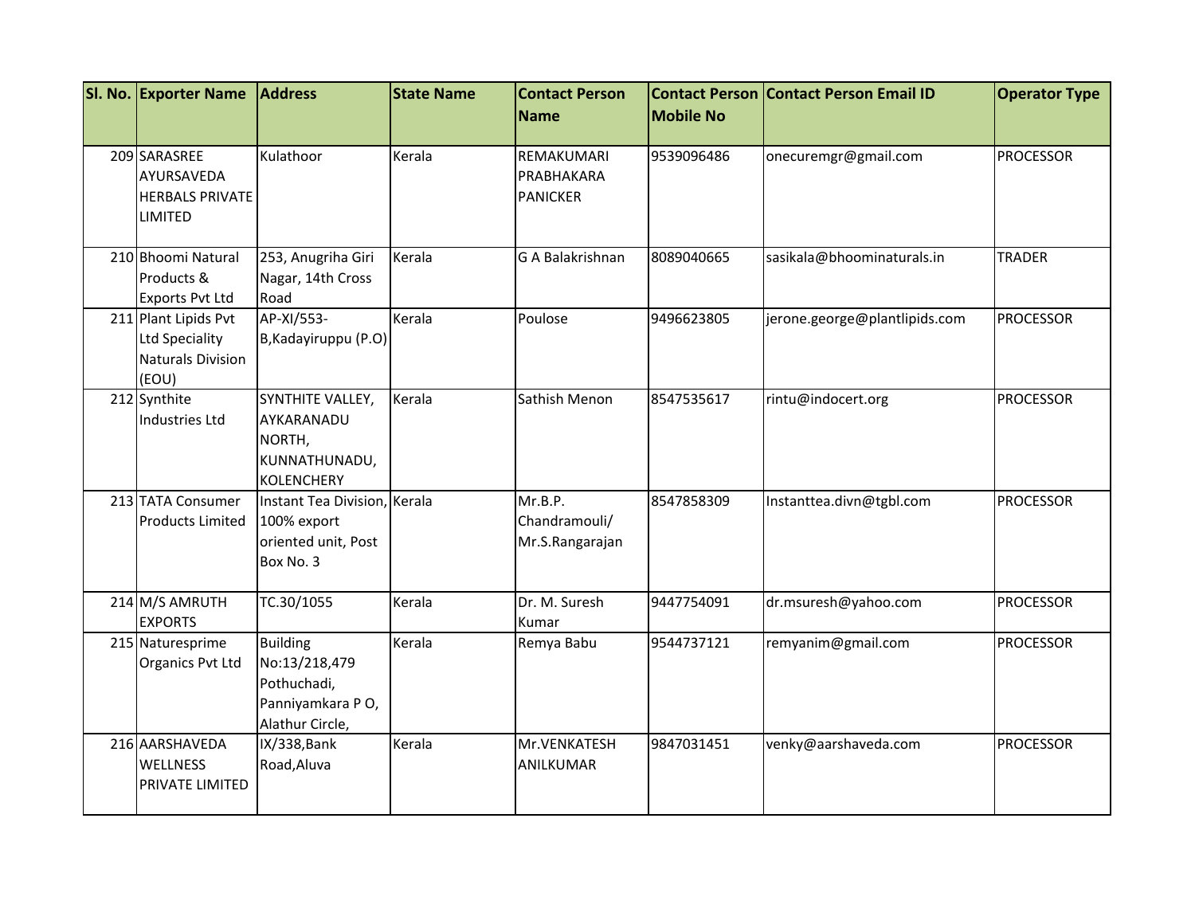| Sl. No. | Exporter Name | Address | State Name | Contact Person Name | Contact Person Mobile No | Contact Person Email ID | Operator Type |
|---|---|---|---|---|---|---|---|
| 209 | SARASREE AYURSAVEDA HERBALS PRIVATE LIMITED | Kulathoor | Kerala | REMAKUMARI PRABHAKARA PANICKER | 9539096486 | onecuremgr@gmail.com | PROCESSOR |
| 210 | Bhoomi Natural Products & Exports Pvt Ltd | 253, Anugriha Giri Nagar, 14th Cross Road | Kerala | G A Balakrishnan | 8089040665 | sasikala@bhoominaturals.in | TRADER |
| 211 | Plant Lipids Pvt Ltd Speciality Naturals Division (EOU) | AP-XI/553-B,Kadayiruppu (P.O) | Kerala | Poulose | 9496623805 | jerone.george@plantlipids.com | PROCESSOR |
| 212 | Synthite Industries Ltd | SYNTHITE VALLEY, AYKARANADU NORTH, KUNNATHUNADU, KOLENCHERY | Kerala | Sathish Menon | 8547535617 | rintu@indocert.org | PROCESSOR |
| 213 | TATA Consumer Products Limited | Instant Tea Division, 100% export oriented unit, Post Box No. 3 | Kerala | Mr.B.P. Chandramouli/ Mr.S.Rangarajan | 8547858309 | Instanttea.divn@tgbl.com | PROCESSOR |
| 214 | M/S AMRUTH EXPORTS | TC.30/1055 | Kerala | Dr. M. Suresh Kumar | 9447754091 | dr.msuresh@yahoo.com | PROCESSOR |
| 215 | Naturesprime Organics Pvt Ltd | Building No:13/218,479 Pothuchadi, Panniyamkara P O, Alathur Circle, | Kerala | Remya Babu | 9544737121 | remyanim@gmail.com | PROCESSOR |
| 216 | AARSHAVEDA WELLNESS PRIVATE LIMITED | IX/338,Bank Road,Aluva | Kerala | Mr.VENKATESH ANILKUMAR | 9847031451 | venky@aarshaveda.com | PROCESSOR |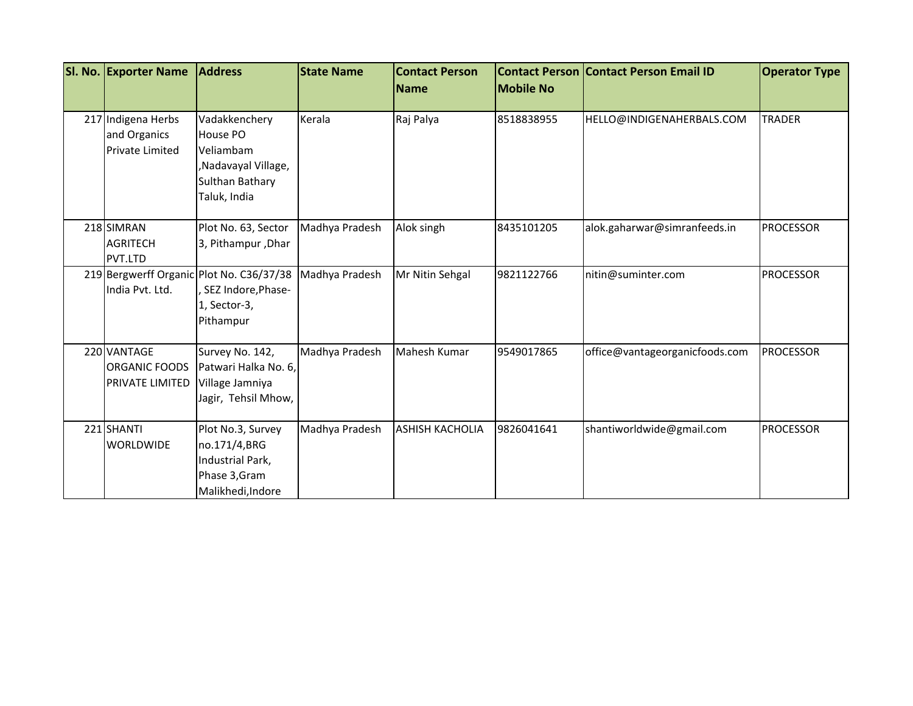| Sl. No. | Exporter Name | Address | State Name | Contact Person Name | Contact Person Mobile No | Contact Person Email ID | Operator Type |
|---|---|---|---|---|---|---|---|
| 217 | Indigena Herbs and Organics Private Limited | Vadakkenchery House PO Veliambam ,Nadavayal Village, Sulthan Bathary Taluk, India | Kerala | Raj Palya | 8518838955 | HELLO@INDIGENAHERBALS.COM | TRADER |
| 218 | SIMRAN AGRITECH PVT.LTD | Plot No. 63, Sector 3, Pithampur ,Dhar | Madhya Pradesh | Alok singh | 8435101205 | alok.gaharwar@simranfeeds.in | PROCESSOR |
| 219 | Bergwerff Organic India Pvt. Ltd. | Plot No. C36/37/38 , SEZ Indore,Phase-1, Sector-3, Pithampur | Madhya Pradesh | Mr Nitin Sehgal | 9821122766 | nitin@suminter.com | PROCESSOR |
| 220 | VANTAGE ORGANIC FOODS PRIVATE LIMITED | Survey No. 142, Patwari Halka No. 6, Village Jamniya Jagir, Tehsil Mhow, | Madhya Pradesh | Mahesh Kumar | 9549017865 | office@vantageorganicfoods.com | PROCESSOR |
| 221 | SHANTI WORLDWIDE | Plot No.3, Survey no.171/4,BRG Industrial Park, Phase 3,Gram Malikhedi,Indore | Madhya Pradesh | ASHISH KACHOLIA | 9826041641 | shantiworldwide@gmail.com | PROCESSOR |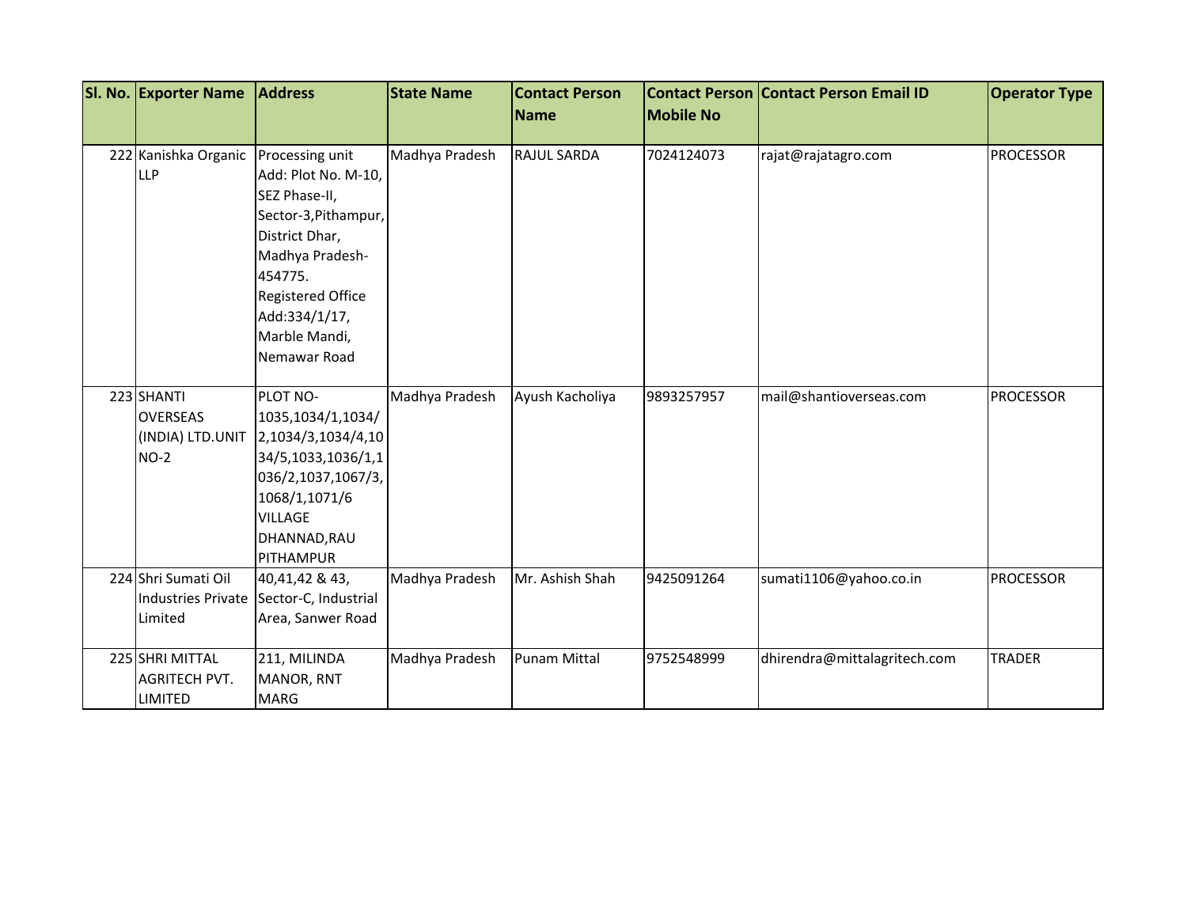| Sl. No. | Exporter Name | Address | State Name | Contact Person Name | Contact Person Mobile No | Contact Person Email ID | Operator Type |
|---|---|---|---|---|---|---|---|
| 222 | Kanishka Organic LLP | Processing unit Add: Plot No. M-10, SEZ Phase-II, Sector-3,Pithampur, District Dhar, Madhya Pradesh-454775. Registered Office Add:334/1/17, Marble Mandi, Nemawar Road | Madhya Pradesh | RAJUL SARDA | 7024124073 | rajat@rajatagro.com | PROCESSOR |
| 223 | SHANTI OVERSEAS (INDIA) LTD.UNIT NO-2 | PLOT NO-1035,1034/1,1034/2,1034/3,1034/4,1034/5,1033,1036/1,1036/2,1037,1067/3,1068/1,1071/6 VILLAGE DHANNAD,RAU PITHAMPUR | Madhya Pradesh | Ayush Kacholiya | 9893257957 | mail@shantioverseas.com | PROCESSOR |
| 224 | Shri Sumati Oil Industries Private Limited | 40,41,42 & 43, Sector-C, Industrial Area, Sanwer Road | Madhya Pradesh | Mr. Ashish Shah | 9425091264 | sumati1106@yahoo.co.in | PROCESSOR |
| 225 | SHRI MITTAL AGRITECH PVT. LIMITED | 211, MILINDA MANOR, RNT MARG | Madhya Pradesh | Punam Mittal | 9752548999 | dhirendra@mittalagritech.com | TRADER |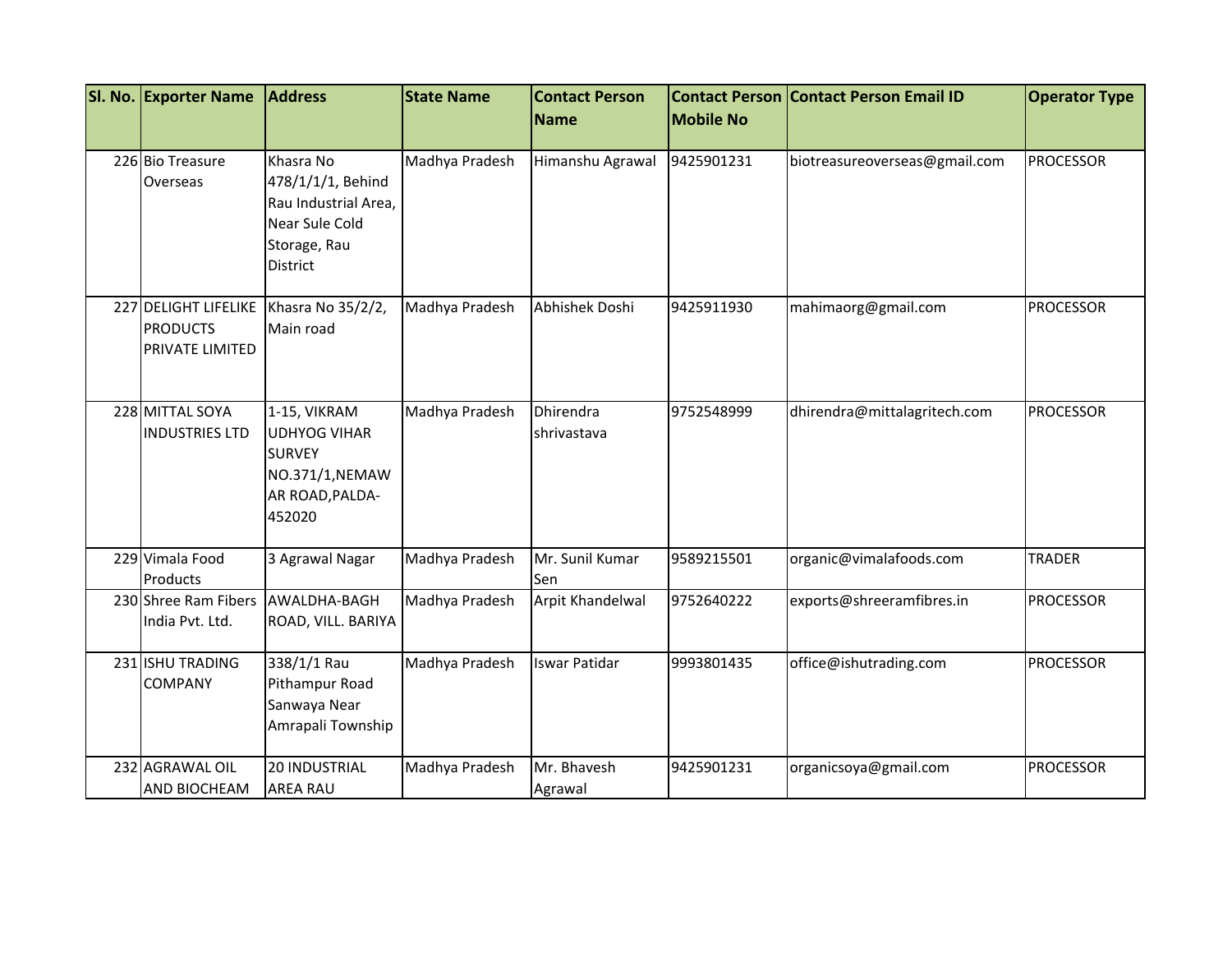| Sl. No. | Exporter Name | Address | State Name | Contact Person Name | Contact Person Mobile No | Contact Person Email ID | Operator Type |
|---|---|---|---|---|---|---|---|
| 226 | Bio Treasure Overseas | Khasra No 478/1/1/1, Behind Rau Industrial Area, Near Sule Cold Storage, Rau District | Madhya Pradesh | Himanshu Agrawal | 9425901231 | biotreasureoverseas@gmail.com | PROCESSOR |
| 227 | DELIGHT LIFELIKE PRODUCTS PRIVATE LIMITED | Khasra No 35/2/2, Main road | Madhya Pradesh | Abhishek Doshi | 9425911930 | mahimaorg@gmail.com | PROCESSOR |
| 228 | MITTAL SOYA INDUSTRIES LTD | 1-15, VIKRAM UDHYOG VIHAR SURVEY NO.371/1,NEMAWAR ROAD,PALDA-452020 | Madhya Pradesh | Dhirendra shrivastava | 9752548999 | dhirendra@mittalagritech.com | PROCESSOR |
| 229 | Vimala Food Products | 3 Agrawal Nagar | Madhya Pradesh | Mr. Sunil Kumar Sen | 9589215501 | organic@vimalafoods.com | TRADER |
| 230 | Shree Ram Fibers India Pvt. Ltd. | AWALDHA-BAGH ROAD, VILL. BARIYA | Madhya Pradesh | Arpit Khandelwal | 9752640222 | exports@shreeramfibres.in | PROCESSOR |
| 231 | ISHU TRADING COMPANY | 338/1/1 Rau Pithampur Road Sanwaya Near Amrapali Township | Madhya Pradesh | Iswar Patidar | 9993801435 | office@ishutrading.com | PROCESSOR |
| 232 | AGRAWAL OIL AND BIOCHEAM | 20 INDUSTRIAL AREA RAU | Madhya Pradesh | Mr. Bhavesh Agrawal | 9425901231 | organicsoya@gmail.com | PROCESSOR |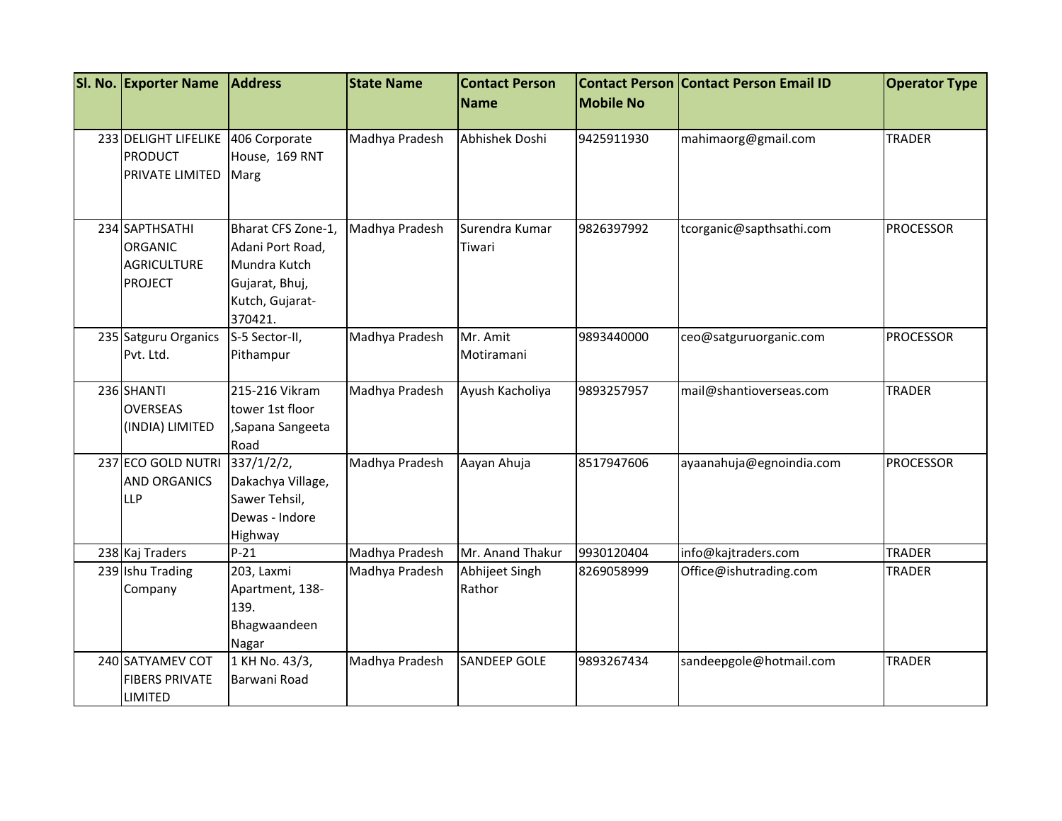| Sl. No. | Exporter Name | Address | State Name | Contact Person Name | Contact Person Mobile No | Contact Person Email ID | Operator Type |
|---|---|---|---|---|---|---|---|
| 233 | DELIGHT LIFELIKE PRODUCT PRIVATE LIMITED | 406 Corporate House, 169 RNT Marg | Madhya Pradesh | Abhishek Doshi | 9425911930 | mahimaorg@gmail.com | TRADER |
| 234 | SAPTHSATHI ORGANIC AGRICULTURE PROJECT | Bharat CFS Zone-1, Adani Port Road, Mundra Kutch Gujarat, Bhuj, Kutch, Gujarat-370421. | Madhya Pradesh | Surendra Kumar Tiwari | 9826397992 | tcorganic@sapthsathi.com | PROCESSOR |
| 235 | Satguru Organics Pvt. Ltd. | S-5 Sector-II, Pithampur | Madhya Pradesh | Mr. Amit Motiramani | 9893440000 | ceo@satguruorganic.com | PROCESSOR |
| 236 | SHANTI OVERSEAS (INDIA) LIMITED | 215-216 Vikram tower 1st floor ,Sapana Sangeeta Road | Madhya Pradesh | Ayush Kacholiya | 9893257957 | mail@shantioverseas.com | TRADER |
| 237 | ECO GOLD NUTRI AND ORGANICS LLP | 337/1/2/2, Dakachya Village, Sawer Tehsil, Dewas - Indore Highway | Madhya Pradesh | Aayan Ahuja | 8517947606 | ayaanahuja@egnoindia.com | PROCESSOR |
| 238 | Kaj Traders | P-21 | Madhya Pradesh | Mr. Anand Thakur | 9930120404 | info@kajtraders.com | TRADER |
| 239 | Ishu Trading Company | 203, Laxmi Apartment, 138-139. Bhagwaandeen Nagar | Madhya Pradesh | Abhijeet Singh Rathor | 8269058999 | Office@ishutrading.com | TRADER |
| 240 | SATYAMEV COT FIBERS PRIVATE LIMITED | 1 KH No. 43/3, Barwani Road | Madhya Pradesh | SANDEEP GOLE | 9893267434 | sandeepgole@hotmail.com | TRADER |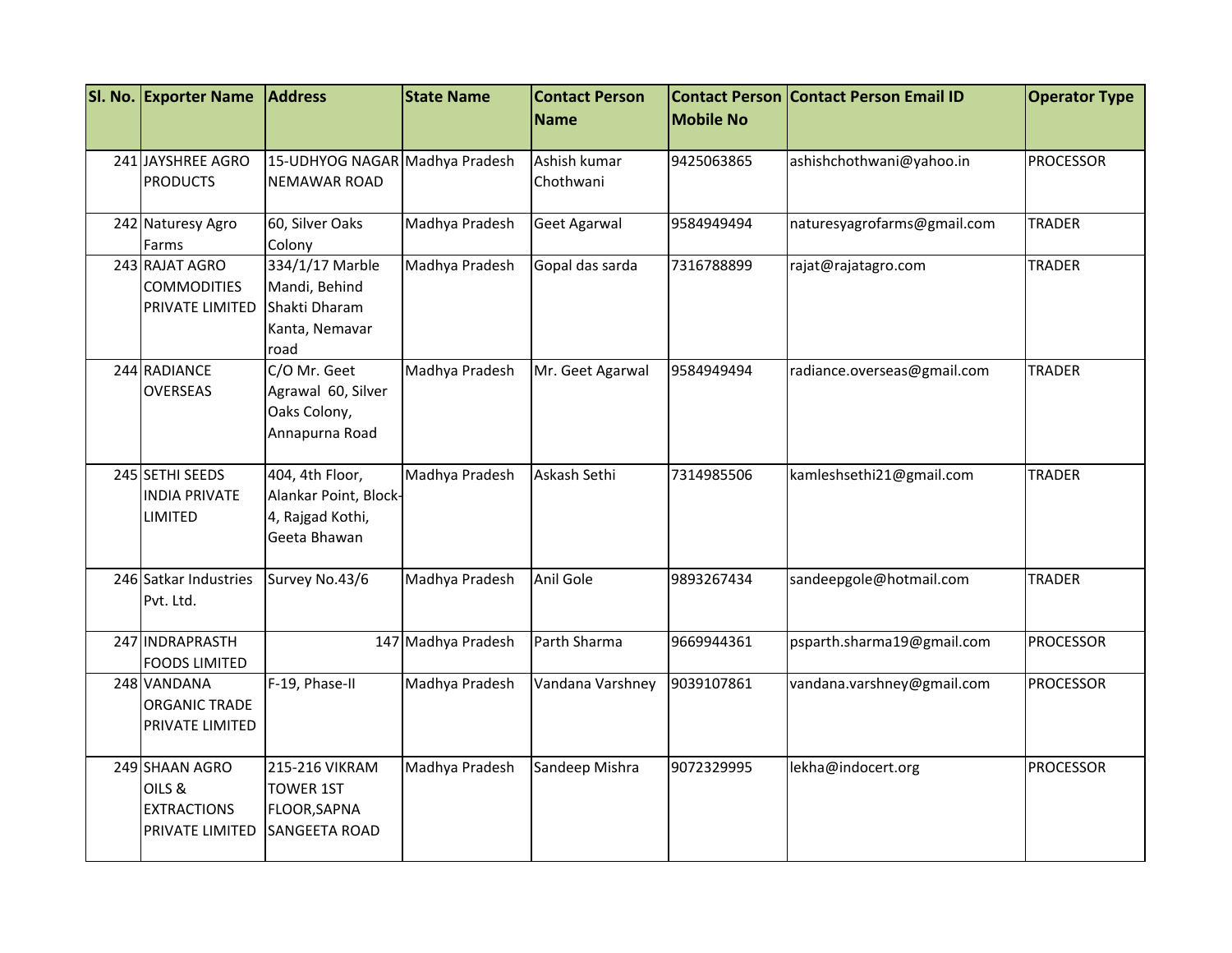| Sl. No. | Exporter Name | Address | State Name | Contact Person Name | Contact Person Mobile No | Contact Person Email ID | Operator Type |
|---|---|---|---|---|---|---|---|
| 241 | JAYSHREE AGRO PRODUCTS | 15-UDHYOG NAGAR NEMAWAR ROAD | Madhya Pradesh | Ashish kumar Chothwani | 9425063865 | ashishchothwani@yahoo.in | PROCESSOR |
| 242 | Naturesy Agro Farms | 60, Silver Oaks Colony | Madhya Pradesh | Geet Agarwal | 9584949494 | naturesyagrofarms@gmail.com | TRADER |
| 243 | RAJAT AGRO COMMODITIES PRIVATE LIMITED | 334/1/17 Marble Mandi, Behind Shakti Dharam Kanta, Nemavar road | Madhya Pradesh | Gopal das sarda | 7316788899 | rajat@rajatagro.com | TRADER |
| 244 | RADIANCE OVERSEAS | C/O Mr. Geet Agrawal 60, Silver Oaks Colony, Annapurna Road | Madhya Pradesh | Mr. Geet Agarwal | 9584949494 | radiance.overseas@gmail.com | TRADER |
| 245 | SETHI SEEDS INDIA PRIVATE LIMITED | 404, 4th Floor, Alankar Point, Block-4, Rajgad Kothi, Geeta Bhawan | Madhya Pradesh | Askash Sethi | 7314985506 | kamleshsethi21@gmail.com | TRADER |
| 246 | Satkar Industries Pvt. Ltd. | Survey No.43/6 | Madhya Pradesh | Anil Gole | 9893267434 | sandeepgole@hotmail.com | TRADER |
| 247 | INDRAPRASTH FOODS LIMITED | 147 | Madhya Pradesh | Parth Sharma | 9669944361 | psparth.sharma19@gmail.com | PROCESSOR |
| 248 | VANDANA ORGANIC TRADE PRIVATE LIMITED | F-19, Phase-II | Madhya Pradesh | Vandana Varshney | 9039107861 | vandana.varshney@gmail.com | PROCESSOR |
| 249 | SHAAN AGRO OILS & EXTRACTIONS PRIVATE LIMITED | 215-216 VIKRAM TOWER 1ST FLOOR,SAPNA SANGEETA ROAD | Madhya Pradesh | Sandeep Mishra | 9072329995 | lekha@indocert.org | PROCESSOR |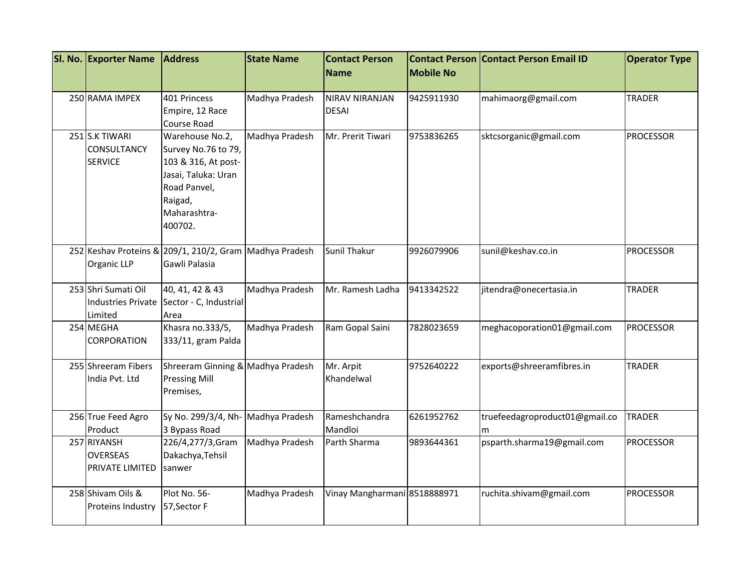| Sl. No. | Exporter Name | Address | State Name | Contact Person Name | Contact Person Mobile No | Contact Person Email ID | Operator Type |
|---|---|---|---|---|---|---|---|
| 250 | RAMA IMPEX | 401 Princess Empire, 12 Race Course Road | Madhya Pradesh | NIRAV NIRANJAN DESAI | 9425911930 | mahimaorg@gmail.com | TRADER |
| 251 | S.K TIWARI CONSULTANCY SERVICE | Warehouse No.2, Survey No.76 to 79, 103 & 316, At post- Jasai, Taluka: Uran Road Panvel, Raigad, Maharashtra- 400702. | Madhya Pradesh | Mr. Prerit Tiwari | 9753836265 | sktcsorganic@gmail.com | PROCESSOR |
| 252 | Keshav Proteins & Organic LLP | 209/1, 210/2, Gram Gawli Palasia | Madhya Pradesh | Sunil Thakur | 9926079906 | sunil@keshav.co.in | PROCESSOR |
| 253 | Shri Sumati Oil Industries Private Limited | 40, 41, 42 & 43 Sector - C, Industrial Area | Madhya Pradesh | Mr. Ramesh Ladha | 9413342522 | jitendra@onecertasia.in | TRADER |
| 254 | MEGHA CORPORATION | Khasra no.333/5, 333/11, gram Palda | Madhya Pradesh | Ram Gopal Saini | 7828023659 | meghacoporation01@gmail.com | PROCESSOR |
| 255 | Shreeram Fibers India Pvt. Ltd | Shreeram Ginning & Pressing Mill Premises, | Madhya Pradesh | Mr. Arpit Khandelwal | 9752640222 | exports@shreeramfibres.in | TRADER |
| 256 | True Feed Agro Product | Sy No. 299/3/4, Nh-3 Bypass Road | Madhya Pradesh | Rameshchandra Mandloi | 6261952762 | truefeedagroproduct01@gmail.com | TRADER |
| 257 | RIYANSH OVERSEAS PRIVATE LIMITED | 226/4,277/3,Gram Dakachya,Tehsil sanwer | Madhya Pradesh | Parth Sharma | 9893644361 | psparth.sharma19@gmail.com | PROCESSOR |
| 258 | Shivam Oils & Proteins Industry | Plot No. 56-57,Sector F | Madhya Pradesh | Vinay Mangharmani | 8518888971 | ruchita.shivam@gmail.com | PROCESSOR |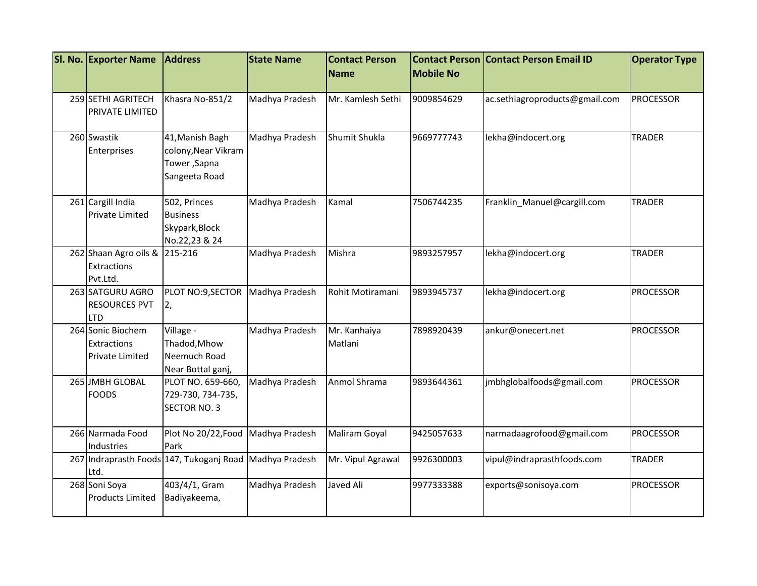| Sl. No. | Exporter Name | Address | State Name | Contact Person Name | Contact Person Mobile No | Contact Person Email ID | Operator Type |
|---|---|---|---|---|---|---|---|
| 259 | SETHI AGRITECH PRIVATE LIMITED | Khasra No-851/2 | Madhya Pradesh | Mr. Kamlesh Sethi | 9009854629 | ac.sethiagroproducts@gmail.com | PROCESSOR |
| 260 | Swastik Enterprises | 41,Manish Bagh colony,Near Vikram Tower ,Sapna Sangeeta Road | Madhya Pradesh | Shumit Shukla | 9669777743 | lekha@indocert.org | TRADER |
| 261 | Cargill India Private Limited | 502, Princes Business Skypark,Block No.22,23 & 24 | Madhya Pradesh | Kamal | 7506744235 | Franklin_Manuel@cargill.com | TRADER |
| 262 | Shaan Agro oils & Extractions Pvt.Ltd. | 215-216 | Madhya Pradesh | Mishra | 9893257957 | lekha@indocert.org | TRADER |
| 263 | SATGURU AGRO RESOURCES PVT LTD | PLOT NO:9,SECTOR 2, | Madhya Pradesh | Rohit Motiramani | 9893945737 | lekha@indocert.org | PROCESSOR |
| 264 | Sonic Biochem Extractions Private Limited | Village - Thadod,Mhow Neemuch Road Near Bottal ganj, | Madhya Pradesh | Mr. Kanhaiya Matlani | 7898920439 | ankur@onecert.net | PROCESSOR |
| 265 | JMBH GLOBAL FOODS | PLOT NO. 659-660, 729-730, 734-735, SECTOR NO. 3 | Madhya Pradesh | Anmol Shrama | 9893644361 | jmbhglobalfoods@gmail.com | PROCESSOR |
| 266 | Narmada Food Industries | Plot No 20/22,Food Park | Madhya Pradesh | Maliram Goyal | 9425057633 | narmadaagrofood@gmail.com | PROCESSOR |
| 267 | Indraprasth Foods Ltd. | 147, Tukoganj Road | Madhya Pradesh | Mr. Vipul Agrawal | 9926300003 | vipul@indraprasthfoods.com | TRADER |
| 268 | Soni Soya Products Limited | 403/4/1, Gram Badiyakeema, | Madhya Pradesh | Javed Ali | 9977333388 | exports@sonisoya.com | PROCESSOR |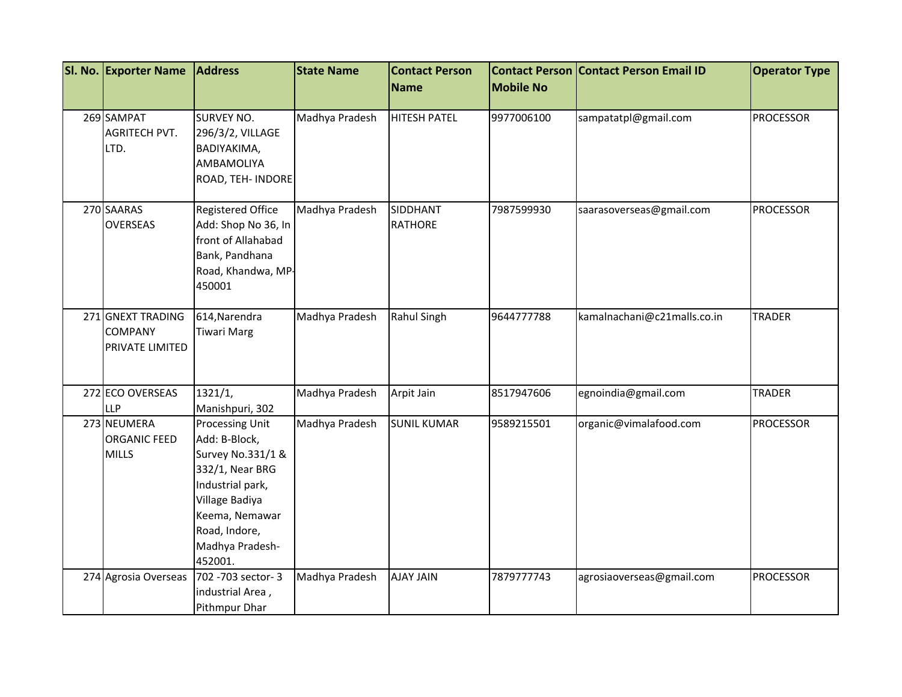| Sl. No. | Exporter Name | Address | State Name | Contact Person Name | Contact Person Mobile No | Contact Person Email ID | Operator Type |
|---|---|---|---|---|---|---|---|
| 269 | SAMPAT AGRITECH PVT. LTD. | SURVEY NO. 296/3/2, VILLAGE BADIYAKIMA, AMBAMOLIYA ROAD, TEH- INDORE | Madhya Pradesh | HITESH PATEL | 9977006100 | sampatatpl@gmail.com | PROCESSOR |
| 270 | SAARAS OVERSEAS | Registered Office Add: Shop No 36, In front of Allahabad Bank, Pandhana Road, Khandwa, MP-450001 | Madhya Pradesh | SIDDHANT RATHORE | 7987599930 | saarasoverseas@gmail.com | PROCESSOR |
| 271 | GNEXT TRADING COMPANY PRIVATE LIMITED | 614,Narendra Tiwari Marg | Madhya Pradesh | Rahul Singh | 9644777788 | kamalnachani@c21malls.co.in | TRADER |
| 272 | ECO OVERSEAS LLP | 1321/1, Manishpuri, 302 | Madhya Pradesh | Arpit Jain | 8517947606 | egnoindia@gmail.com | TRADER |
| 273 | NEUMERA ORGANIC FEED MILLS | Processing Unit Add: B-Block, Survey No.331/1 & 332/1, Near BRG Industrial park, Village Badiya Keema, Nemawar Road, Indore, Madhya Pradesh-452001. | Madhya Pradesh | SUNIL KUMAR | 9589215501 | organic@vimalafood.com | PROCESSOR |
| 274 | Agrosia Overseas | 702 -703 sector- 3 industrial Area , Pithmpur Dhar | Madhya Pradesh | AJAY JAIN | 7879777743 | agrosiaoverseas@gmail.com | PROCESSOR |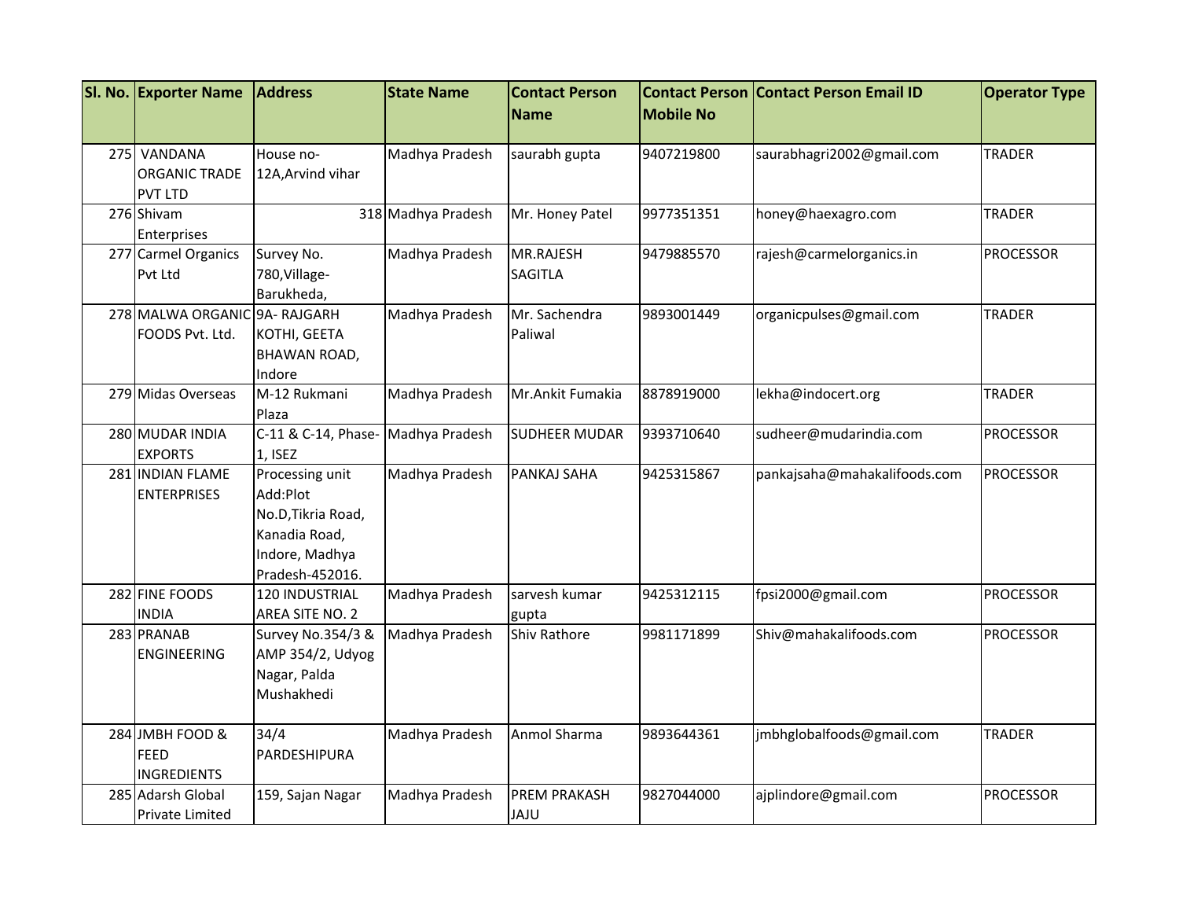| Sl. No. | Exporter Name | Address | State Name | Contact Person Name | Contact Person Mobile No | Contact Person Email ID | Operator Type |
|---|---|---|---|---|---|---|---|
| 275 | VANDANA ORGANIC TRADE PVT LTD | House no-12A,Arvind vihar | Madhya Pradesh | saurabh gupta | 9407219800 | saurabhagri2002@gmail.com | TRADER |
| 276 | Shivam Enterprises | 318 | Madhya Pradesh | Mr. Honey Patel | 9977351351 | honey@haexagro.com | TRADER |
| 277 | Carmel Organics Pvt Ltd | Survey No. 780,Village-Barukheda, | Madhya Pradesh | MR.RAJESH SAGITLA | 9479885570 | rajesh@carmelorganics.in | PROCESSOR |
| 278 | MALWA ORGANIC FOODS Pvt. Ltd. | 9A- RAJGARH KOTHI, GEETA BHAWAN ROAD, Indore | Madhya Pradesh | Mr. Sachendra Paliwal | 9893001449 | organicpulses@gmail.com | TRADER |
| 279 | Midas Overseas | M-12 Rukmani Plaza | Madhya Pradesh | Mr.Ankit Fumakia | 8878919000 | lekha@indocert.org | TRADER |
| 280 | MUDAR INDIA EXPORTS | C-11 & C-14, Phase-1, ISEZ | Madhya Pradesh | SUDHEER MUDAR | 9393710640 | sudheer@mudarindia.com | PROCESSOR |
| 281 | INDIAN FLAME ENTERPRISES | Processing unit Add:Plot No.D,Tikria Road, Kanadia Road, Indore, Madhya Pradesh-452016. | Madhya Pradesh | PANKAJ SAHA | 9425315867 | pankajsaha@mahakalifoods.com | PROCESSOR |
| 282 | FINE FOODS INDIA | 120 INDUSTRIAL AREA SITE NO. 2 | Madhya Pradesh | sarvesh kumar gupta | 9425312115 | fpsi2000@gmail.com | PROCESSOR |
| 283 | PRANAB ENGINEERING | Survey No.354/3 & AMP 354/2, Udyog Nagar, Palda Mushakhedi | Madhya Pradesh | Shiv Rathore | 9981171899 | Shiv@mahakalifoods.com | PROCESSOR |
| 284 | JMBH FOOD & FEED INGREDIENTS | 34/4 PARDESHIPURA | Madhya Pradesh | Anmol Sharma | 9893644361 | jmbhglobalfoods@gmail.com | TRADER |
| 285 | Adarsh Global Private Limited | 159, Sajan Nagar | Madhya Pradesh | PREM PRAKASH JAJU | 9827044000 | ajplindore@gmail.com | PROCESSOR |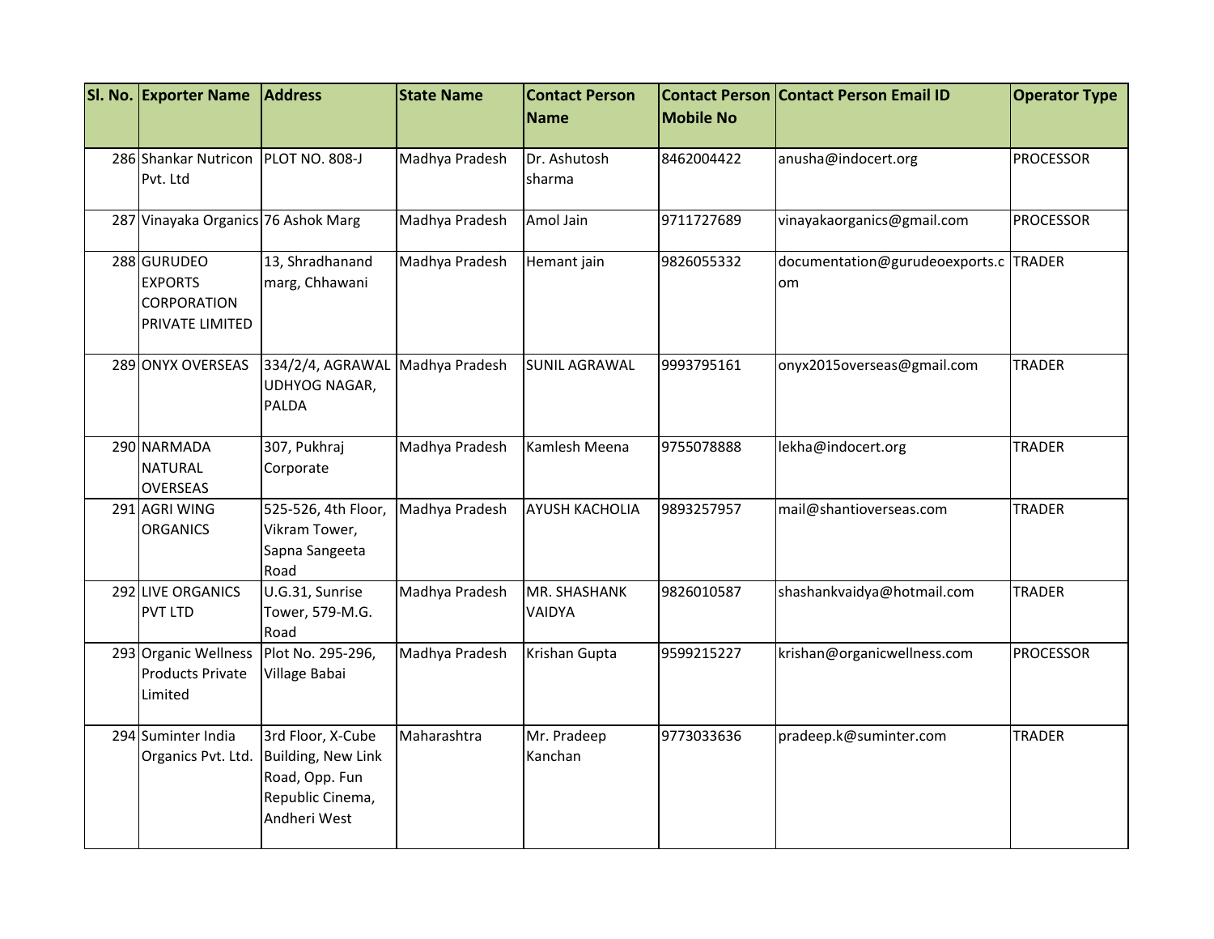| Sl. No. | Exporter Name | Address | State Name | Contact Person Name | Contact Person Mobile No | Contact Person Email ID | Operator Type |
|---|---|---|---|---|---|---|---|
| 286 | Shankar Nutricon Pvt. Ltd | PLOT NO. 808-J | Madhya Pradesh | Dr. Ashutosh sharma | 8462004422 | anusha@indocert.org | PROCESSOR |
| 287 | Vinayaka Organics | 76 Ashok Marg | Madhya Pradesh | Amol Jain | 9711727689 | vinayakaorganics@gmail.com | PROCESSOR |
| 288 | GURUDEO EXPORTS CORPORATION PRIVATE LIMITED | 13, Shradhanand marg, Chhawani | Madhya Pradesh | Hemant jain | 9826055332 | documentation@gurudeoexports.com | TRADER |
| 289 | ONYX OVERSEAS | 334/2/4, AGRAWAL UDHYOG NAGAR, PALDA | Madhya Pradesh | SUNIL AGRAWAL | 9993795161 | onyx2015overseas@gmail.com | TRADER |
| 290 | NARMADA NATURAL OVERSEAS | 307, Pukhraj Corporate | Madhya Pradesh | Kamlesh Meena | 9755078888 | lekha@indocert.org | TRADER |
| 291 | AGRI WING ORGANICS | 525-526, 4th Floor, Vikram Tower, Sapna Sangeeta Road | Madhya Pradesh | AYUSH KACHOLIA | 9893257957 | mail@shantioverseas.com | TRADER |
| 292 | LIVE ORGANICS PVT LTD | U.G.31, Sunrise Tower, 579-M.G. Road | Madhya Pradesh | MR. SHASHANK VAIDYA | 9826010587 | shashankvaidya@hotmail.com | TRADER |
| 293 | Organic Wellness Products Private Limited | Plot No. 295-296, Village Babai | Madhya Pradesh | Krishan Gupta | 9599215227 | krishan@organicwellness.com | PROCESSOR |
| 294 | Suminter India Organics Pvt. Ltd. | 3rd Floor, X-Cube Building, New Link Road, Opp. Fun Republic Cinema, Andheri West | Maharashtra | Mr. Pradeep Kanchan | 9773033636 | pradeep.k@suminter.com | TRADER |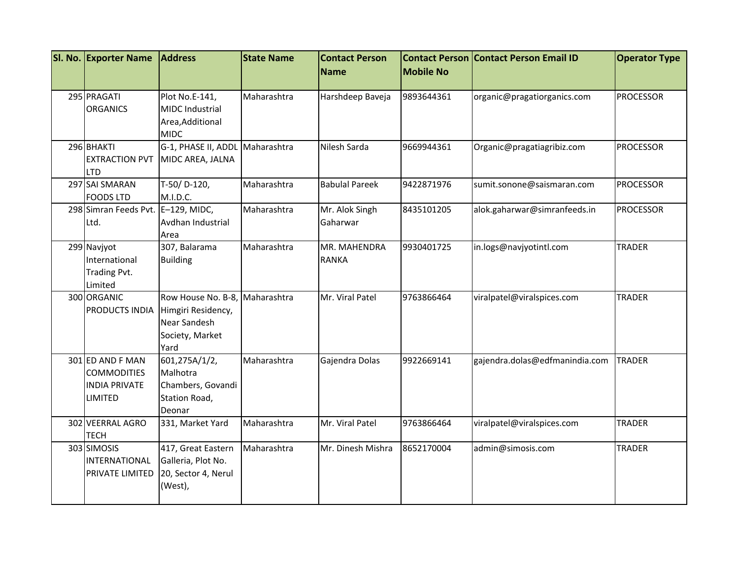| Sl. No. | Exporter Name | Address | State Name | Contact Person Name | Contact Person Mobile No | Contact Person Email ID | Operator Type |
|---|---|---|---|---|---|---|---|
| 295 | PRAGATI ORGANICS | Plot No.E-141, MIDC Industrial Area,Additional MIDC | Maharashtra | Harshdeep Baveja | 9893644361 | organic@pragatiorganics.com | PROCESSOR |
| 296 | BHAKTI EXTRACTION PVT LTD | G-1, PHASE II, ADDL MIDC AREA, JALNA | Maharashtra | Nilesh Sarda | 9669944361 | Organic@pragatiagribiz.com | PROCESSOR |
| 297 | SAI SMARAN FOODS LTD | T-50/ D-120, M.I.D.C. | Maharashtra | Babulal Pareek | 9422871976 | sumit.sonone@saismaran.com | PROCESSOR |
| 298 | Simran Feeds Pvt. Ltd. | E–129, MIDC, Avdhan Industrial Area | Maharashtra | Mr. Alok Singh Gaharwar | 8435101205 | alok.gaharwar@simranfeeds.in | PROCESSOR |
| 299 | Navjyot International Trading Pvt. Limited | 307, Balarama Building | Maharashtra | MR. MAHENDRA RANKA | 9930401725 | in.logs@navjyotintl.com | TRADER |
| 300 | ORGANIC PRODUCTS INDIA | Row House No. B-8, Himgiri Residency, Near Sandesh Society, Market Yard | Maharashtra | Mr. Viral Patel | 9763866464 | viralpatel@viralspices.com | TRADER |
| 301 | ED AND F MAN COMMODITIES INDIA PRIVATE LIMITED | 601,275A/1/2, Malhotra Chambers, Govandi Station Road, Deonar | Maharashtra | Gajendra Dolas | 9922669141 | gajendra.dolas@edfmanindia.com | TRADER |
| 302 | VEERRAL AGRO TECH | 331, Market Yard | Maharashtra | Mr. Viral Patel | 9763866464 | viralpatel@viralspices.com | TRADER |
| 303 | SIMOSIS INTERNATIONAL PRIVATE LIMITED | 417, Great Eastern Galleria, Plot No. 20, Sector 4, Nerul (West), | Maharashtra | Mr. Dinesh Mishra | 8652170004 | admin@simosis.com | TRADER |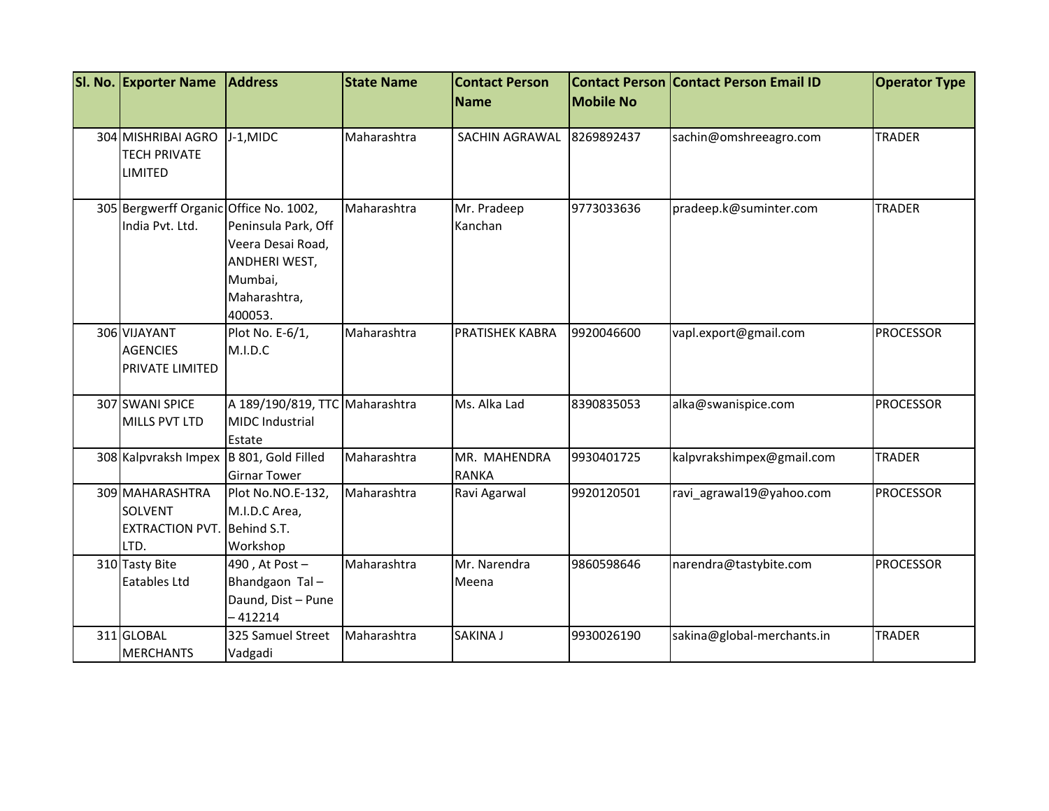| Sl. No. | Exporter Name | Address | State Name | Contact Person Name | Contact Person Mobile No | Contact Person Email ID | Operator Type |
|---|---|---|---|---|---|---|---|
| 304 | MISHRIBAI AGRO TECH PRIVATE LIMITED | J-1,MIDC | Maharashtra | SACHIN AGRAWAL | 8269892437 | sachin@omshreeagro.com | TRADER |
| 305 | Bergwerff Organic India Pvt. Ltd. | Office No. 1002, Peninsula Park, Off Veera Desai Road, ANDHERI WEST, Mumbai, Maharashtra, 400053. | Maharashtra | Mr. Pradeep Kanchan | 9773033636 | pradeep.k@suminter.com | TRADER |
| 306 | VIJAYANT AGENCIES PRIVATE LIMITED | Plot No. E-6/1, M.I.D.C | Maharashtra | PRATISHEK KABRA | 9920046600 | vapl.export@gmail.com | PROCESSOR |
| 307 | SWANI SPICE MILLS PVT LTD | A 189/190/819, TTC MIDC Industrial Estate | Maharashtra | Ms. Alka Lad | 8390835053 | alka@swanispice.com | PROCESSOR |
| 308 | Kalpvraksh Impex | B 801, Gold Filled Girnar Tower | Maharashtra | MR. MAHENDRA RANKA | 9930401725 | kalpvrakshimpex@gmail.com | TRADER |
| 309 | MAHARASHTRA SOLVENT EXTRACTION PVT. LTD. | Plot No.NO.E-132, M.I.D.C Area, Behind S.T. Workshop | Maharashtra | Ravi Agarwal | 9920120501 | ravi_agrawal19@yahoo.com | PROCESSOR |
| 310 | Tasty Bite Eatables Ltd | 490 , At Post – Bhandgaon Tal – Daund, Dist – Pune – 412214 | Maharashtra | Mr. Narendra Meena | 9860598646 | narendra@tastybite.com | PROCESSOR |
| 311 | GLOBAL MERCHANTS | 325 Samuel Street Vadgadi | Maharashtra | SAKINA J | 9930026190 | sakina@global-merchants.in | TRADER |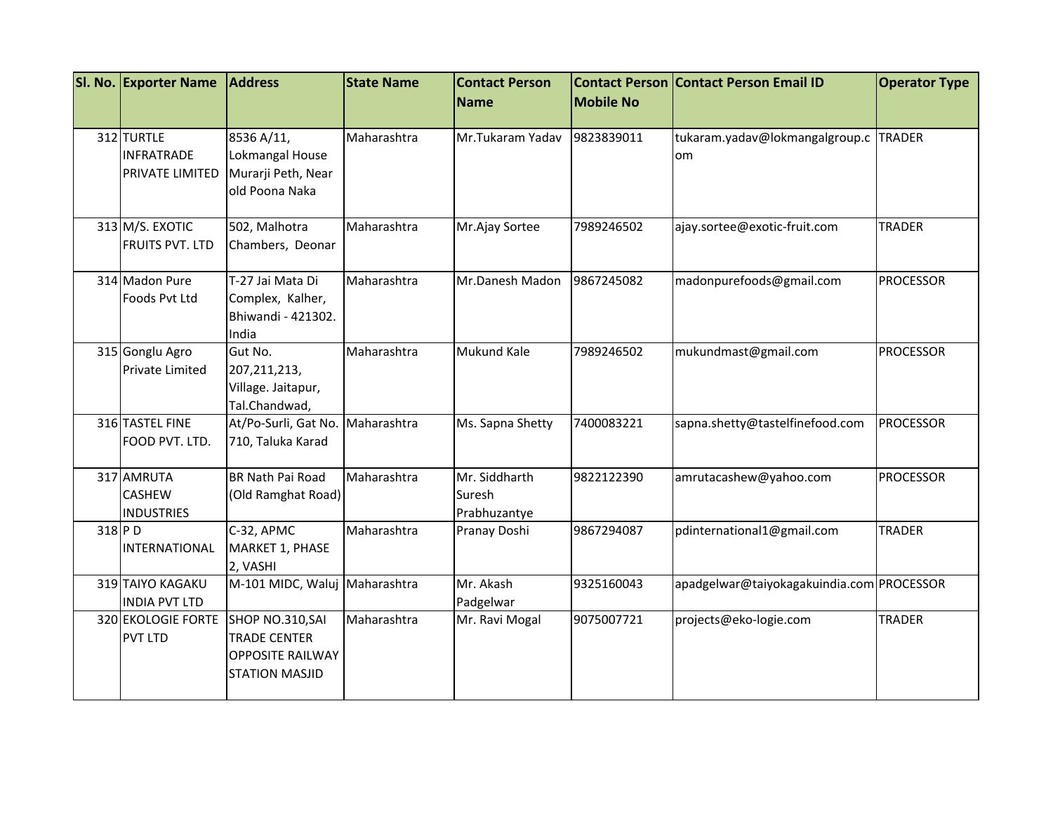| Sl. No. | Exporter Name | Address | State Name | Contact Person Name | Contact Person Mobile No | Contact Person Email ID | Operator Type |
|---|---|---|---|---|---|---|---|
| 312 | TURTLE INFRATRADE PRIVATE LIMITED | 8536 A/11, Lokmangal House Murarji Peth, Near old Poona Naka | Maharashtra | Mr.Tukaram Yadav | 9823839011 | tukaram.yadav@lokmangalgroup.com | TRADER |
| 313 | M/S. EXOTIC FRUITS PVT. LTD | 502, Malhotra Chambers, Deonar | Maharashtra | Mr.Ajay Sortee | 7989246502 | ajay.sortee@exotic-fruit.com | TRADER |
| 314 | Madon Pure Foods Pvt Ltd | T-27 Jai Mata Di Complex, Kalher, Bhiwandi - 421302. India | Maharashtra | Mr.Danesh Madon | 9867245082 | madonpurefoods@gmail.com | PROCESSOR |
| 315 | Gonglu Agro Private Limited | Gut No. 207,211,213, Village. Jaitapur, Tal.Chandwad, | Maharashtra | Mukund Kale | 7989246502 | mukundmast@gmail.com | PROCESSOR |
| 316 | TASTEL FINE FOOD PVT. LTD. | At/Po-Surli, Gat No. 710, Taluka Karad | Maharashtra | Ms. Sapna Shetty | 7400083221 | sapna.shetty@tastelfinefood.com | PROCESSOR |
| 317 | AMRUTA CASHEW INDUSTRIES | BR Nath Pai Road (Old Ramghat Road) | Maharashtra | Mr. Siddharth Suresh Prabhuzantye | 9822122390 | amrutacashew@yahoo.com | PROCESSOR |
| 318 | P D INTERNATIONAL | C-32, APMC MARKET 1, PHASE 2, VASHI | Maharashtra | Pranay Doshi | 9867294087 | pdinternational1@gmail.com | TRADER |
| 319 | TAIYO KAGAKU INDIA PVT LTD | M-101 MIDC, Waluj | Maharashtra | Mr. Akash Padgelwar | 9325160043 | apadgelwar@taiyokagakuindia.com | PROCESSOR |
| 320 | EKOLOGIE FORTE PVT LTD | SHOP NO.310,SAI TRADE CENTER OPPOSITE RAILWAY STATION MASJID | Maharashtra | Mr. Ravi Mogal | 9075007721 | projects@eko-logie.com | TRADER |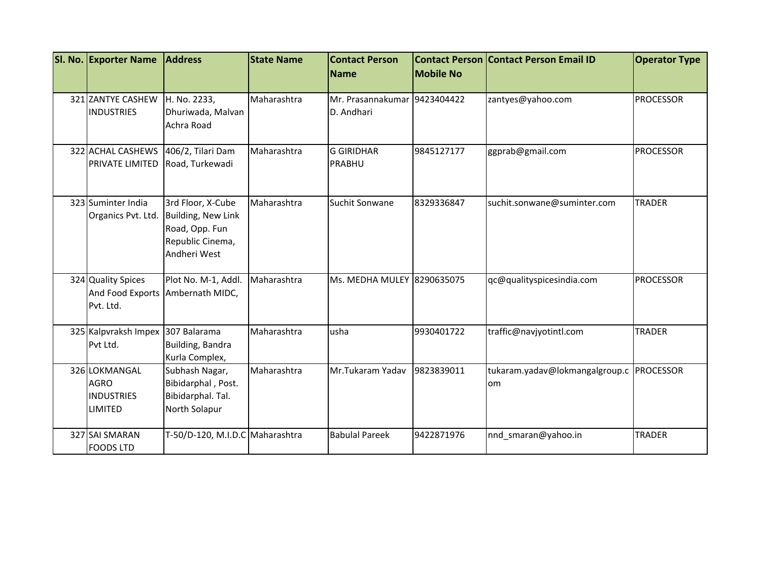| Sl. No. | Exporter Name | Address | State Name | Contact Person Name | Contact Person Mobile No | Contact Person Email ID | Operator Type |
|---|---|---|---|---|---|---|---|
| 321 | ZANTYE CASHEW INDUSTRIES | H. No. 2233, Dhuriwada, Malvan Achra Road | Maharashtra | Mr. Prasannakumar D. Andhari | 9423404422 | zantyes@yahoo.com | PROCESSOR |
| 322 | ACHAL CASHEWS PRIVATE LIMITED | 406/2, Tilari Dam Road, Turkewadi | Maharashtra | G GIRIDHAR PRABHU | 9845127177 | ggprab@gmail.com | PROCESSOR |
| 323 | Suminter India Organics Pvt. Ltd. | 3rd Floor, X-Cube Building, New Link Road, Opp. Fun Republic Cinema, Andheri West | Maharashtra | Suchit Sonwane | 8329336847 | suchit.sonwane@suminter.com | TRADER |
| 324 | Quality Spices And Food Exports Pvt. Ltd. | Plot No. M-1, Addl. Ambernath MIDC, | Maharashtra | Ms. MEDHA MULEY | 8290635075 | qc@qualityspicesindia.com | PROCESSOR |
| 325 | Kalpvraksh Impex Pvt Ltd. | 307 Balarama Building, Bandra Kurla Complex, | Maharashtra | usha | 9930401722 | traffic@navjyotintl.com | TRADER |
| 326 | LOKMANGAL AGRO INDUSTRIES LIMITED | Subhash Nagar, Bibidarphal , Post. Bibidarphal. Tal. North Solapur | Maharashtra | Mr.Tukaram Yadav | 9823839011 | tukaram.yadav@lokmangalgroup.com | PROCESSOR |
| 327 | SAI SMARAN FOODS LTD | T-50/D-120, M.I.D.C | Maharashtra | Babulal Pareek | 9422871976 | nnd_smaran@yahoo.in | TRADER |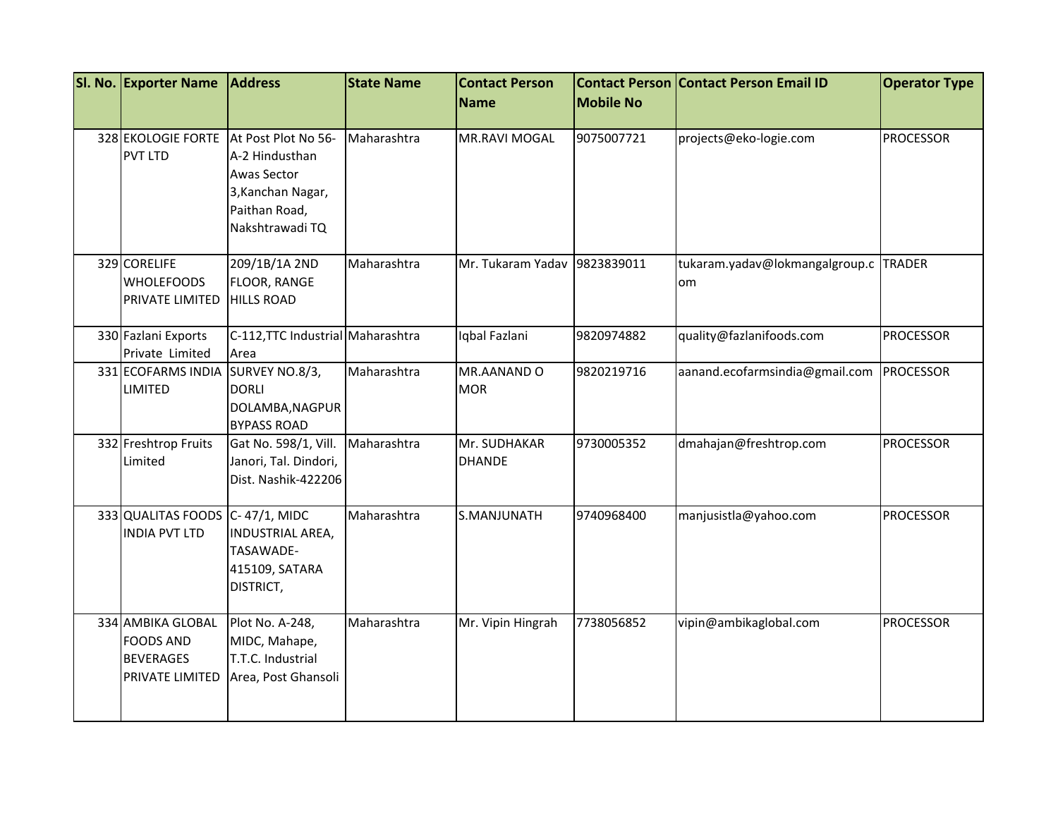| Sl. No. | Exporter Name | Address | State Name | Contact Person Name | Contact Person Mobile No | Contact Person Email ID | Operator Type |
|---|---|---|---|---|---|---|---|
| 328 | EKOLOGIE FORTE PVT LTD | At Post Plot No 56-A-2 Hindusthan Awas Sector 3,Kanchan Nagar, Paithan Road, Nakshtrawadi TQ | Maharashtra | MR.RAVI MOGAL | 9075007721 | projects@eko-logie.com | PROCESSOR |
| 329 | CORELIFE WHOLEFOODS PRIVATE LIMITED | 209/1B/1A 2ND FLOOR, RANGE HILLS ROAD | Maharashtra | Mr. Tukaram Yadav | 9823839011 | tukaram.yadav@lokmangalgroup.com | TRADER |
| 330 | Fazlani Exports Private Limited | C-112,TTC Industrial Area | Maharashtra | Iqbal Fazlani | 9820974882 | quality@fazlanifoods.com | PROCESSOR |
| 331 | ECOFARMS INDIA LIMITED | SURVEY NO.8/3, DORLI DOLAMBA,NAGPUR BYPASS ROAD | Maharashtra | MR.AANAND O MOR | 9820219716 | aanand.ecofarmsindia@gmail.com | PROCESSOR |
| 332 | Freshtrop Fruits Limited | Gat No. 598/1, Vill. Janori, Tal. Dindori, Dist. Nashik-422206 | Maharashtra | Mr. SUDHAKAR DHANDE | 9730005352 | dmahajan@freshtrop.com | PROCESSOR |
| 333 | QUALITAS FOODS INDIA PVT LTD | C- 47/1, MIDC INDUSTRIAL AREA, TASAWADE-415109, SATARA DISTRICT, | Maharashtra | S.MANJUNATH | 9740968400 | manjusistla@yahoo.com | PROCESSOR |
| 334 | AMBIKA GLOBAL FOODS AND BEVERAGES PRIVATE LIMITED | Plot No. A-248, MIDC, Mahape, T.T.C. Industrial Area, Post Ghansoli | Maharashtra | Mr. Vipin Hingrah | 7738056852 | vipin@ambikaglobal.com | PROCESSOR |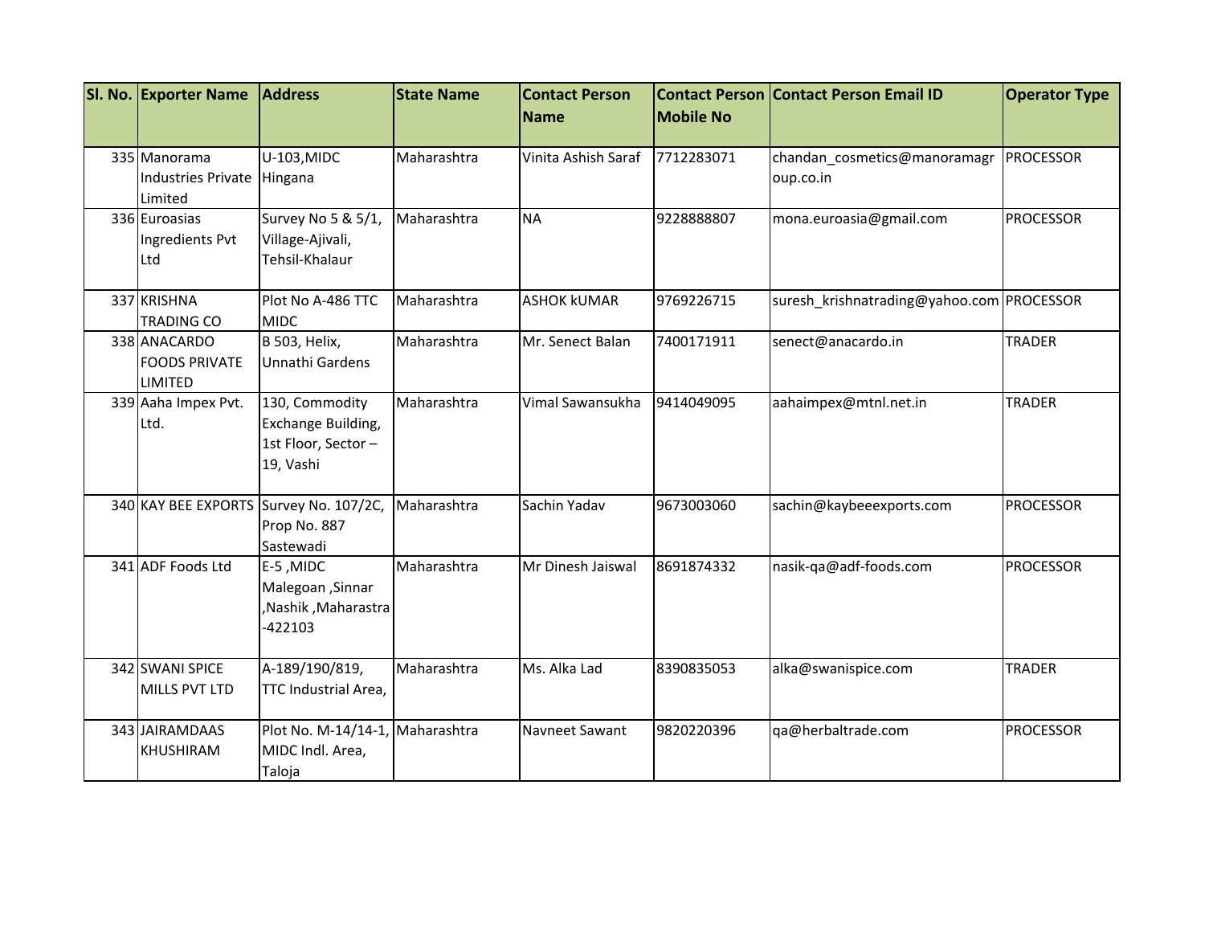| Sl. No. | Exporter Name | Address | State Name | Contact Person Name | Contact Person Mobile No | Contact Person Email ID | Operator Type |
|---|---|---|---|---|---|---|---|
| 335 | Manorama Industries Private Limited | U-103,MIDC Hingana | Maharashtra | Vinita Ashish Saraf | 7712283071 | chandan_cosmetics@manoramagroup.co.in | PROCESSOR |
| 336 | Euroasias Ingredients Pvt Ltd | Survey No 5 & 5/1, Village-Ajivali, Tehsil-Khalaur | Maharashtra | NA | 9228888807 | mona.euroasia@gmail.com | PROCESSOR |
| 337 | KRISHNA TRADING CO | Plot No A-486 TTC MIDC | Maharashtra | ASHOK kUMAR | 9769226715 | suresh_krishnatrading@yahoo.com | PROCESSOR |
| 338 | ANACARDO FOODS PRIVATE LIMITED | B 503, Helix, Unnathi Gardens | Maharashtra | Mr. Senect Balan | 7400171911 | senect@anacardo.in | TRADER |
| 339 | Aaha Impex Pvt. Ltd. | 130, Commodity Exchange Building, 1st Floor, Sector – 19, Vashi | Maharashtra | Vimal Sawansukha | 9414049095 | aahaimpex@mtnl.net.in | TRADER |
| 340 | KAY BEE EXPORTS | Survey No. 107/2C, Prop No. 887 Sastewadi | Maharashtra | Sachin Yadav | 9673003060 | sachin@kaybeeexports.com | PROCESSOR |
| 341 | ADF Foods Ltd | E-5 ,MIDC Malegoan ,Sinnar ,Nashik ,Maharastra -422103 | Maharashtra | Mr Dinesh Jaiswal | 8691874332 | nasik-qa@adf-foods.com | PROCESSOR |
| 342 | SWANI SPICE MILLS PVT LTD | A-189/190/819, TTC Industrial Area, | Maharashtra | Ms. Alka Lad | 8390835053 | alka@swanispice.com | TRADER |
| 343 | JAIRAMDAAS KHUSHIRAM | Plot No. M-14/14-1, MIDC Indl. Area, Taloja | Maharashtra | Navneet Sawant | 9820220396 | qa@herbaltrade.com | PROCESSOR |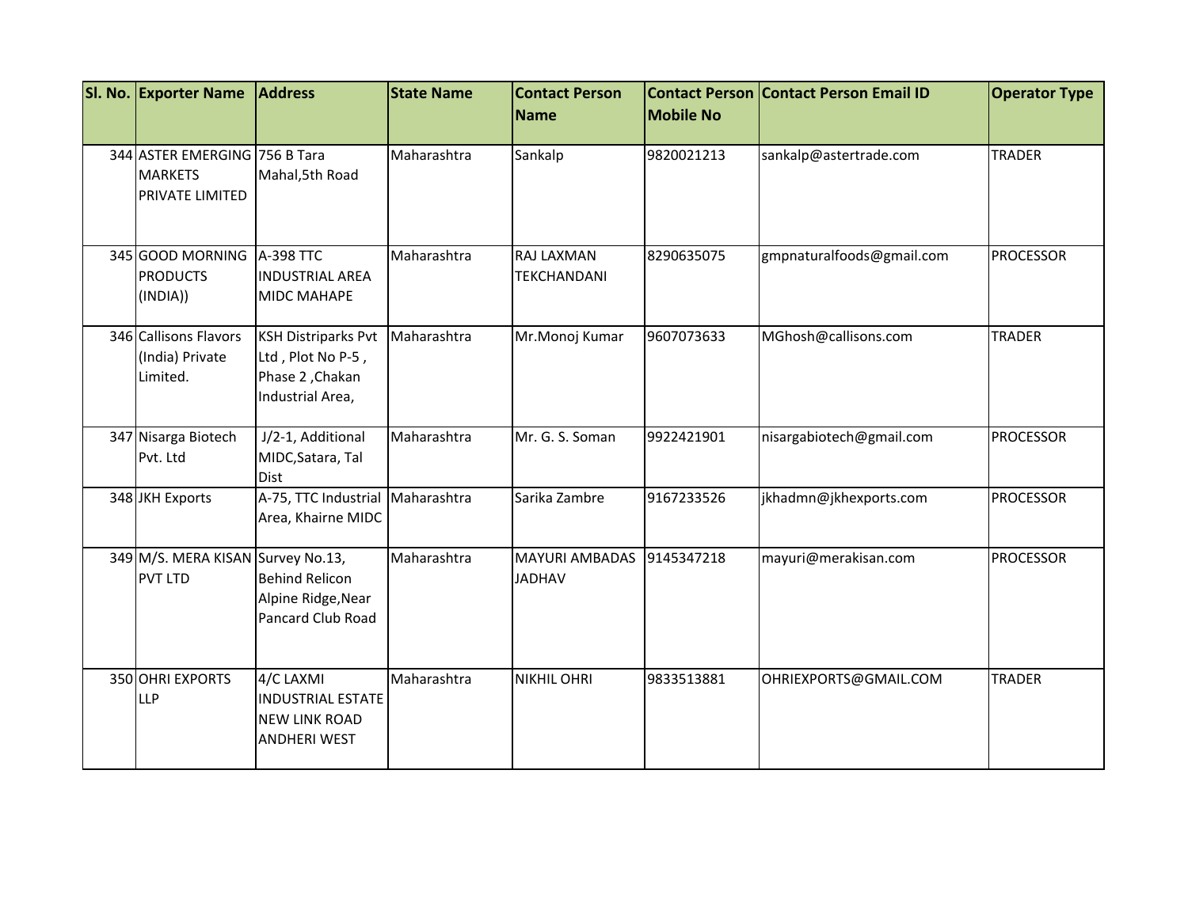| Sl. No. | Exporter Name | Address | State Name | Contact Person Name | Contact Person Mobile No | Contact Person Email ID | Operator Type |
|---|---|---|---|---|---|---|---|
| 344 | ASTER EMERGING MARKETS PRIVATE LIMITED | 756 B Tara Mahal,5th Road | Maharashtra | Sankalp | 9820021213 | sankalp@astertrade.com | TRADER |
| 345 | GOOD MORNING PRODUCTS (INDIA)) | A-398 TTC INDUSTRIAL AREA MIDC MAHAPE | Maharashtra | RAJ LAXMAN TEKCHANDANI | 8290635075 | gmpnaturalfoods@gmail.com | PROCESSOR |
| 346 | Callisons Flavors (India) Private Limited. | KSH Distriparks Pvt Ltd , Plot No P-5 , Phase 2 ,Chakan Industrial Area, | Maharashtra | Mr.Monoj Kumar | 9607073633 | MGhosh@callisons.com | TRADER |
| 347 | Nisarga Biotech Pvt. Ltd | J/2-1, Additional MIDC,Satara, Tal Dist | Maharashtra | Mr. G. S. Soman | 9922421901 | nisargabiotech@gmail.com | PROCESSOR |
| 348 | JKH Exports | A-75, TTC Industrial Area, Khairne MIDC | Maharashtra | Sarika Zambre | 9167233526 | jkhadmn@jkhexports.com | PROCESSOR |
| 349 | M/S. MERA KISAN PVT LTD | Survey No.13, Behind Relicon Alpine Ridge,Near Pancard Club Road | Maharashtra | MAYURI AMBADAS JADHAV | 9145347218 | mayuri@merakisan.com | PROCESSOR |
| 350 | OHRI EXPORTS LLP | 4/C LAXMI INDUSTRIAL ESTATE NEW LINK ROAD ANDHERI WEST | Maharashtra | NIKHIL OHRI | 9833513881 | OHRIEXPORTS@GMAIL.COM | TRADER |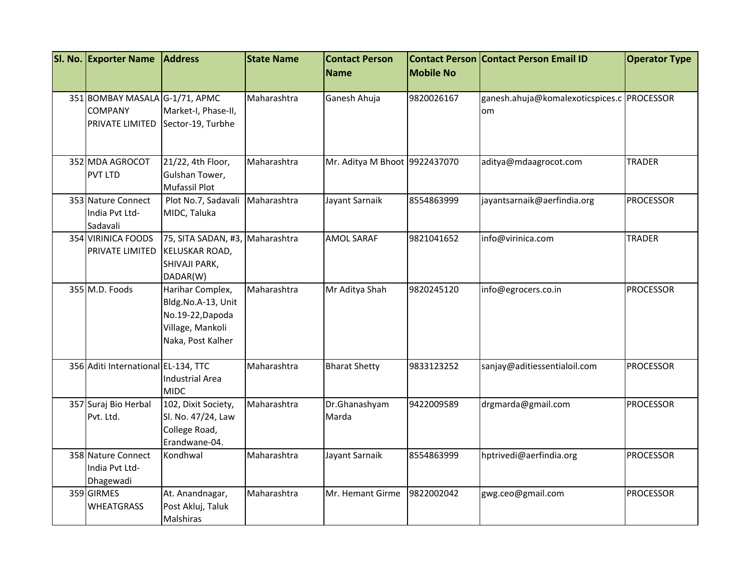| Sl. No. | Exporter Name | Address | State Name | Contact Person Name | Contact Person Mobile No | Contact Person Email ID | Operator Type |
|---|---|---|---|---|---|---|---|
| 351 | BOMBAY MASALA COMPANY PRIVATE LIMITED | G-1/71, APMC Market-I, Phase-II, Sector-19, Turbhe | Maharashtra | Ganesh Ahuja | 9820026167 | ganesh.ahuja@komalexoticspices.com | PROCESSOR |
| 352 | MDA AGROCOT PVT LTD | 21/22, 4th Floor, Gulshan Tower, Mufassil Plot | Maharashtra | Mr. Aditya M Bhoot | 9922437070 | aditya@mdaagrocot.com | TRADER |
| 353 | Nature Connect India Pvt Ltd-Sadavali | Plot No.7, Sadavali MIDC, Taluka | Maharashtra | Jayant Sarnaik | 8554863999 | jayantsarnaik@aerfindia.org | PROCESSOR |
| 354 | VIRINICA FOODS PRIVATE LIMITED | 75, SITA SADAN, #3, KELUSKAR ROAD, SHIVAJI PARK, DADAR(W) | Maharashtra | AMOL SARAF | 9821041652 | info@virinica.com | TRADER |
| 355 | M.D. Foods | Harihar Complex, Bldg.No.A-13, Unit No.19-22,Dapoda Village, Mankoli Naka, Post Kalher | Maharashtra | Mr Aditya Shah | 9820245120 | info@egrocers.co.in | PROCESSOR |
| 356 | Aditi International | EL-134, TTC Industrial Area MIDC | Maharashtra | Bharat Shetty | 9833123252 | sanjay@aditiessentialoil.com | PROCESSOR |
| 357 | Suraj Bio Herbal Pvt. Ltd. | 102, Dixit Society, Sl. No. 47/24, Law College Road, Erandwane-04. | Maharashtra | Dr.Ghanashyam Marda | 9422009589 | drgmarda@gmail.com | PROCESSOR |
| 358 | Nature Connect India Pvt Ltd-Dhagewadi | Kondhwal | Maharashtra | Jayant Sarnaik | 8554863999 | hptrivedi@aerfindia.org | PROCESSOR |
| 359 | GIRMES WHEATGRASS | At. Anandnagar, Post Akluj, Taluk Malshiras | Maharashtra | Mr. Hemant Girme | 9822002042 | gwg.ceo@gmail.com | PROCESSOR |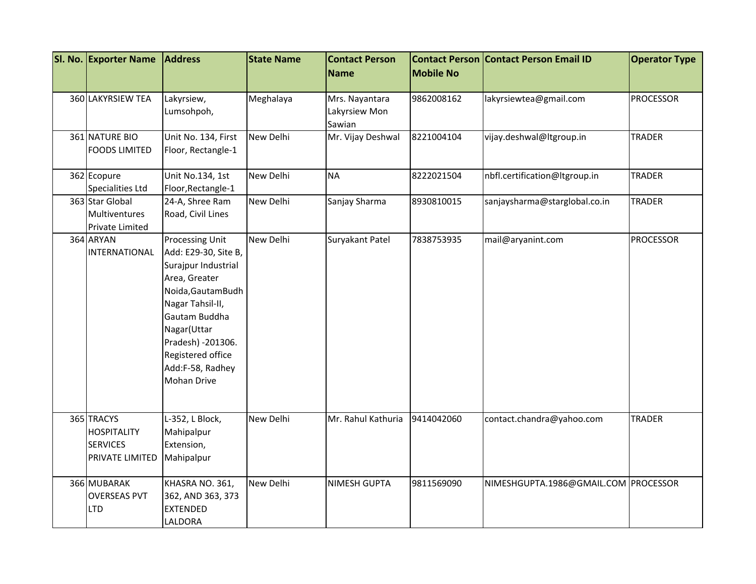| Sl. No. | Exporter Name | Address | State Name | Contact Person Name | Contact Person Mobile No | Contact Person Email ID | Operator Type |
|---|---|---|---|---|---|---|---|
| 360 | LAKYRSIEW TEA | Lakyrsiew, Lumsohpoh, | Meghalaya | Mrs. Nayantara Lakyrsiew Mon Sawian | 9862008162 | lakyrsiewtea@gmail.com | PROCESSOR |
| 361 | NATURE BIO FOODS LIMITED | Unit No. 134, First Floor, Rectangle-1 | New Delhi | Mr. Vijay Deshwal | 8221004104 | vijay.deshwal@ltgroup.in | TRADER |
| 362 | Ecopure Specialities Ltd | Unit No.134, 1st Floor,Rectangle-1 | New Delhi | NA | 8222021504 | nbfl.certification@ltgroup.in | TRADER |
| 363 | Star Global Multiventures Private Limited | 24-A, Shree Ram Road, Civil Lines | New Delhi | Sanjay Sharma | 8930810015 | sanjaysharma@starglobal.co.in | TRADER |
| 364 | ARYAN INTERNATIONAL | Processing Unit Add: E29-30, Site B, Surajpur Industrial Area, Greater Noida,GautamBudh Nagar Tahsil-II, Gautam Buddha Nagar(Uttar Pradesh) -201306. Registered office Add:F-58, Radhey Mohan Drive | New Delhi | Suryakant Patel | 7838753935 | mail@aryanint.com | PROCESSOR |
| 365 | TRACYS HOSPITALITY SERVICES PRIVATE LIMITED | L-352, L Block, Mahipalpur Extension, Mahipalpur | New Delhi | Mr. Rahul Kathuria | 9414042060 | contact.chandra@yahoo.com | TRADER |
| 366 | MUBARAK OVERSEAS PVT LTD | KHASRA NO. 361, 362, AND 363, 373 EXTENDED LALDORA | New Delhi | NIMESH GUPTA | 9811569090 | NIMESHGUPTA.1986@GMAIL.COM | PROCESSOR |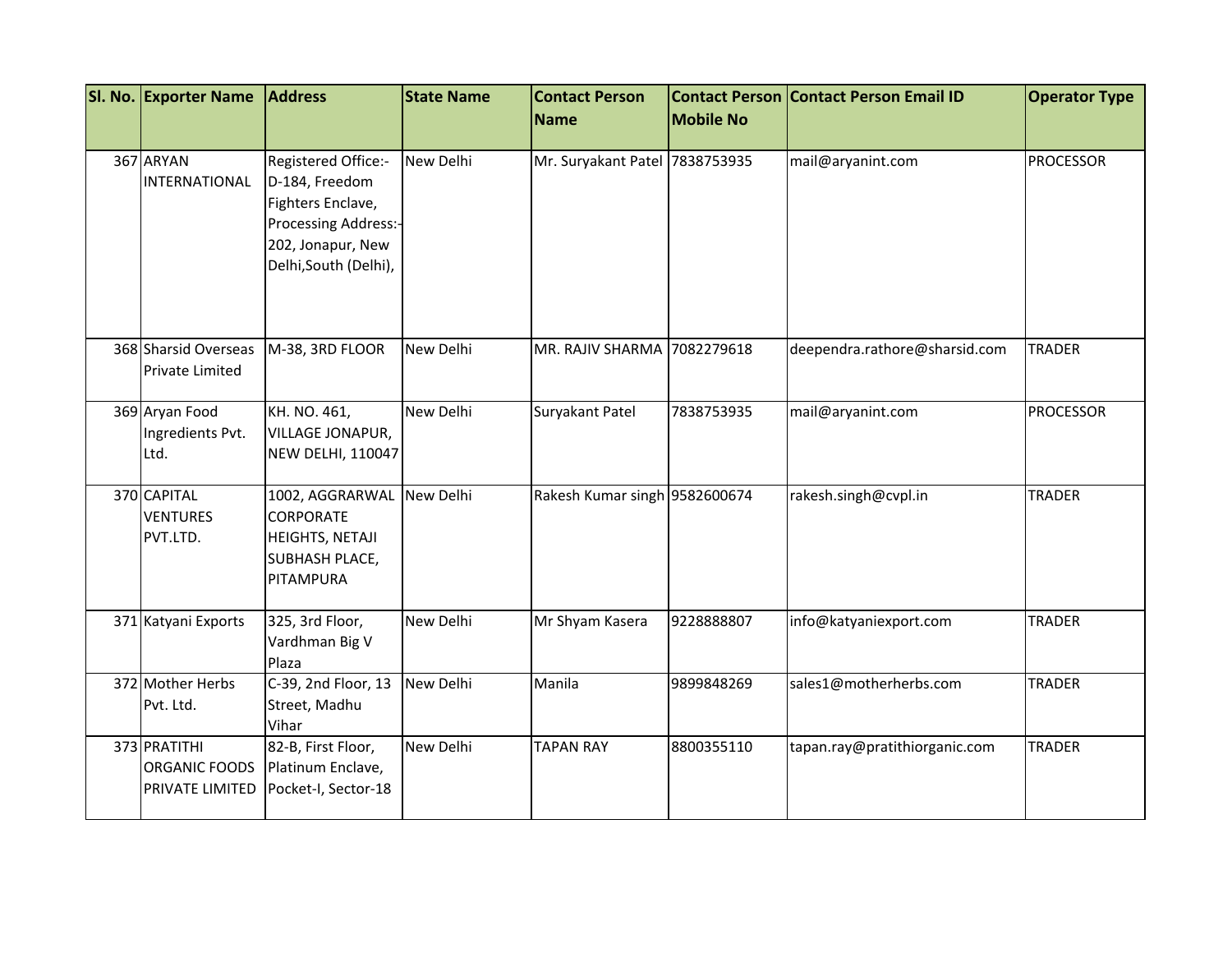| Sl. No. | Exporter Name | Address | State Name | Contact Person Name | Contact Person Mobile No | Contact Person Email ID | Operator Type |
|---|---|---|---|---|---|---|---|
| 367 | ARYAN INTERNATIONAL | Registered Office:- D-184, Freedom Fighters Enclave, Processing Address:- 202, Jonapur, New Delhi,South (Delhi), | New Delhi | Mr. Suryakant Patel | 7838753935 | mail@aryanint.com | PROCESSOR |
| 368 | Sharsid Overseas Private Limited | M-38, 3RD FLOOR | New Delhi | MR. RAJIV SHARMA | 7082279618 | deependra.rathore@sharsid.com | TRADER |
| 369 | Aryan Food Ingredients Pvt. Ltd. | KH. NO. 461, VILLAGE JONAPUR, NEW DELHI, 110047 | New Delhi | Suryakant Patel | 7838753935 | mail@aryanint.com | PROCESSOR |
| 370 | CAPITAL VENTURES PVT.LTD. | 1002, AGGRARWAL CORPORATE HEIGHTS, NETAJI SUBHASH PLACE, PITAMPURA | New Delhi | Rakesh Kumar singh | 9582600674 | rakesh.singh@cvpl.in | TRADER |
| 371 | Katyani Exports | 325, 3rd Floor, Vardhman Big V Plaza | New Delhi | Mr Shyam Kasera | 9228888807 | info@katyaniexport.com | TRADER |
| 372 | Mother Herbs Pvt. Ltd. | C-39, 2nd Floor, 13 Street, Madhu Vihar | New Delhi | Manila | 9899848269 | sales1@motherherbs.com | TRADER |
| 373 | PRATITHI ORGANIC FOODS PRIVATE LIMITED | 82-B, First Floor, Platinum Enclave, Pocket-I, Sector-18 | New Delhi | TAPAN RAY | 8800355110 | tapan.ray@pratithiorganic.com | TRADER |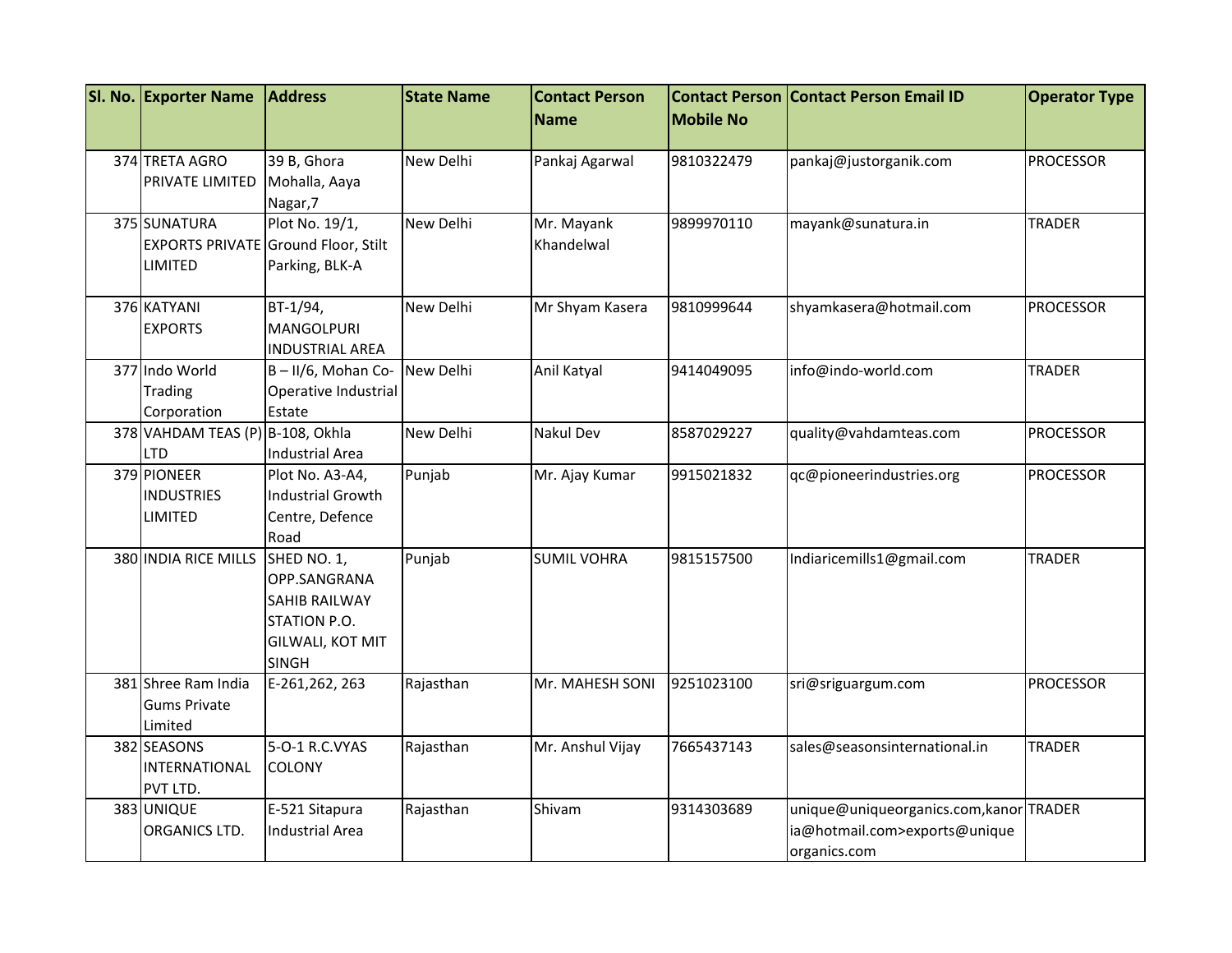| Sl. No. | Exporter Name | Address | State Name | Contact Person Name | Contact Person Mobile No | Contact Person Email ID | Operator Type |
|---|---|---|---|---|---|---|---|
| 374 | TRETA AGRO PRIVATE LIMITED | 39 B, Ghora Mohalla, Aaya Nagar,7 | New Delhi | Pankaj Agarwal | 9810322479 | pankaj@justorganik.com | PROCESSOR |
| 375 | SUNATURA EXPORTS PRIVATE LIMITED | Plot No. 19/1, Ground Floor, Stilt Parking, BLK-A | New Delhi | Mr. Mayank Khandelwal | 9899970110 | mayank@sunatura.in | TRADER |
| 376 | KATYANI EXPORTS | BT-1/94, MANGOLPURI INDUSTRIAL AREA | New Delhi | Mr Shyam Kasera | 9810999644 | shyamkasera@hotmail.com | PROCESSOR |
| 377 | Indo World Trading Corporation | B – II/6, Mohan Co-Operative Industrial Estate | New Delhi | Anil Katyal | 9414049095 | info@indo-world.com | TRADER |
| 378 | VAHDAM TEAS (P) LTD | B-108, Okhla Industrial Area | New Delhi | Nakul Dev | 8587029227 | quality@vahdamteas.com | PROCESSOR |
| 379 | PIONEER INDUSTRIES LIMITED | Plot No. A3-A4, Industrial Growth Centre, Defence Road | Punjab | Mr. Ajay Kumar | 9915021832 | qc@pioneerindustries.org | PROCESSOR |
| 380 | INDIA RICE MILLS | SHED NO. 1, OPP.SANGRANA SAHIB RAILWAY STATION P.O. GILWALI, KOT MIT SINGH | Punjab | SUMIL VOHRA | 9815157500 | Indiaricemills1@gmail.com | TRADER |
| 381 | Shree Ram India Gums Private Limited | E-261,262, 263 | Rajasthan | Mr. MAHESH SONI | 9251023100 | sri@sriguargum.com | PROCESSOR |
| 382 | SEASONS INTERNATIONAL PVT LTD. | 5-O-1 R.C.VYAS COLONY | Rajasthan | Mr. Anshul Vijay | 7665437143 | sales@seasonsinternational.in | TRADER |
| 383 | UNIQUE ORGANICS LTD. | E-521 Sitapura Industrial Area | Rajasthan | Shivam | 9314303689 | unique@uniqueorganics.com,kanoria@hotmail.com>exports@uniqueorganics.com | TRADER |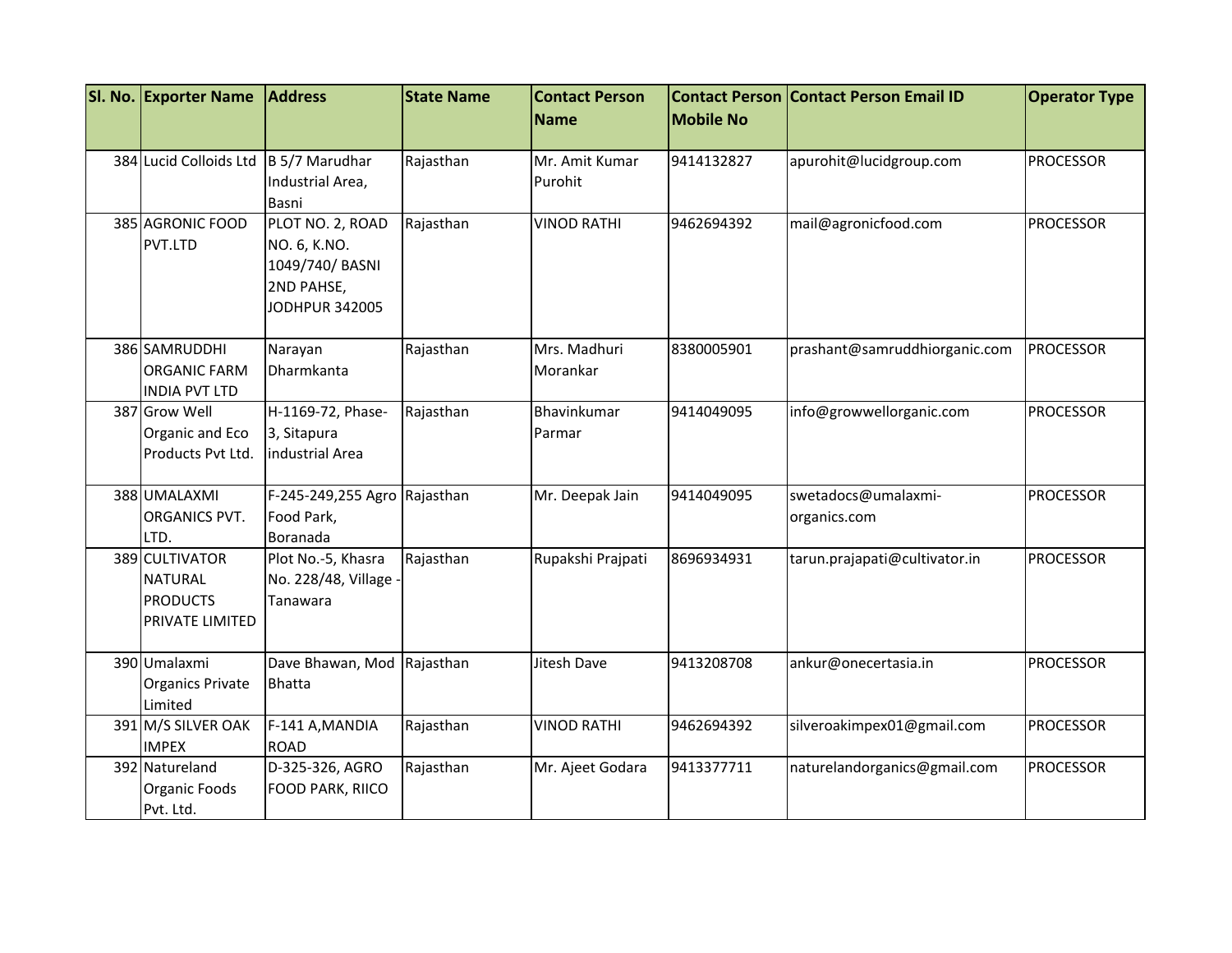| Sl. No. | Exporter Name | Address | State Name | Contact Person Name | Contact Person Mobile No | Contact Person Email ID | Operator Type |
|---|---|---|---|---|---|---|---|
| 384 | Lucid Colloids Ltd | B 5/7 Marudhar Industrial Area, Basni | Rajasthan | Mr. Amit Kumar Purohit | 9414132827 | apurohit@lucidgroup.com | PROCESSOR |
| 385 | AGRONIC FOOD PVT.LTD | PLOT NO. 2, ROAD NO. 6, K.NO. 1049/740/ BASNI 2ND PAHSE, JODHPUR 342005 | Rajasthan | VINOD RATHI | 9462694392 | mail@agronicfood.com | PROCESSOR |
| 386 | SAMRUDDHI ORGANIC FARM INDIA PVT LTD | Narayan Dharmkanta | Rajasthan | Mrs. Madhuri Morankar | 8380005901 | prashant@samruddhiorganic.com | PROCESSOR |
| 387 | Grow Well Organic and Eco Products Pvt Ltd. | H-1169-72, Phase-3, Sitapura industrial Area | Rajasthan | Bhavinkumar Parmar | 9414049095 | info@growwellorganic.com | PROCESSOR |
| 388 | UMALAXMI ORGANICS PVT. LTD. | F-245-249,255 Agro Food Park, Boranada | Rajasthan | Mr. Deepak Jain | 9414049095 | swetadocs@umalaxmi-organics.com | PROCESSOR |
| 389 | CULTIVATOR NATURAL PRODUCTS PRIVATE LIMITED | Plot No.-5, Khasra No. 228/48, Village - Tanawara | Rajasthan | Rupakshi Prajpati | 8696934931 | tarun.prajapati@cultivator.in | PROCESSOR |
| 390 | Umalaxmi Organics Private Limited | Dave Bhawan, Mod Bhatta | Rajasthan | Jitesh Dave | 9413208708 | ankur@onecertasia.in | PROCESSOR |
| 391 | M/S SILVER OAK IMPEX | F-141 A,MANDIA ROAD | Rajasthan | VINOD RATHI | 9462694392 | silveroakimpex01@gmail.com | PROCESSOR |
| 392 | Natureland Organic Foods Pvt. Ltd. | D-325-326, AGRO FOOD PARK, RIICO | Rajasthan | Mr. Ajeet Godara | 9413377711 | naturelandorganics@gmail.com | PROCESSOR |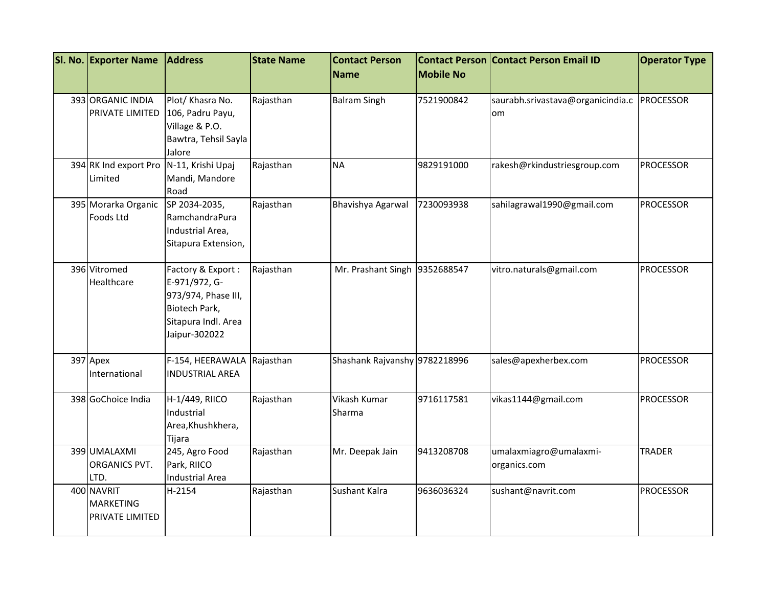| Sl. No. | Exporter Name | Address | State Name | Contact Person Name | Contact Person Mobile No | Contact Person Email ID | Operator Type |
|---|---|---|---|---|---|---|---|
| 393 | ORGANIC INDIA PRIVATE LIMITED | Plot/ Khasra No. 106, Padru Payu, Village & P.O. Bawtra, Tehsil Sayla Jalore | Rajasthan | Balram Singh | 7521900842 | saurabh.srivastava@organicindia.com | PROCESSOR |
| 394 | RK Ind export Pro Limited | N-11, Krishi Upaj Mandi, Mandore Road | Rajasthan | NA | 9829191000 | rakesh@rkindustriesgroup.com | PROCESSOR |
| 395 | Morarka Organic Foods Ltd | SP 2034-2035, RamchandraPura Industrial Area, Sitapura Extension, | Rajasthan | Bhavishya Agarwal | 7230093938 | sahilagrawal1990@gmail.com | PROCESSOR |
| 396 | Vitromed Healthcare | Factory & Export : E-971/972, G-973/974, Phase III, Biotech Park, Sitapura Indl. Area Jaipur-302022 | Rajasthan | Mr. Prashant Singh | 9352688547 | vitro.naturals@gmail.com | PROCESSOR |
| 397 | Apex International | F-154, HEERAWALA INDUSTRIAL AREA | Rajasthan | Shashank Rajvanshy | 9782218996 | sales@apexherbex.com | PROCESSOR |
| 398 | GoChoice India | H-1/449, RIICO Industrial Area,Khushkhera, Tijara | Rajasthan | Vikash Kumar Sharma | 9716117581 | vikas1144@gmail.com | PROCESSOR |
| 399 | UMALAXMI ORGANICS PVT. LTD. | 245, Agro Food Park, RIICO Industrial Area | Rajasthan | Mr. Deepak Jain | 9413208708 | umalaxmiagro@umalaxmi-organics.com | TRADER |
| 400 | NAVRIT MARKETING PRIVATE LIMITED | H-2154 | Rajasthan | Sushant Kalra | 9636036324 | sushant@navrit.com | PROCESSOR |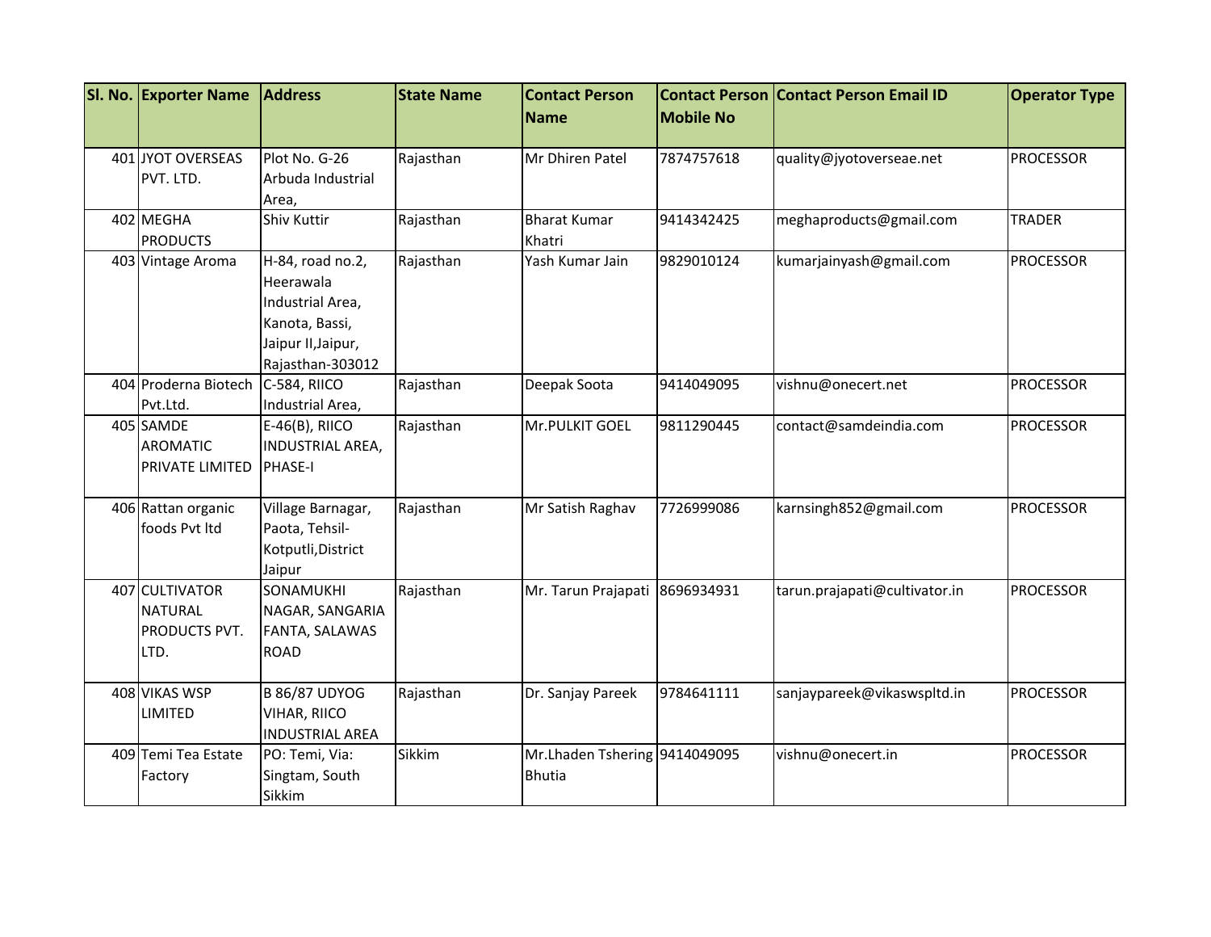| Sl. No. | Exporter Name | Address | State Name | Contact Person Name | Contact Person Mobile No | Contact Person Email ID | Operator Type |
|---|---|---|---|---|---|---|---|
| 401 | JYOT OVERSEAS PVT. LTD. | Plot No. G-26 Arbuda Industrial Area, | Rajasthan | Mr Dhiren Patel | 7874757618 | quality@jyotoverseae.net | PROCESSOR |
| 402 | MEGHA PRODUCTS | Shiv Kuttir | Rajasthan | Bharat Kumar Khatri | 9414342425 | meghaproducts@gmail.com | TRADER |
| 403 | Vintage Aroma | H-84, road no.2, Heerawala Industrial Area, Kanota, Bassi, Jaipur II,Jaipur, Rajasthan-303012 | Rajasthan | Yash Kumar Jain | 9829010124 | kumarjainyash@gmail.com | PROCESSOR |
| 404 | Proderna Biotech Pvt.Ltd. | C-584, RIICO Industrial Area, | Rajasthan | Deepak Soota | 9414049095 | vishnu@onecert.net | PROCESSOR |
| 405 | SAMDE AROMATIC PRIVATE LIMITED | E-46(B), RIICO INDUSTRIAL AREA, PHASE-I | Rajasthan | Mr.PULKIT GOEL | 9811290445 | contact@samdeindia.com | PROCESSOR |
| 406 | Rattan organic foods Pvt ltd | Village Barnagar, Paota, Tehsil-Kotputli,District Jaipur | Rajasthan | Mr Satish Raghav | 7726999086 | karnsingh852@gmail.com | PROCESSOR |
| 407 | CULTIVATOR NATURAL PRODUCTS PVT. LTD. | SONAMUKHI NAGAR, SANGARIA FANTA, SALAWAS ROAD | Rajasthan | Mr. Tarun Prajapati | 8696934931 | tarun.prajapati@cultivator.in | PROCESSOR |
| 408 | VIKAS WSP LIMITED | B 86/87 UDYOG VIHAR, RIICO INDUSTRIAL AREA | Rajasthan | Dr. Sanjay Pareek | 9784641111 | sanjaypareek@vikaswspltd.in | PROCESSOR |
| 409 | Temi Tea Estate Factory | PO: Temi, Via: Singtam, South Sikkim | Sikkim | Mr.Lhaden Tshering Bhutia | 9414049095 | vishnu@onecert.in | PROCESSOR |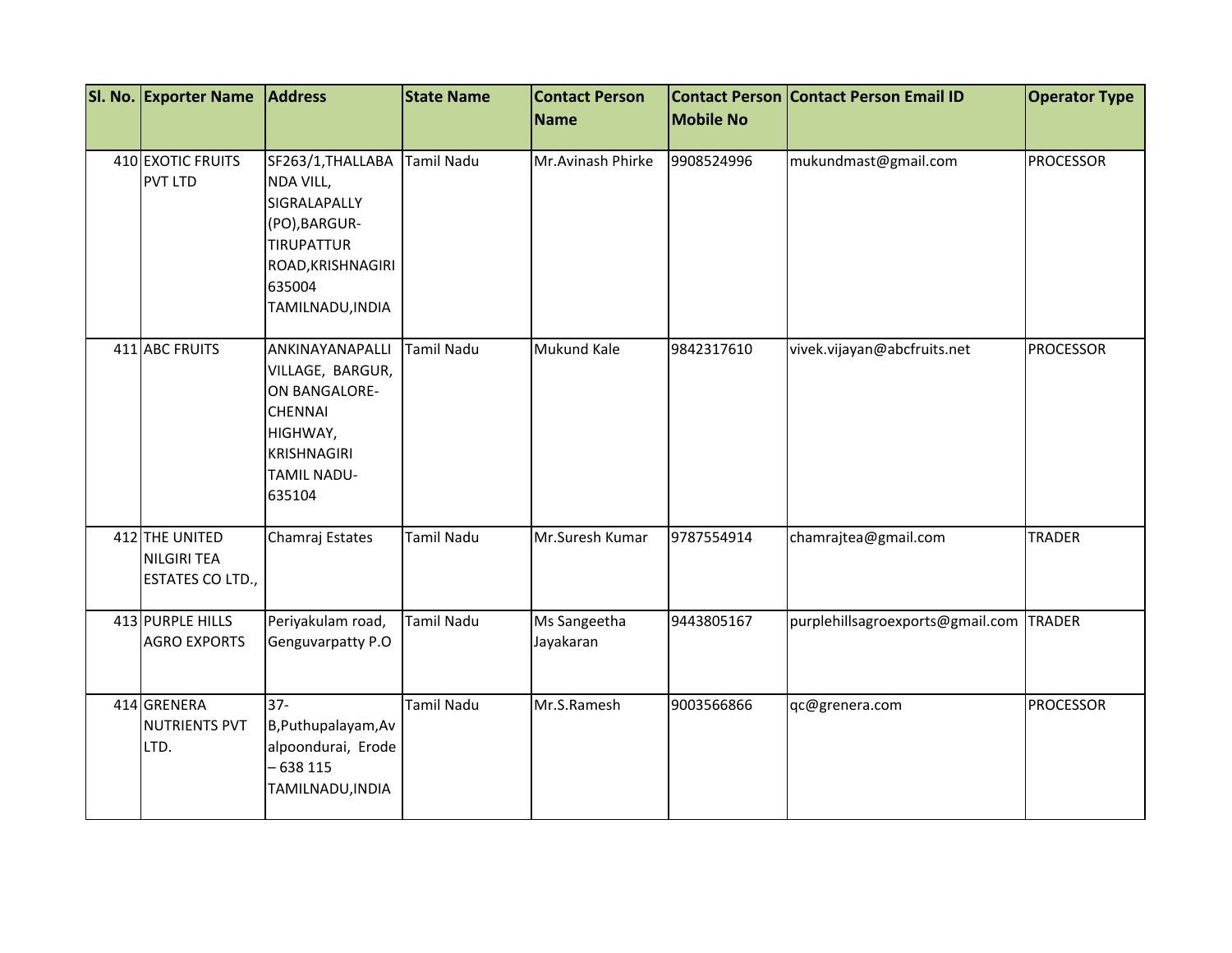| Sl. No. | Exporter Name | Address | State Name | Contact Person Name | Contact Person Mobile No | Contact Person Email ID | Operator Type |
|---|---|---|---|---|---|---|---|
| 410 | EXOTIC FRUITS PVT LTD | SF263/1,THALLABANDA VILL, SIGRALAPALLY (PO),BARGUR-TIRUPATTUR ROAD,KRISHNAGIRI 635004 TAMILNADU,INDIA | Tamil Nadu | Mr.Avinash Phirke | 9908524996 | mukundmast@gmail.com | PROCESSOR |
| 411 | ABC FRUITS | ANKINAYANAPALLI VILLAGE, BARGUR, ON BANGALORE-CHENNAI HIGHWAY, KRISHNAGIRI TAMIL NADU-635104 | Tamil Nadu | Mukund Kale | 9842317610 | vivek.vijayan@abcfruits.net | PROCESSOR |
| 412 | THE UNITED NILGIRI TEA ESTATES CO LTD., | Chamraj Estates | Tamil Nadu | Mr.Suresh Kumar | 9787554914 | chamrajtea@gmail.com | TRADER |
| 413 | PURPLE HILLS AGRO EXPORTS | Periyakulam road, Genguvarpatty P.O | Tamil Nadu | Ms Sangeetha Jayakaran | 9443805167 | purplehillsagroexports@gmail.com | TRADER |
| 414 | GRENERA NUTRIENTS PVT LTD. | 37-B,Puthupalayam,Avalpoondurai, Erode – 638 115 TAMILNADU,INDIA | Tamil Nadu | Mr.S.Ramesh | 9003566866 | qc@grenera.com | PROCESSOR |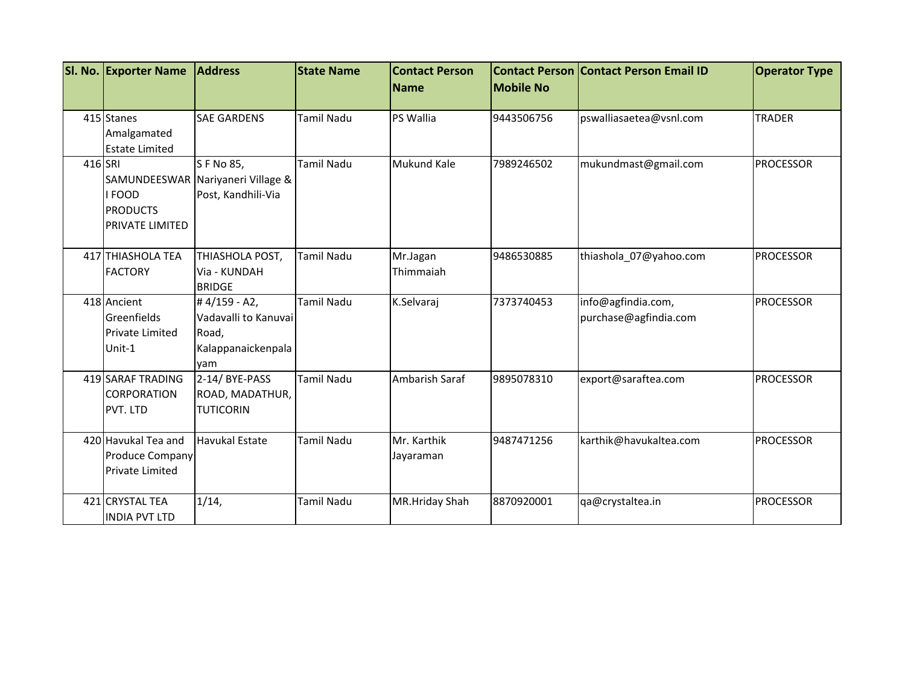| Sl. No. | Exporter Name | Address | State Name | Contact Person Name | Contact Person Mobile No | Contact Person Email ID | Operator Type |
|---|---|---|---|---|---|---|---|
| 415 | Stanes Amalgamated Estate Limited | SAE GARDENS | Tamil Nadu | PS Wallia | 9443506756 | pswalliasaetea@vsnl.com | TRADER |
| 416 | SRI SAMUNDEESWARI FOOD PRODUCTS PRIVATE LIMITED | S F No 85, Nariyaneri Village & Post, Kandhili-Via | Tamil Nadu | Mukund Kale | 7989246502 | mukundmast@gmail.com | PROCESSOR |
| 417 | THIASHOLA TEA FACTORY | THIASHOLA POST, Via - KUNDAH BRIDGE | Tamil Nadu | Mr.Jagan Thimmaiah | 9486530885 | thiashola_07@yahoo.com | PROCESSOR |
| 418 | Ancient Greenfields Private Limited Unit-1 | # 4/159 - A2, Vadavalli to Kanuvai Road, Kalappanaickenpalayam | Tamil Nadu | K.Selvaraj | 7373740453 | info@agfindia.com, purchase@agfindia.com | PROCESSOR |
| 419 | SARAF TRADING CORPORATION PVT. LTD | 2-14/ BYE-PASS ROAD, MADATHUR, TUTICORIN | Tamil Nadu | Ambarish Saraf | 9895078310 | export@saraftea.com | PROCESSOR |
| 420 | Havukal Tea and Produce Company Private Limited | Havukal Estate | Tamil Nadu | Mr. Karthik Jayaraman | 9487471256 | karthik@havukaltea.com | PROCESSOR |
| 421 | CRYSTAL TEA INDIA PVT LTD | 1/14, | Tamil Nadu | MR.Hriday Shah | 8870920001 | qa@crystaltea.in | PROCESSOR |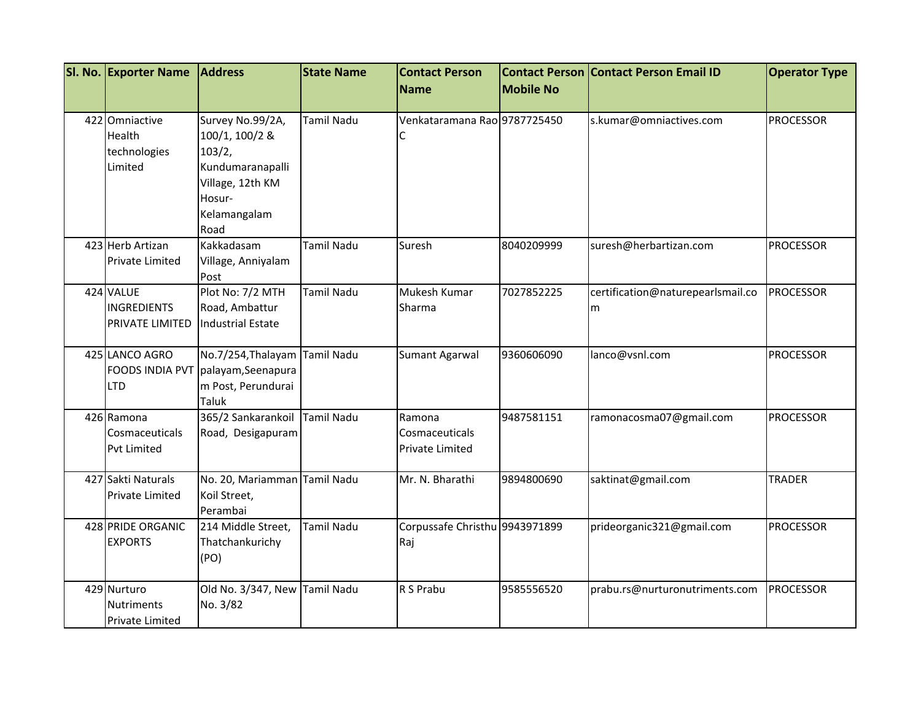| Sl. No. | Exporter Name | Address | State Name | Contact Person Name | Contact Person Mobile No | Contact Person Email ID | Operator Type |
|---|---|---|---|---|---|---|---|
| 422 | Omniactive Health technologies Limited | Survey No.99/2A, 100/1, 100/2 & 103/2, Kundumaranapalli Village, 12th KM Hosur-Kelamangalam Road | Tamil Nadu | Venkataramana Rao C | 9787725450 | s.kumar@omniactives.com | PROCESSOR |
| 423 | Herb Artizan Private Limited | Kakkadasam Village, Anniyalam Post | Tamil Nadu | Suresh | 8040209999 | suresh@herbartizan.com | PROCESSOR |
| 424 | VALUE INGREDIENTS PRIVATE LIMITED | Plot No: 7/2 MTH Road, Ambattur Industrial Estate | Tamil Nadu | Mukesh Kumar Sharma | 7027852225 | certification@naturepearlsmail.com | PROCESSOR |
| 425 | LANCO AGRO FOODS INDIA PVT LTD | No.7/254,Thalayampalayam,Seenapuram Post, Perundurai Taluk | Tamil Nadu | Sumant Agarwal | 9360606090 | lanco@vsnl.com | PROCESSOR |
| 426 | Ramona Cosmaceuticals Pvt Limited | 365/2 Sankarankoil Road, Desigapuram | Tamil Nadu | Ramona Cosmaceuticals Private Limited | 9487581151 | ramonacosma07@gmail.com | PROCESSOR |
| 427 | Sakti Naturals Private Limited | No. 20, Mariamman Koil Street, Perambai | Tamil Nadu | Mr. N. Bharathi | 9894800690 | saktinat@gmail.com | TRADER |
| 428 | PRIDE ORGANIC EXPORTS | 214 Middle Street, Thatchankurichy (PO) | Tamil Nadu | Corpussafe Christhu Raj | 9943971899 | prideorganic321@gmail.com | PROCESSOR |
| 429 | Nurturo Nutriments Private Limited | Old No. 3/347, New No. 3/82 | Tamil Nadu | R S Prabu | 9585556520 | prabu.rs@nurturonutriments.com | PROCESSOR |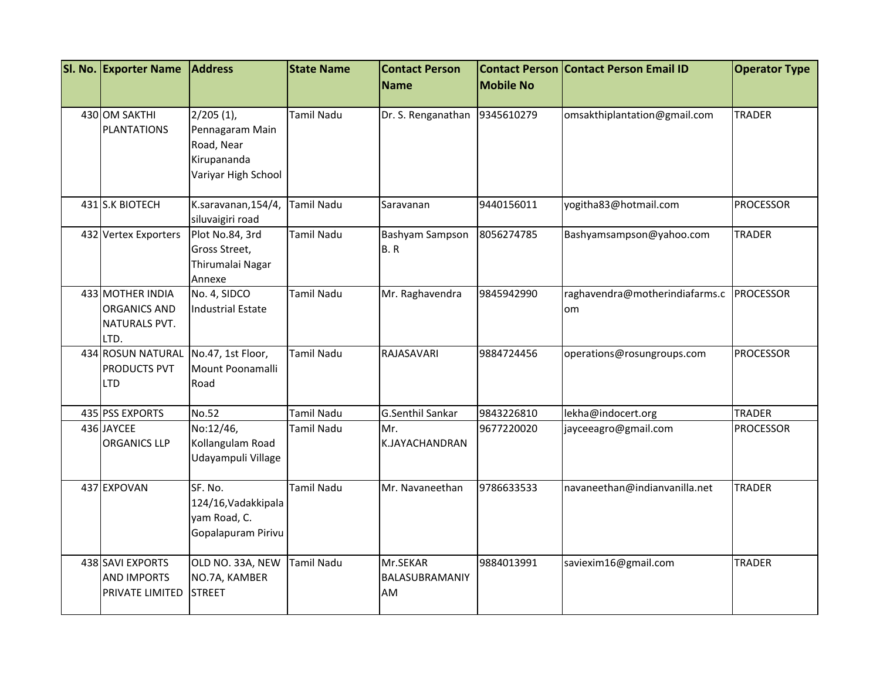| Sl. No. | Exporter Name | Address | State Name | Contact Person Name | Contact Person Mobile No | Contact Person Email ID | Operator Type |
|---|---|---|---|---|---|---|---|
| 430 | OM SAKTHI PLANTATIONS | 2/205 (1), Pennagaram Main Road, Near Kirupananda Variyar High School | Tamil Nadu | Dr. S. Renganathan | 9345610279 | omsakthiplantation@gmail.com | TRADER |
| 431 | S.K BIOTECH | K.saravanan,154/4, siluvaigiri road | Tamil Nadu | Saravanan | 9440156011 | yogitha83@hotmail.com | PROCESSOR |
| 432 | Vertex Exporters | Plot No.84, 3rd Gross Street, Thirumalai Nagar Annexe | Tamil Nadu | Bashyam Sampson B. R | 8056274785 | Bashyamsampson@yahoo.com | TRADER |
| 433 | MOTHER INDIA ORGANICS AND NATURALS PVT. LTD. | No. 4, SIDCO Industrial Estate | Tamil Nadu | Mr. Raghavendra | 9845942990 | raghavendra@motherindiafarms.com | PROCESSOR |
| 434 | ROSUN NATURAL PRODUCTS PVT LTD | No.47, 1st Floor, Mount Poonamalli Road | Tamil Nadu | RAJASAVARI | 9884724456 | operations@rosungroups.com | PROCESSOR |
| 435 | PSS EXPORTS | No.52 | Tamil Nadu | G.Senthil Sankar | 9843226810 | lekha@indocert.org | TRADER |
| 436 | JAYCEE ORGANICS LLP | No:12/46, Kollangulam Road Udayampuli Village | Tamil Nadu | Mr. K.JAYACHANDRAN | 9677220020 | jayceeagro@gmail.com | PROCESSOR |
| 437 | EXPOVAN | SF. No. 124/16,Vadakkipalayam Road, C. Gopalapuram Pirivu | Tamil Nadu | Mr. Navaneethan | 9786633533 | navaneethan@indianvanilla.net | TRADER |
| 438 | SAVI EXPORTS AND IMPORTS PRIVATE LIMITED | OLD NO. 33A, NEW NO.7A, KAMBER STREET | Tamil Nadu | Mr.SEKAR BALASUBRAMANIYAM | 9884013991 | saviexim16@gmail.com | TRADER |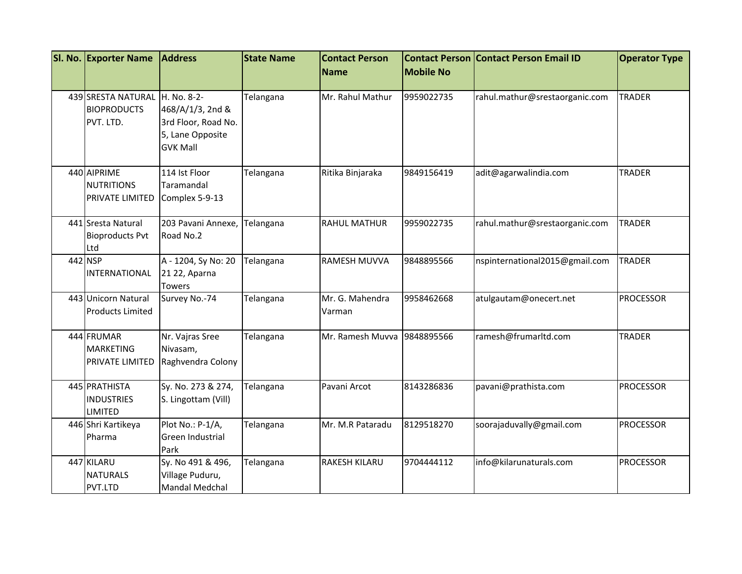| Sl. No. | Exporter Name | Address | State Name | Contact Person Name | Contact Person Mobile No | Contact Person Email ID | Operator Type |
|---|---|---|---|---|---|---|---|
| 439 | SRESTA NATURAL BIOPRODUCTS PVT. LTD. | H. No. 8-2-468/A/1/3, 2nd & 3rd Floor, Road No. 5, Lane Opposite GVK Mall | Telangana | Mr. Rahul Mathur | 9959022735 | rahul.mathur@srestaorganic.com | TRADER |
| 440 | AIPRIME NUTRITIONS PRIVATE LIMITED | 114 Ist Floor Taramandal Complex 5-9-13 | Telangana | Ritika Binjaraka | 9849156419 | adit@agarwalindia.com | TRADER |
| 441 | Sresta Natural Bioproducts Pvt Ltd | 203 Pavani Annexe, Road No.2 | Telangana | RAHUL MATHUR | 9959022735 | rahul.mathur@srestaorganic.com | TRADER |
| 442 | NSP INTERNATIONAL | A - 1204, Sy No: 20 21 22, Aparna Towers | Telangana | RAMESH MUVVA | 9848895566 | nspinternational2015@gmail.com | TRADER |
| 443 | Unicorn Natural Products Limited | Survey No.-74 | Telangana | Mr. G. Mahendra Varman | 9958462668 | atulgautam@onecert.net | PROCESSOR |
| 444 | FRUMAR MARKETING PRIVATE LIMITED | Nr. Vajras Sree Nivasam, Raghvendra Colony | Telangana | Mr. Ramesh Muvva | 9848895566 | ramesh@frumarltd.com | TRADER |
| 445 | PRATHISTA INDUSTRIES LIMITED | Sy. No. 273 & 274, S. Lingottam (Vill) | Telangana | Pavani Arcot | 8143286836 | pavani@prathista.com | PROCESSOR |
| 446 | Shri Kartikeya Pharma | Plot No.: P-1/A, Green Industrial Park | Telangana | Mr. M.R Pataradu | 8129518270 | soorajaduvally@gmail.com | PROCESSOR |
| 447 | KILARU NATURALS PVT.LTD | Sy. No 491 & 496, Village Puduru, Mandal Medchal | Telangana | RAKESH KILARU | 9704444112 | info@kilarunaturals.com | PROCESSOR |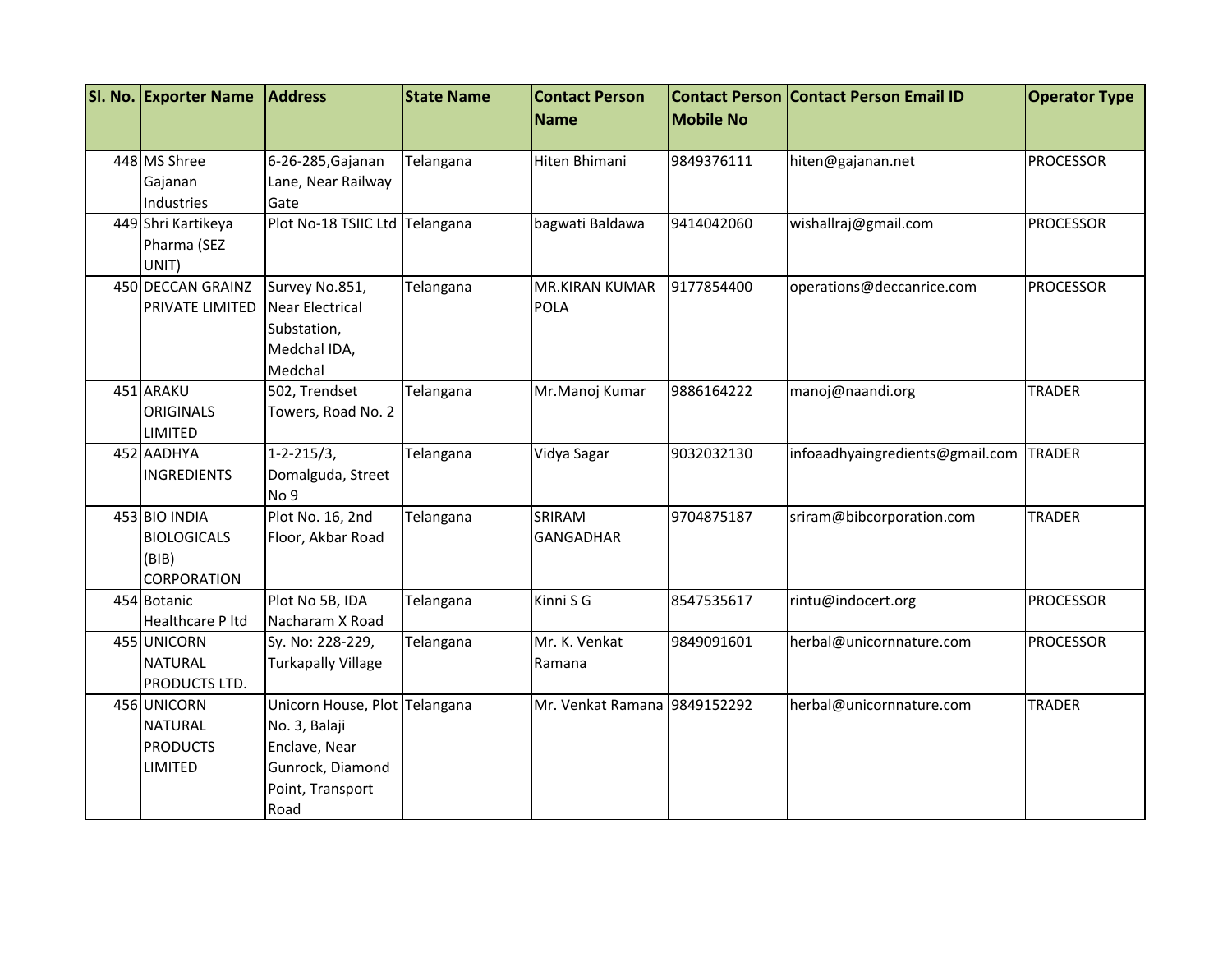| Sl. No. | Exporter Name | Address | State Name | Contact Person Name | Contact Person Mobile No | Contact Person Email ID | Operator Type |
|---|---|---|---|---|---|---|---|
| 448 | MS Shree Gajanan Industries | 6-26-285,Gajanan Lane, Near Railway Gate | Telangana | Hiten Bhimani | 9849376111 | hiten@gajanan.net | PROCESSOR |
| 449 | Shri Kartikeya Pharma (SEZ UNIT) | Plot No-18 TSIIC Ltd | Telangana | bagwati Baldawa | 9414042060 | wishallraj@gmail.com | PROCESSOR |
| 450 | DECCAN GRAINZ PRIVATE LIMITED | Survey No.851, Near Electrical Substation, Medchal IDA, Medchal | Telangana | MR.KIRAN KUMAR POLA | 9177854400 | operations@deccanrice.com | PROCESSOR |
| 451 | ARAKU ORIGINALS LIMITED | 502, Trendset Towers, Road No. 2 | Telangana | Mr.Manoj Kumar | 9886164222 | manoj@naandi.org | TRADER |
| 452 | AADHYA INGREDIENTS | 1-2-215/3, Domalguda, Street No 9 | Telangana | Vidya Sagar | 9032032130 | infoaadhyaingredients@gmail.com | TRADER |
| 453 | BIO INDIA BIOLOGICALS (BIB) CORPORATION | Plot No. 16, 2nd Floor, Akbar Road | Telangana | SRIRAM GANGADHAR | 9704875187 | sriram@bibcorporation.com | TRADER |
| 454 | Botanic Healthcare P ltd | Plot No 5B, IDA Nacharam X Road | Telangana | Kinni S G | 8547535617 | rintu@indocert.org | PROCESSOR |
| 455 | UNICORN NATURAL PRODUCTS LTD. | Sy. No: 228-229, Turkapally Village | Telangana | Mr. K. Venkat Ramana | 9849091601 | herbal@unicornnature.com | PROCESSOR |
| 456 | UNICORN NATURAL PRODUCTS LIMITED | Unicorn House, Plot No. 3, Balaji Enclave, Near Gunrock, Diamond Point, Transport Road | Telangana | Mr. Venkat Ramana | 9849152292 | herbal@unicornnature.com | TRADER |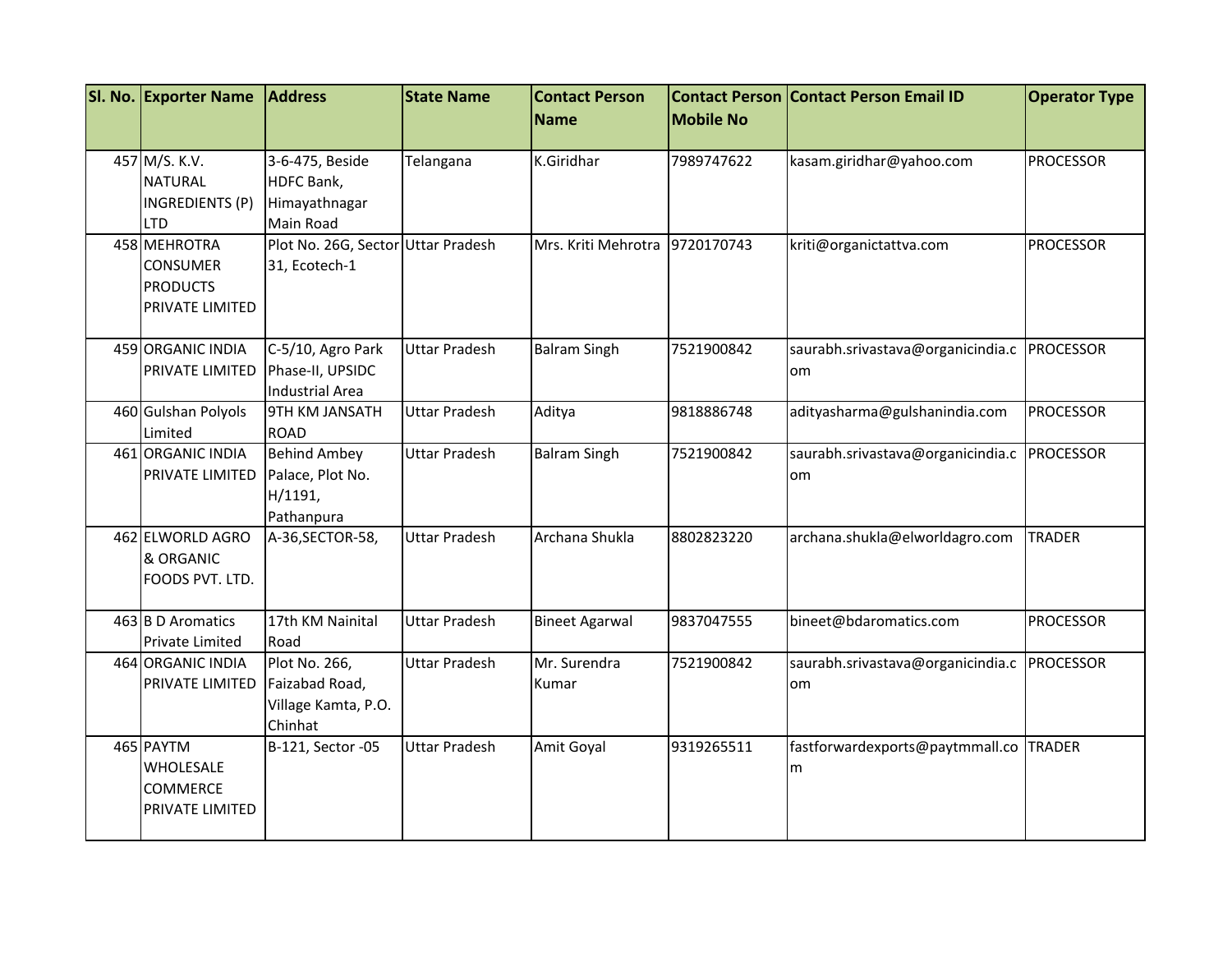| Sl. No. | Exporter Name | Address | State Name | Contact Person Name | Contact Person Mobile No | Contact Person Email ID | Operator Type |
|---|---|---|---|---|---|---|---|
| 457 | M/S. K.V. NATURAL INGREDIENTS (P) LTD | 3-6-475, Beside HDFC Bank, Himayathnagar Main Road | Telangana | K.Giridhar | 7989747622 | kasam.giridhar@yahoo.com | PROCESSOR |
| 458 | MEHROTRA CONSUMER PRODUCTS PRIVATE LIMITED | Plot No. 26G, Sector 31, Ecotech-1 | Uttar Pradesh | Mrs. Kriti Mehrotra | 9720170743 | kriti@organictattva.com | PROCESSOR |
| 459 | ORGANIC INDIA PRIVATE LIMITED | C-5/10, Agro Park Phase-II, UPSIDC Industrial Area | Uttar Pradesh | Balram Singh | 7521900842 | saurabh.srivastava@organicindia.com | PROCESSOR |
| 460 | Gulshan Polyols Limited | 9TH KM JANSATH ROAD | Uttar Pradesh | Aditya | 9818886748 | adityasharma@gulshanindia.com | PROCESSOR |
| 461 | ORGANIC INDIA PRIVATE LIMITED | Behind Ambey Palace, Plot No. H/1191, Pathanpura | Uttar Pradesh | Balram Singh | 7521900842 | saurabh.srivastava@organicindia.com | PROCESSOR |
| 462 | ELWORLD AGRO & ORGANIC FOODS PVT. LTD. | A-36,SECTOR-58, | Uttar Pradesh | Archana Shukla | 8802823220 | archana.shukla@elworldagro.com | TRADER |
| 463 | B D Aromatics Private Limited | 17th KM Nainital Road | Uttar Pradesh | Bineet Agarwal | 9837047555 | bineet@bdaromatics.com | PROCESSOR |
| 464 | ORGANIC INDIA PRIVATE LIMITED | Plot No. 266, Faizabad Road, Village Kamta, P.O. Chinhat | Uttar Pradesh | Mr. Surendra Kumar | 7521900842 | saurabh.srivastava@organicindia.com | PROCESSOR |
| 465 | PAYTM WHOLESALE COMMERCE PRIVATE LIMITED | B-121, Sector -05 | Uttar Pradesh | Amit Goyal | 9319265511 | fastforwardexports@paytmmall.com | TRADER |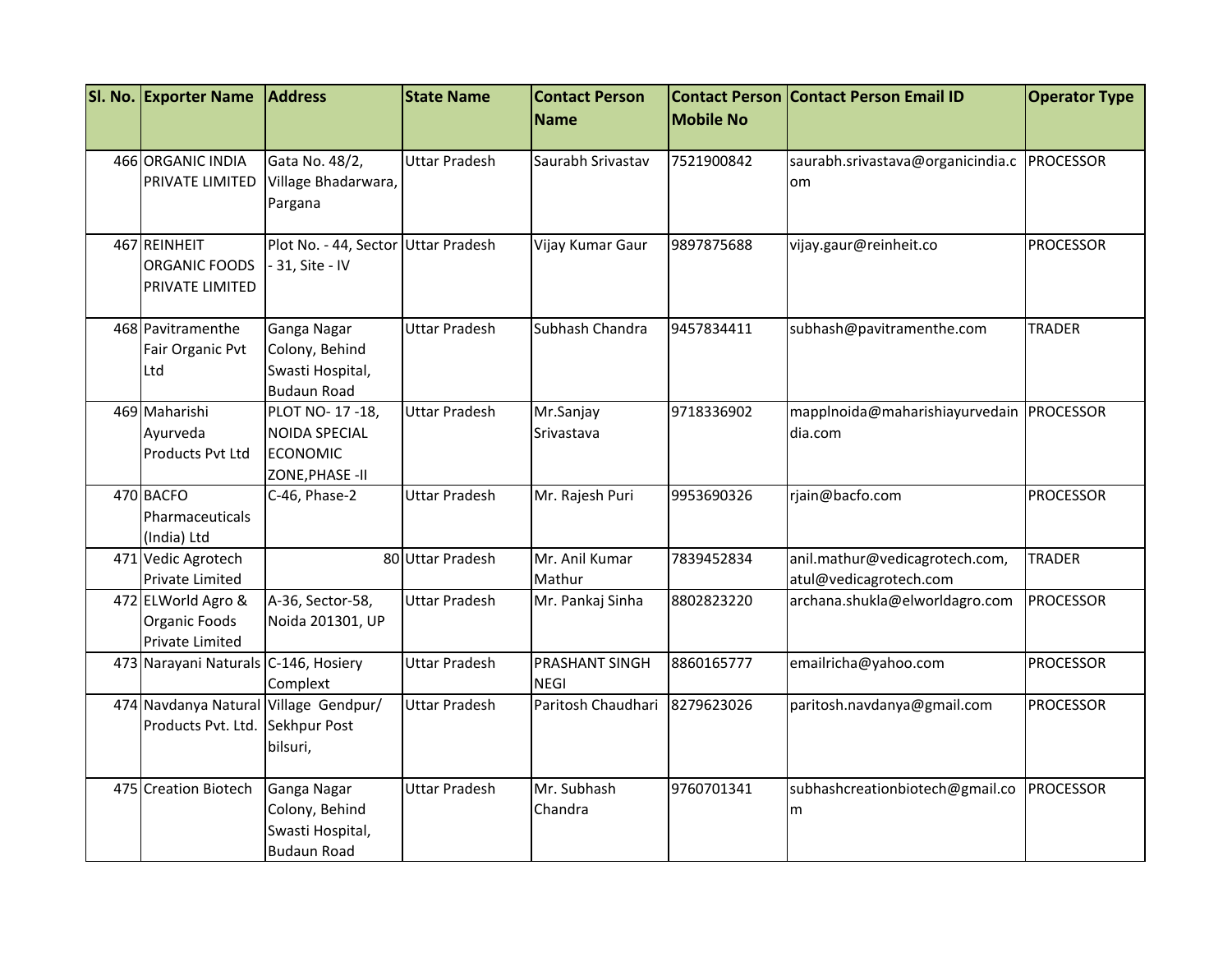| Sl. No. | Exporter Name | Address | State Name | Contact Person Name | Contact Person Mobile No | Contact Person Email ID | Operator Type |
|---|---|---|---|---|---|---|---|
| 466 | ORGANIC INDIA PRIVATE LIMITED | Gata No. 48/2, Village Bhadarwara, Pargana | Uttar Pradesh | Saurabh Srivastav | 7521900842 | saurabh.srivastava@organicindia.com | PROCESSOR |
| 467 | REINHEIT ORGANIC FOODS PRIVATE LIMITED | Plot No. - 44, Sector - 31, Site - IV | Uttar Pradesh | Vijay Kumar Gaur | 9897875688 | vijay.gaur@reinheit.co | PROCESSOR |
| 468 | Pavitramenthe Fair Organic Pvt Ltd | Ganga Nagar Colony, Behind Swasti Hospital, Budaun Road | Uttar Pradesh | Subhash Chandra | 9457834411 | subhash@pavitramenthe.com | TRADER |
| 469 | Maharishi Ayurveda Products Pvt Ltd | PLOT NO- 17 -18, NOIDA SPECIAL ECONOMIC ZONE,PHASE -II | Uttar Pradesh | Mr.Sanjay Srivastava | 9718336902 | mapplnoida@maharishiayurvedaindia.com | PROCESSOR |
| 470 | BACFO Pharmaceuticals (India) Ltd | C-46, Phase-2 | Uttar Pradesh | Mr. Rajesh Puri | 9953690326 | rjain@bacfo.com | PROCESSOR |
| 471 | Vedic Agrotech Private Limited | 80 | Uttar Pradesh | Mr. Anil Kumar Mathur | 7839452834 | anil.mathur@vedicagrotech.com, atul@vedicagrotech.com | TRADER |
| 472 | ELWorld Agro & Organic Foods Private Limited | A-36, Sector-58, Noida 201301, UP | Uttar Pradesh | Mr. Pankaj Sinha | 8802823220 | archana.shukla@elworldagro.com | PROCESSOR |
| 473 | Narayani Naturals | C-146, Hosiery Complext | Uttar Pradesh | PRASHANT SINGH NEGI | 8860165777 | emailricha@yahoo.com | PROCESSOR |
| 474 | Navdanya Natural Products Pvt. Ltd. | Village Gendpur/ Sekhpur Post bilsuri, | Uttar Pradesh | Paritosh Chaudhari | 8279623026 | paritosh.navdanya@gmail.com | PROCESSOR |
| 475 | Creation Biotech | Ganga Nagar Colony, Behind Swasti Hospital, Budaun Road | Uttar Pradesh | Mr. Subhash Chandra | 9760701341 | subhashcreationbiotech@gmail.com | PROCESSOR |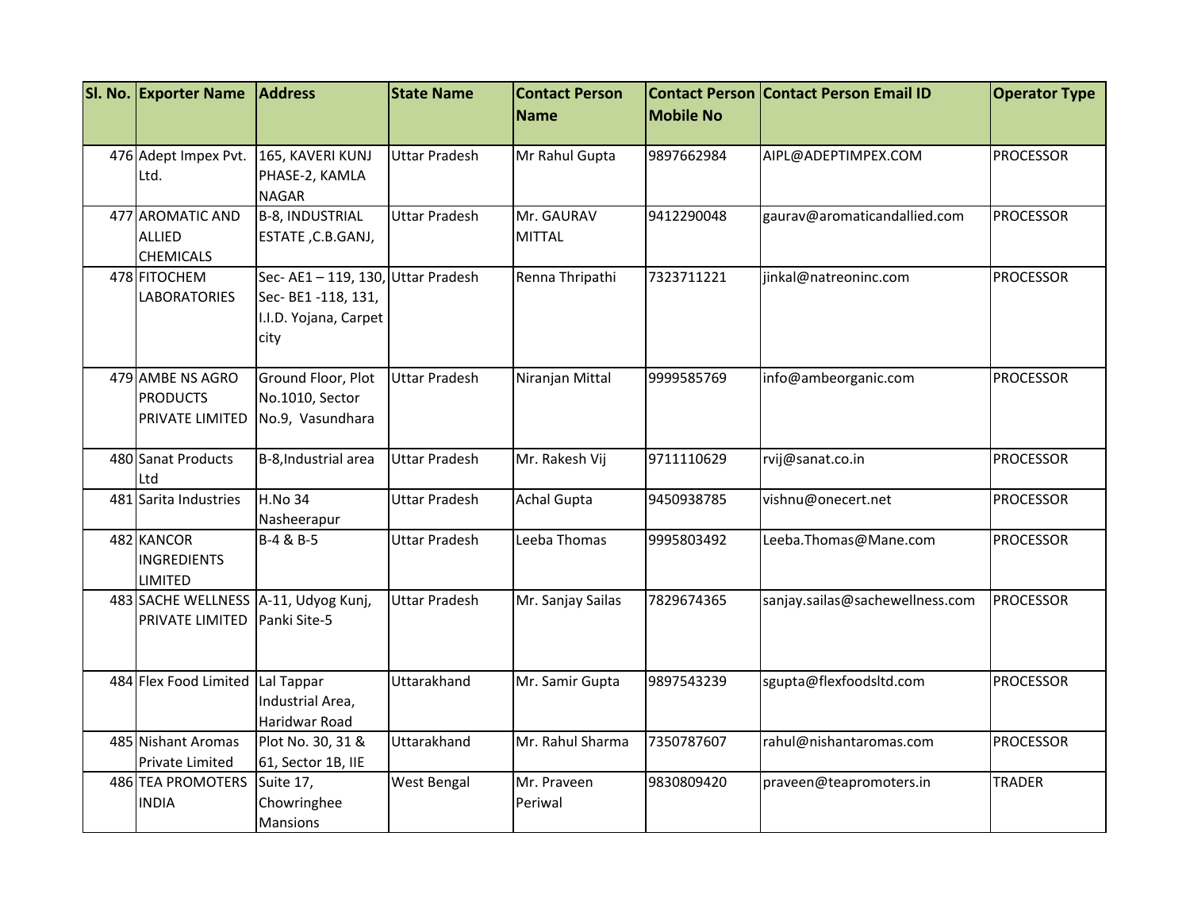| Sl. No. | Exporter Name | Address | State Name | Contact Person Name | Contact Person Mobile No | Contact Person Email ID | Operator Type |
|---|---|---|---|---|---|---|---|
| 476 | Adept Impex Pvt. Ltd. | 165, KAVERI KUNJ PHASE-2, KAMLA NAGAR | Uttar Pradesh | Mr Rahul Gupta | 9897662984 | AIPL@ADEPTIMPEX.COM | PROCESSOR |
| 477 | AROMATIC AND ALLIED CHEMICALS | B-8, INDUSTRIAL ESTATE ,C.B.GANJ, | Uttar Pradesh | Mr. GAURAV MITTAL | 9412290048 | gaurav@aromaticandallied.com | PROCESSOR |
| 478 | FITOCHEM LABORATORIES | Sec- AE1 – 119, 130, Sec- BE1 -118, 131, I.I.D. Yojana, Carpet city | Uttar Pradesh | Renna Thripathi | 7323711221 | jinkal@natreoninc.com | PROCESSOR |
| 479 | AMBE NS AGRO PRODUCTS PRIVATE LIMITED | Ground Floor, Plot No.1010, Sector No.9, Vasundhara | Uttar Pradesh | Niranjan Mittal | 9999585769 | info@ambeorganic.com | PROCESSOR |
| 480 | Sanat Products Ltd | B-8,Industrial area | Uttar Pradesh | Mr. Rakesh Vij | 9711110629 | rvij@sanat.co.in | PROCESSOR |
| 481 | Sarita Industries | H.No 34 Nasheerapur | Uttar Pradesh | Achal Gupta | 9450938785 | vishnu@onecert.net | PROCESSOR |
| 482 | KANCOR INGREDIENTS LIMITED | B-4 & B-5 | Uttar Pradesh | Leeba Thomas | 9995803492 | Leeba.Thomas@Mane.com | PROCESSOR |
| 483 | SACHE WELLNESS PRIVATE LIMITED | A-11, Udyog Kunj, Panki Site-5 | Uttar Pradesh | Mr. Sanjay Sailas | 7829674365 | sanjay.sailas@sachewellness.com | PROCESSOR |
| 484 | Flex Food Limited | Lal Tappar Industrial Area, Haridwar Road | Uttarakhand | Mr. Samir Gupta | 9897543239 | sgupta@flexfoodsltd.com | PROCESSOR |
| 485 | Nishant Aromas Private Limited | Plot No. 30, 31 & 61, Sector 1B, IIE | Uttarakhand | Mr. Rahul Sharma | 7350787607 | rahul@nishantaromas.com | PROCESSOR |
| 486 | TEA PROMOTERS INDIA | Suite 17, Chowringhee Mansions | West Bengal | Mr. Praveen Periwal | 9830809420 | praveen@teapromoters.in | TRADER |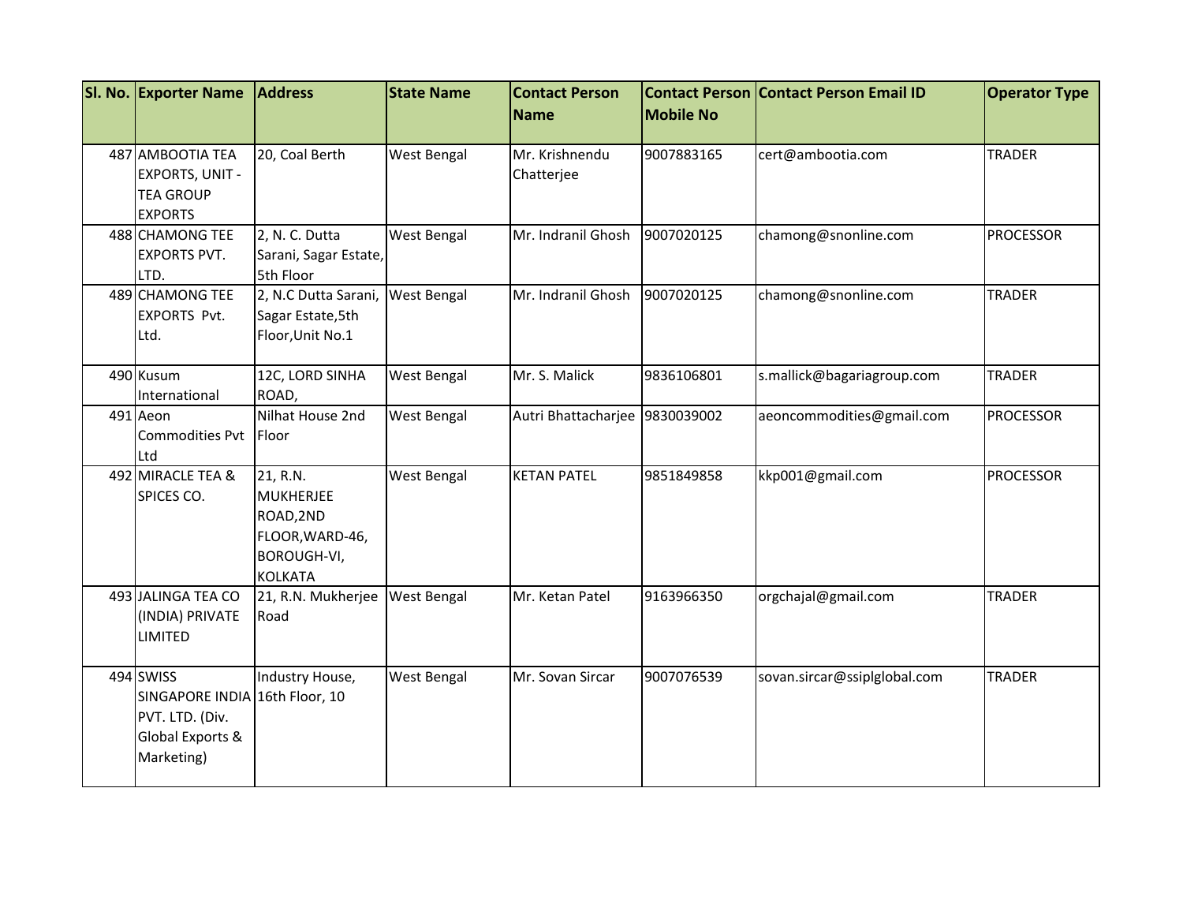| Sl. No. | Exporter Name | Address | State Name | Contact Person Name | Contact Person Mobile No | Contact Person Email ID | Operator Type |
|---|---|---|---|---|---|---|---|
| 487 | AMBOOTIA TEA EXPORTS, UNIT - TEA GROUP EXPORTS | 20, Coal Berth | West Bengal | Mr. Krishnendu Chatterjee | 9007883165 | cert@ambootia.com | TRADER |
| 488 | CHAMONG TEE EXPORTS PVT. LTD. | 2, N. C. Dutta Sarani, Sagar Estate, 5th Floor | West Bengal | Mr. Indranil Ghosh | 9007020125 | chamong@snonline.com | PROCESSOR |
| 489 | CHAMONG TEE EXPORTS Pvt. Ltd. | 2, N.C Dutta Sarani, Sagar Estate,5th Floor,Unit No.1 | West Bengal | Mr. Indranil Ghosh | 9007020125 | chamong@snonline.com | TRADER |
| 490 | Kusum International | 12C, LORD SINHA ROAD, | West Bengal | Mr. S. Malick | 9836106801 | s.mallick@bagariagroup.com | TRADER |
| 491 | Aeon Commodities Pvt Ltd | Nilhat House 2nd Floor | West Bengal | Autri Bhattacharjee | 9830039002 | aeoncommodities@gmail.com | PROCESSOR |
| 492 | MIRACLE TEA & SPICES CO. | 21, R.N. MUKHERJEE ROAD,2ND FLOOR,WARD-46, BOROUGH-VI, KOLKATA | West Bengal | KETAN PATEL | 9851849858 | kkp001@gmail.com | PROCESSOR |
| 493 | JALINGA TEA CO (INDIA) PRIVATE LIMITED | 21, R.N. Mukherjee Road | West Bengal | Mr. Ketan Patel | 9163966350 | orgchajal@gmail.com | TRADER |
| 494 | SWISS SINGAPORE INDIA PVT. LTD. (Div. Global Exports & Marketing) | Industry House, 16th Floor, 10 | West Bengal | Mr. Sovan Sircar | 9007076539 | sovan.sircar@ssiplglobal.com | TRADER |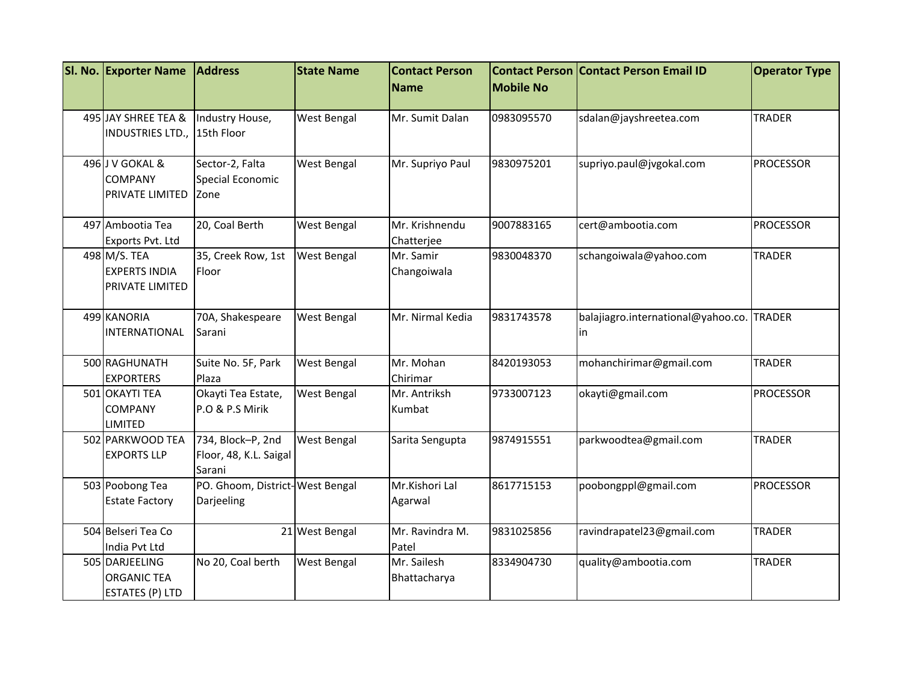| Sl. No. | Exporter Name | Address | State Name | Contact Person Name | Contact Person Mobile No | Contact Person Email ID | Operator Type |
|---|---|---|---|---|---|---|---|
| 495 | JAY SHREE TEA & INDUSTRIES LTD., | Industry House, 15th Floor | West Bengal | Mr. Sumit Dalan | 0983095570 | sdalan@jayshreetea.com | TRADER |
| 496 | J V GOKAL & COMPANY PRIVATE LIMITED | Sector-2, Falta Special Economic Zone | West Bengal | Mr. Supriyo Paul | 9830975201 | supriyo.paul@jvgokal.com | PROCESSOR |
| 497 | Ambootia Tea Exports Pvt. Ltd | 20, Coal Berth | West Bengal | Mr. Krishnendu Chatterjee | 9007883165 | cert@ambootia.com | PROCESSOR |
| 498 | M/S. TEA EXPERTS INDIA PRIVATE LIMITED | 35, Creek Row, 1st Floor | West Bengal | Mr. Samir Changoiwala | 9830048370 | schangoiwala@yahoo.com | TRADER |
| 499 | KANORIA INTERNATIONAL | 70A, Shakespeare Sarani | West Bengal | Mr. Nirmal Kedia | 9831743578 | balajiagro.international@yahoo.co.in | TRADER |
| 500 | RAGHUNATH EXPORTERS | Suite No. 5F, Park Plaza | West Bengal | Mr. Mohan Chirimar | 8420193053 | mohanchirimar@gmail.com | TRADER |
| 501 | OKAYTI TEA COMPANY LIMITED | Okayti Tea Estate, P.O & P.S Mirik | West Bengal | Mr. Antriksh Kumbat | 9733007123 | okayti@gmail.com | PROCESSOR |
| 502 | PARKWOOD TEA EXPORTS LLP | 734, Block–P, 2nd Floor, 48, K.L. Saigal Sarani | West Bengal | Sarita Sengupta | 9874915551 | parkwoodtea@gmail.com | TRADER |
| 503 | Poobong Tea Estate Factory | PO. Ghoom, District-Darjeeling | West Bengal | Mr.Kishori Lal Agarwal | 8617715153 | poobongppl@gmail.com | PROCESSOR |
| 504 | Belseri Tea Co India Pvt Ltd | 21 | West Bengal | Mr. Ravindra M. Patel | 9831025856 | ravindrapatel23@gmail.com | TRADER |
| 505 | DARJEELING ORGANIC TEA ESTATES (P) LTD | No 20, Coal berth | West Bengal | Mr. Sailesh Bhattacharya | 8334904730 | quality@ambootia.com | TRADER |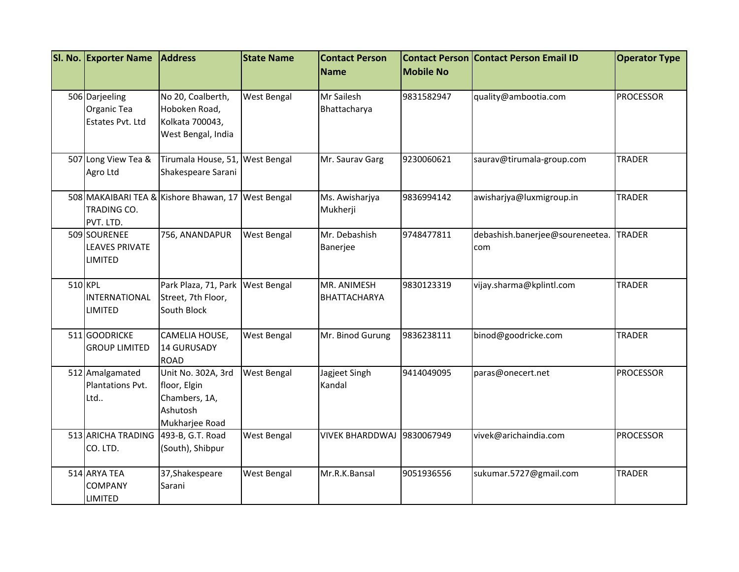| Sl. No. | Exporter Name | Address | State Name | Contact Person Name | Contact Person Mobile No | Contact Person Email ID | Operator Type |
|---|---|---|---|---|---|---|---|
| 506 | Darjeeling Organic Tea Estates Pvt. Ltd | No 20, Coalberth, Hoboken Road, Kolkata 700043, West Bengal, India | West Bengal | Mr Sailesh Bhattacharya | 9831582947 | quality@ambootia.com | PROCESSOR |
| 507 | Long View Tea & Agro Ltd | Tirumala House, 51, Shakespeare Sarani | West Bengal | Mr. Saurav Garg | 9230060621 | saurav@tirumala-group.com | TRADER |
| 508 | MAKAIBARI TEA & TRADING CO. PVT. LTD. | Kishore Bhawan, 17 | West Bengal | Ms. Awisharjya Mukherji | 9836994142 | awisharjya@luxmigroup.in | TRADER |
| 509 | SOURENEE LEAVES PRIVATE LIMITED | 756, ANANDAPUR | West Bengal | Mr. Debashish Banerjee | 9748477811 | debashish.banerjee@soureneetea.com | TRADER |
| 510 | KPL INTERNATIONAL LIMITED | Park Plaza, 71, Park Street, 7th Floor, South Block | West Bengal | MR. ANIMESH BHATTACHARYA | 9830123319 | vijay.sharma@kplintl.com | TRADER |
| 511 | GOODRICKE GROUP LIMITED | CAMELIA HOUSE, 14 GURUSADY ROAD | West Bengal | Mr. Binod Gurung | 9836238111 | binod@goodricke.com | TRADER |
| 512 | Amalgamated Plantations Pvt. Ltd.. | Unit No. 302A, 3rd floor, Elgin Chambers, 1A, Ashutosh Mukharjee Road | West Bengal | Jagjeet Singh Kandal | 9414049095 | paras@onecert.net | PROCESSOR |
| 513 | ARICHA TRADING CO. LTD. | 493-B, G.T. Road (South), Shibpur | West Bengal | VIVEK BHARDDWAJ | 9830067949 | vivek@arichaindia.com | PROCESSOR |
| 514 | ARYA TEA COMPANY LIMITED | 37,Shakespeare Sarani | West Bengal | Mr.R.K.Bansal | 9051936556 | sukumar.5727@gmail.com | TRADER |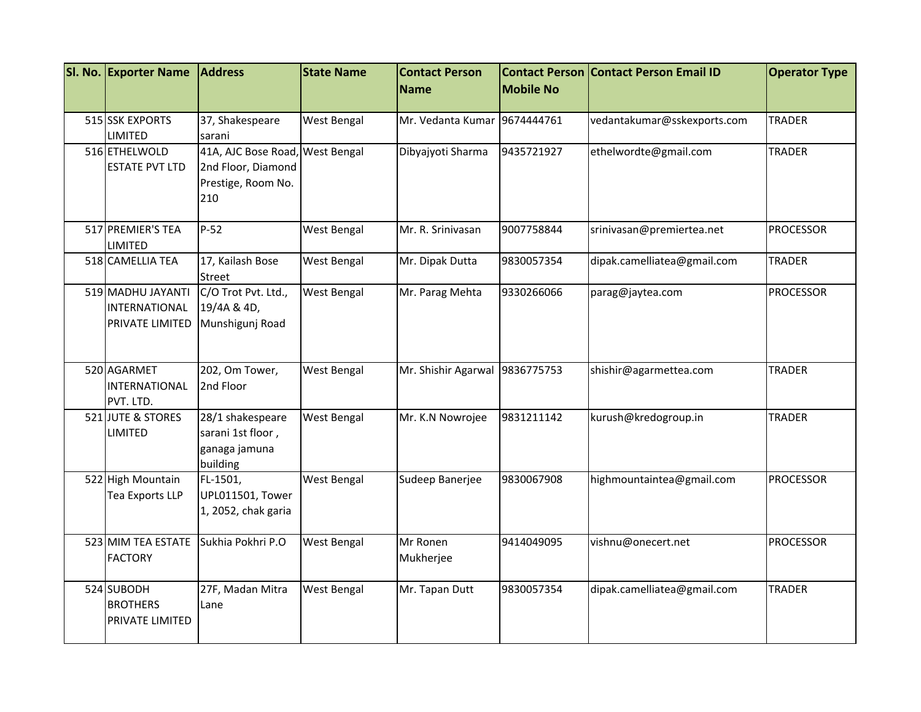| Sl. No. | Exporter Name | Address | State Name | Contact Person Name | Contact Person Mobile No | Contact Person Email ID | Operator Type |
|---|---|---|---|---|---|---|---|
| 515 | SSK EXPORTS LIMITED | 37, Shakespeare sarani | West Bengal | Mr. Vedanta Kumar | 9674444761 | vedantakumar@sskexports.com | TRADER |
| 516 | ETHELWOLD ESTATE PVT LTD | 41A, AJC Bose Road, 2nd Floor, Diamond Prestige, Room No. 210 | West Bengal | Dibyajyoti Sharma | 9435721927 | ethelwordte@gmail.com | TRADER |
| 517 | PREMIER'S TEA LIMITED | P-52 | West Bengal | Mr. R. Srinivasan | 9007758844 | srinivasan@premiertea.net | PROCESSOR |
| 518 | CAMELLIA TEA | 17, Kailash Bose Street | West Bengal | Mr. Dipak Dutta | 9830057354 | dipak.camelliatea@gmail.com | TRADER |
| 519 | MADHU JAYANTI INTERNATIONAL PRIVATE LIMITED | C/O Trot Pvt. Ltd., 19/4A & 4D, Munshigunj Road | West Bengal | Mr. Parag Mehta | 9330266066 | parag@jaytea.com | PROCESSOR |
| 520 | AGARMET INTERNATIONAL PVT. LTD. | 202, Om Tower, 2nd Floor | West Bengal | Mr. Shishir Agarwal | 9836775753 | shishir@agarmettea.com | TRADER |
| 521 | JUTE & STORES LIMITED | 28/1 shakespeare sarani 1st floor , ganaga jamuna building | West Bengal | Mr. K.N Nowrojee | 9831211142 | kurush@kredogroup.in | TRADER |
| 522 | High Mountain Tea Exports LLP | FL-1501, UPL011501, Tower 1, 2052, chak garia | West Bengal | Sudeep Banerjee | 9830067908 | highmountaintea@gmail.com | PROCESSOR |
| 523 | MIM TEA ESTATE FACTORY | Sukhia Pokhri P.O | West Bengal | Mr Ronen Mukherjee | 9414049095 | vishnu@onecert.net | PROCESSOR |
| 524 | SUBODH BROTHERS PRIVATE LIMITED | 27F, Madan Mitra Lane | West Bengal | Mr. Tapan Dutt | 9830057354 | dipak.camelliatea@gmail.com | TRADER |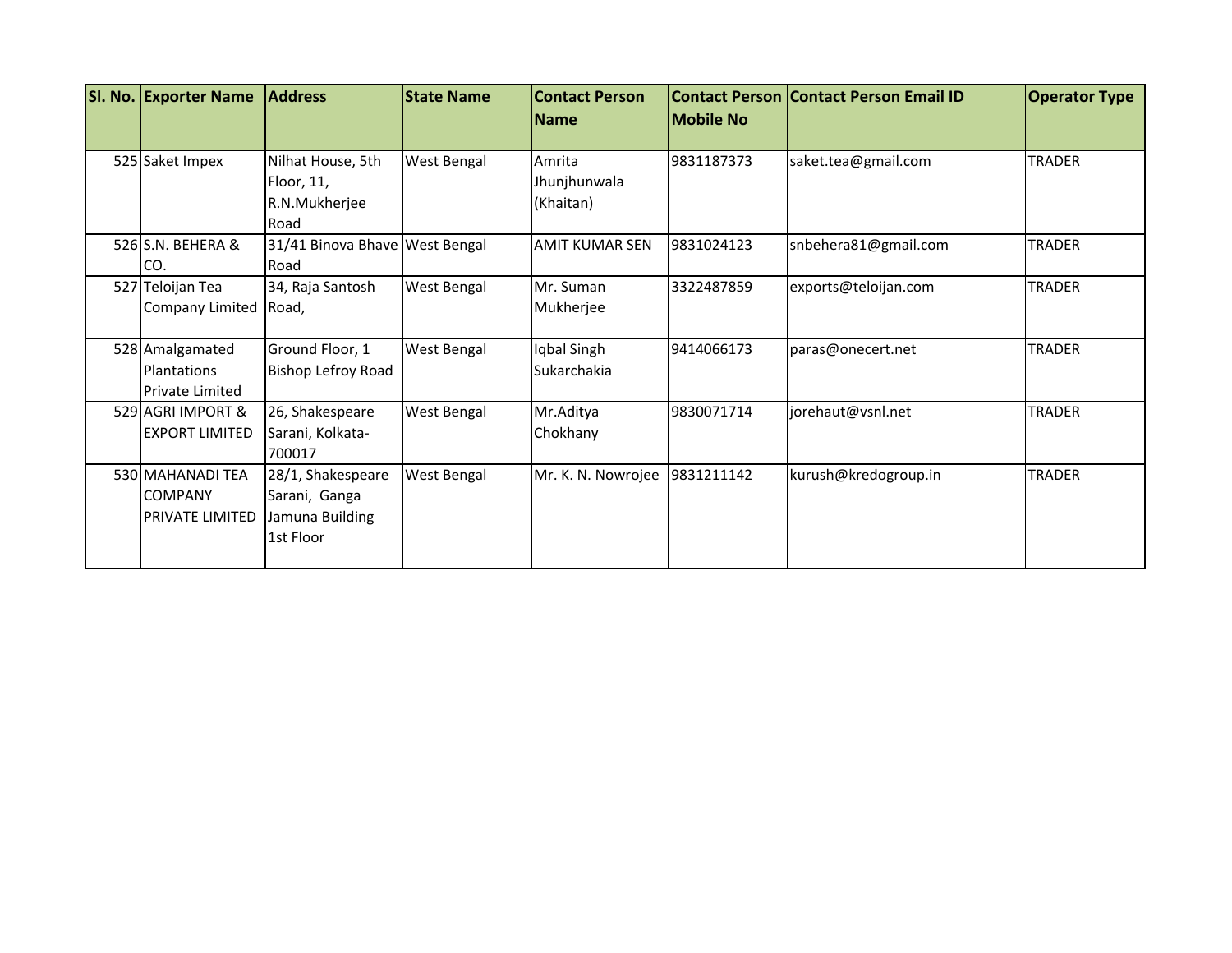| Sl. No. | Exporter Name | Address | State Name | Contact Person Name | Contact Person Mobile No | Contact Person Email ID | Operator Type |
|---|---|---|---|---|---|---|---|
| 525 | Saket Impex | Nilhat House, 5th Floor, 11, R.N.Mukherjee Road | West Bengal | Amrita Jhunjhunwala (Khaitan) | 9831187373 | saket.tea@gmail.com | TRADER |
| 526 | S.N. BEHERA & CO. | 31/41 Binova Bhave Road | West Bengal | AMIT KUMAR SEN | 9831024123 | snbehera81@gmail.com | TRADER |
| 527 | Teloijan Tea Company Limited | 34, Raja Santosh Road, | West Bengal | Mr. Suman Mukherjee | 3322487859 | exports@teloijan.com | TRADER |
| 528 | Amalgamated Plantations Private Limited | Ground Floor, 1 Bishop Lefroy Road | West Bengal | Iqbal Singh Sukarchakia | 9414066173 | paras@onecert.net | TRADER |
| 529 | AGRI IMPORT & EXPORT LIMITED | 26, Shakespeare Sarani, Kolkata-700017 | West Bengal | Mr.Aditya Chokhany | 9830071714 | jorehaut@vsnl.net | TRADER |
| 530 | MAHANADI TEA COMPANY PRIVATE LIMITED | 28/1, Shakespeare Sarani, Ganga Jamuna Building 1st Floor | West Bengal | Mr. K. N. Nowrojee | 9831211142 | kurush@kredogroup.in | TRADER |